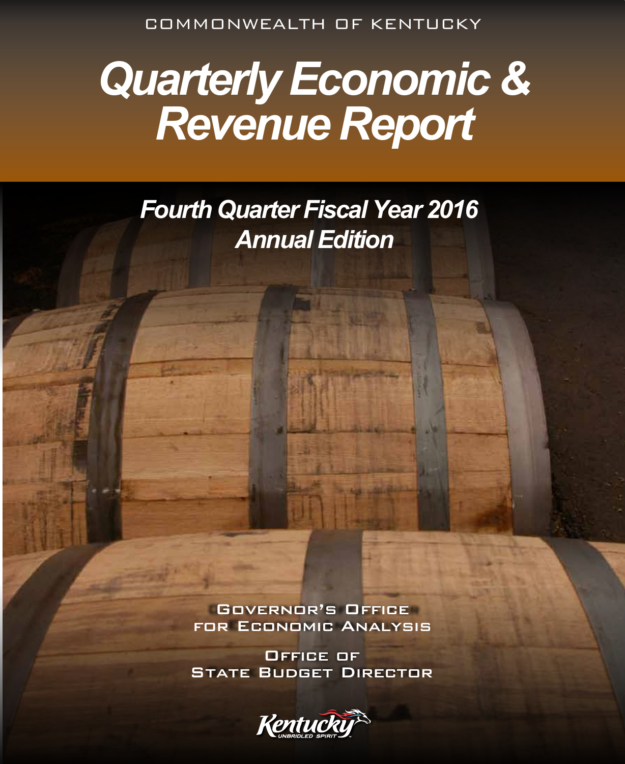COMMONWEALTH OF KENTUCKY

# Quarterly Economic & Revenue Report

## Fourth Quarter Fiscal Year 2016
## Annual Edition

GOVERNOR'S OFFICE FOR ECONOMIC ANALYSIS

OFFICE OF STATE BUDGET DIRECTOR

Kentucky UNBRIDLED SPIRIT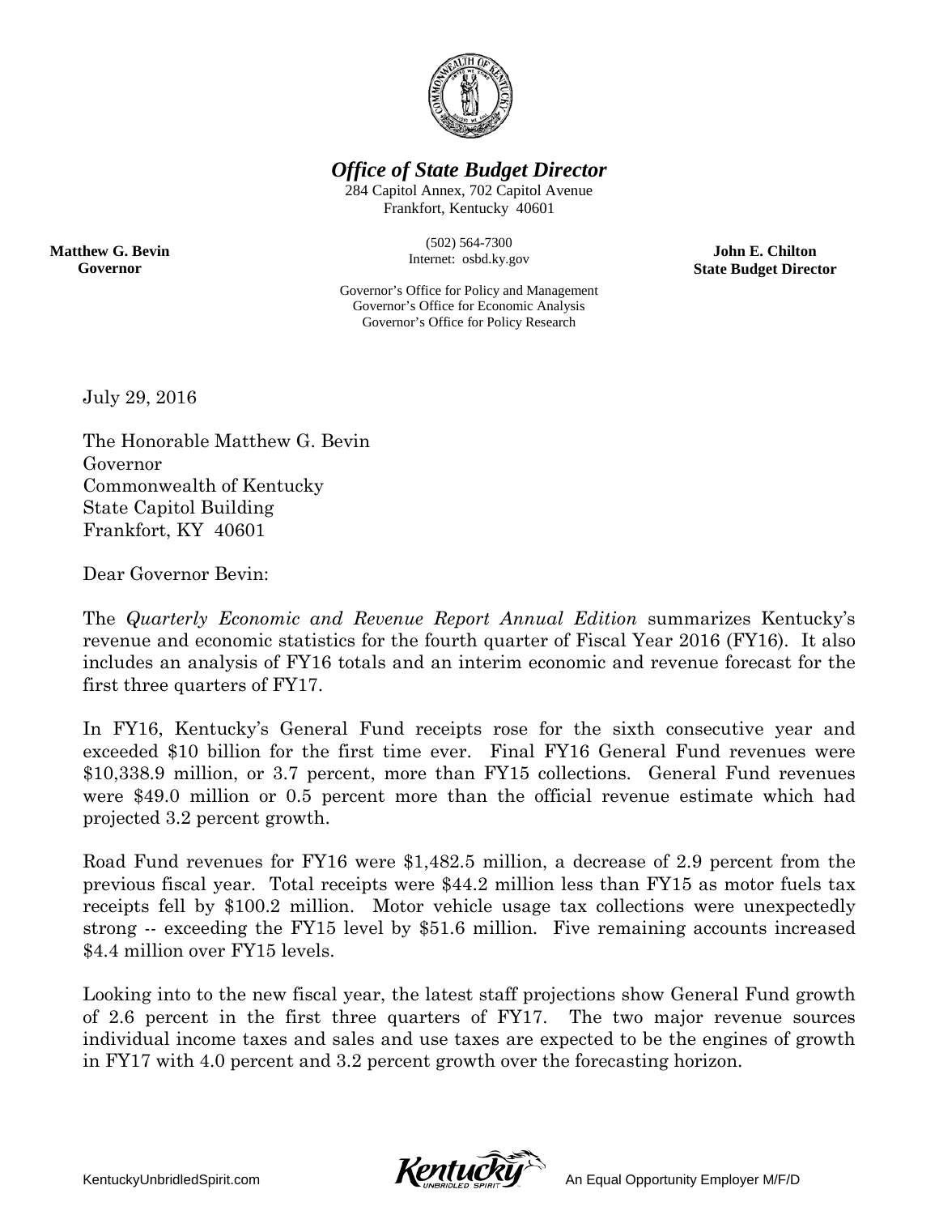***Office of State Budget Director***

284 Capitol Annex, 702 Capitol Avenue
Frankfort, Kentucky 40601

(502) 564-7300
Internet: osbd.ky.gov

Governor's Office for Policy and Management
Governor's Office for Economic Analysis
Governor's Office for Policy Research

**Matthew G. Bevin**
**Governor**

**John E. Chilton**
**State Budget Director**

July 29, 2016

The Honorable Matthew G. Bevin
Governor
Commonwealth of Kentucky
State Capitol Building
Frankfort, KY 40601

Dear Governor Bevin:

The *Quarterly Economic and Revenue Report Annual Edition* summarizes Kentucky's revenue and economic statistics for the fourth quarter of Fiscal Year 2016 (FY16). It also includes an analysis of FY16 totals and an interim economic and revenue forecast for the first three quarters of FY17.

In FY16, Kentucky's General Fund receipts rose for the sixth consecutive year and exceeded $10 billion for the first time ever. Final FY16 General Fund revenues were $10,338.9 million, or 3.7 percent, more than FY15 collections. General Fund revenues were $49.0 million or 0.5 percent more than the official revenue estimate which had projected 3.2 percent growth.

Road Fund revenues for FY16 were $1,482.5 million, a decrease of 2.9 percent from the previous fiscal year. Total receipts were $44.2 million less than FY15 as motor fuels tax receipts fell by $100.2 million. Motor vehicle usage tax collections were unexpectedly strong -- exceeding the FY15 level by $51.6 million. Five remaining accounts increased $4.4 million over FY15 levels.

Looking into to the new fiscal year, the latest staff projections show General Fund growth of 2.6 percent in the first three quarters of FY17. The two major revenue sources individual income taxes and sales and use taxes are expected to be the engines of growth in FY17 with 4.0 percent and 3.2 percent growth over the forecasting horizon.

KentuckyUnbridledSpirit.com    An Equal Opportunity Employer M/F/D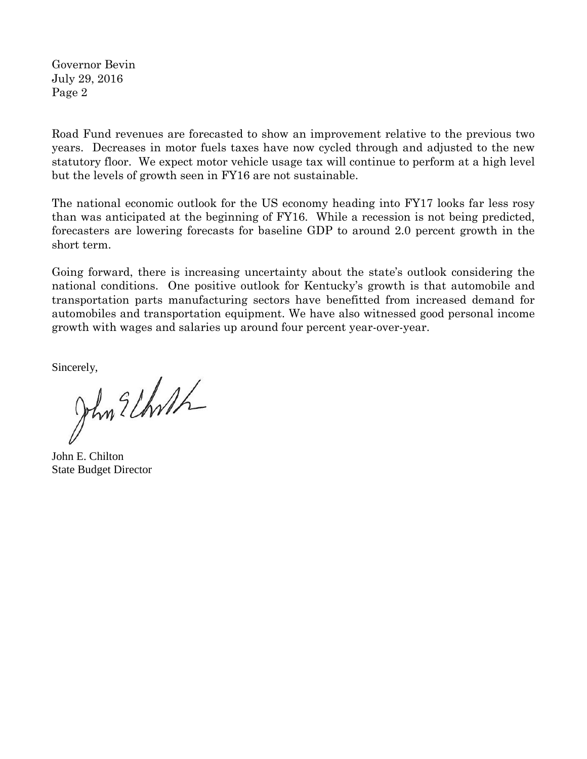Road Fund revenues are forecasted to show an improvement relative to the previous two years. Decreases in motor fuels taxes have now cycled through and adjusted to the new statutory floor. We expect motor vehicle usage tax will continue to perform at a high level but the levels of growth seen in FY16 are not sustainable.

The national economic outlook for the US economy heading into FY17 looks far less rosy than was anticipated at the beginning of FY16. While a recession is not being predicted, forecasters are lowering forecasts for baseline GDP to around 2.0 percent growth in the short term.

Going forward, there is increasing uncertainty about the state's outlook considering the national conditions. One positive outlook for Kentucky's growth is that automobile and transportation parts manufacturing sectors have benefitted from increased demand for automobiles and transportation equipment. We have also witnessed good personal income growth with wages and salaries up around four percent year-over-year.

Sincerely,

John E. Chilton
State Budget Director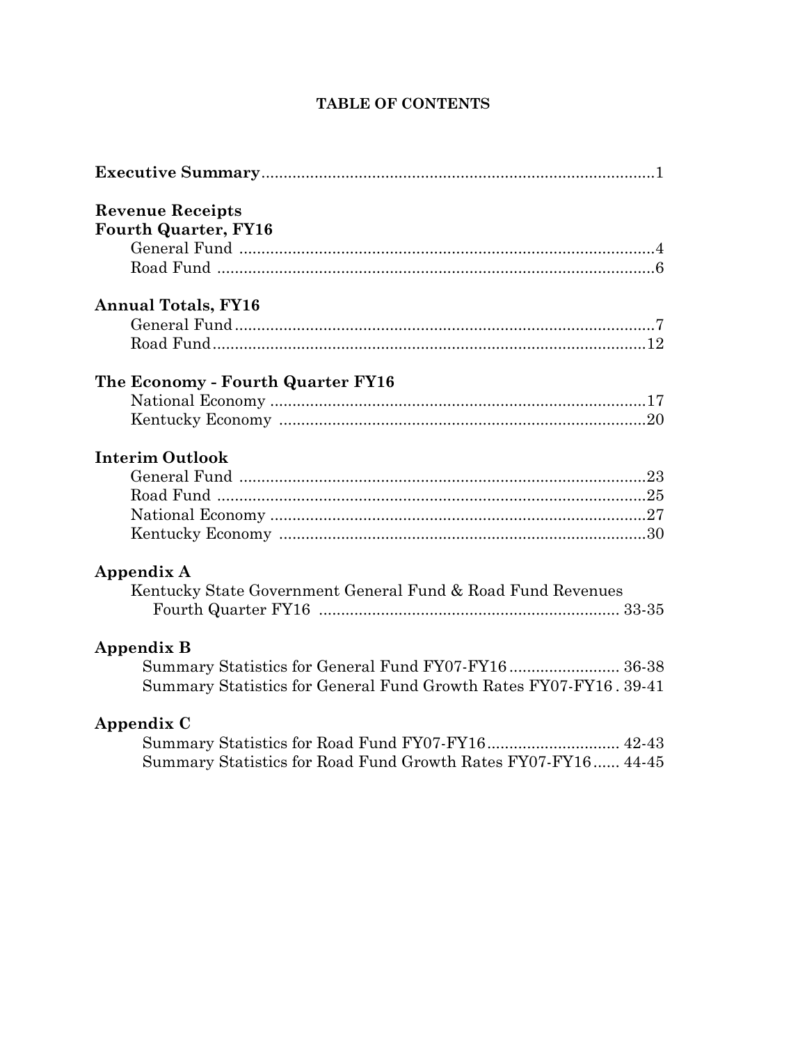# TABLE OF CONTENTS

**Executive Summary**........................................................................................1

**Revenue Receipts**
**Fourth Quarter, FY16**

- General Fund ..............................................................................................4
- Road Fund ...................................................................................................6

**Annual Totals, FY16**

- General Fund...............................................................................................7
- Road Fund..................................................................................................12

**The Economy - Fourth Quarter FY16**

- National Economy ....................................................................................17
- Kentucky Economy ..................................................................................20

**Interim Outlook**

- General Fund ...........................................................................................23
- Road Fund ................................................................................................25
- National Economy ....................................................................................27
- Kentucky Economy ..................................................................................30

**Appendix A**

- Kentucky State Government General Fund & Road Fund Revenues
  Fourth Quarter FY16 .................................................................... 33-35

**Appendix B**

- Summary Statistics for General Fund FY07-FY16 ......................... 36-38
- Summary Statistics for General Fund Growth Rates FY07-FY16 . 39-41

**Appendix C**

- Summary Statistics for Road Fund FY07-FY16.............................. 42-43
- Summary Statistics for Road Fund Growth Rates FY07-FY16...... 44-45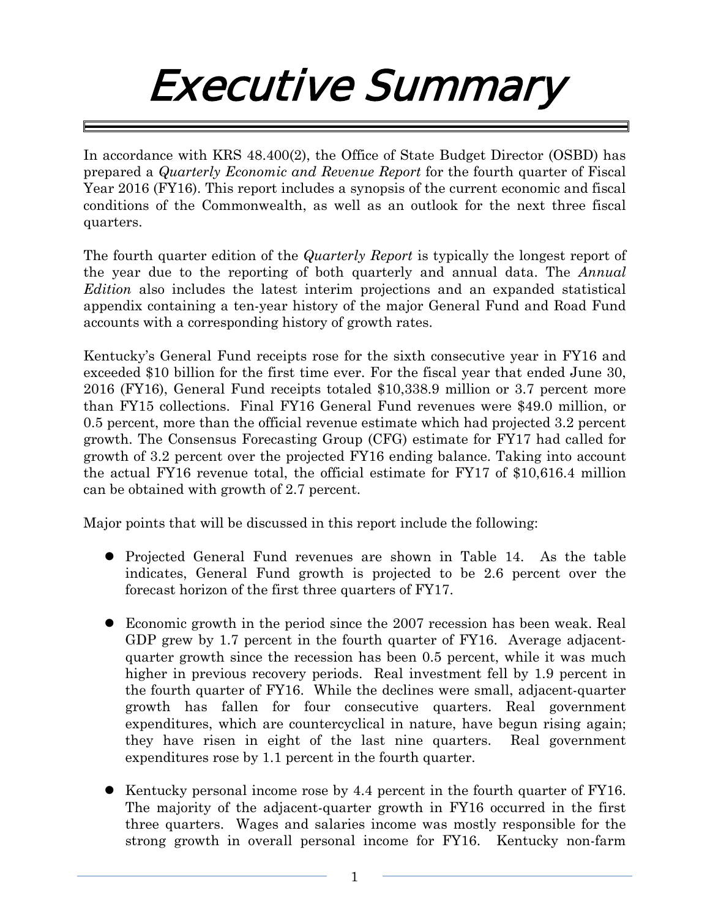# Executive Summary

In accordance with KRS 48.400(2), the Office of State Budget Director (OSBD) has prepared a *Quarterly Economic and Revenue Report* for the fourth quarter of Fiscal Year 2016 (FY16). This report includes a synopsis of the current economic and fiscal conditions of the Commonwealth, as well as an outlook for the next three fiscal quarters.

The fourth quarter edition of the *Quarterly Report* is typically the longest report of the year due to the reporting of both quarterly and annual data. The *Annual Edition* also includes the latest interim projections and an expanded statistical appendix containing a ten-year history of the major General Fund and Road Fund accounts with a corresponding history of growth rates.

Kentucky's General Fund receipts rose for the sixth consecutive year in FY16 and exceeded $10 billion for the first time ever. For the fiscal year that ended June 30, 2016 (FY16), General Fund receipts totaled $10,338.9 million or 3.7 percent more than FY15 collections. Final FY16 General Fund revenues were $49.0 million, or 0.5 percent, more than the official revenue estimate which had projected 3.2 percent growth. The Consensus Forecasting Group (CFG) estimate for FY17 had called for growth of 3.2 percent over the projected FY16 ending balance. Taking into account the actual FY16 revenue total, the official estimate for FY17 of $10,616.4 million can be obtained with growth of 2.7 percent.

Major points that will be discussed in this report include the following:

- Projected General Fund revenues are shown in Table 14. As the table indicates, General Fund growth is projected to be 2.6 percent over the forecast horizon of the first three quarters of FY17.

- Economic growth in the period since the 2007 recession has been weak. Real GDP grew by 1.7 percent in the fourth quarter of FY16. Average adjacent-quarter growth since the recession has been 0.5 percent, while it was much higher in previous recovery periods. Real investment fell by 1.9 percent in the fourth quarter of FY16. While the declines were small, adjacent-quarter growth has fallen for four consecutive quarters. Real government expenditures, which are countercyclical in nature, have begun rising again; they have risen in eight of the last nine quarters. Real government expenditures rose by 1.1 percent in the fourth quarter.

- Kentucky personal income rose by 4.4 percent in the fourth quarter of FY16. The majority of the adjacent-quarter growth in FY16 occurred in the first three quarters. Wages and salaries income was mostly responsible for the strong growth in overall personal income for FY16. Kentucky non-farm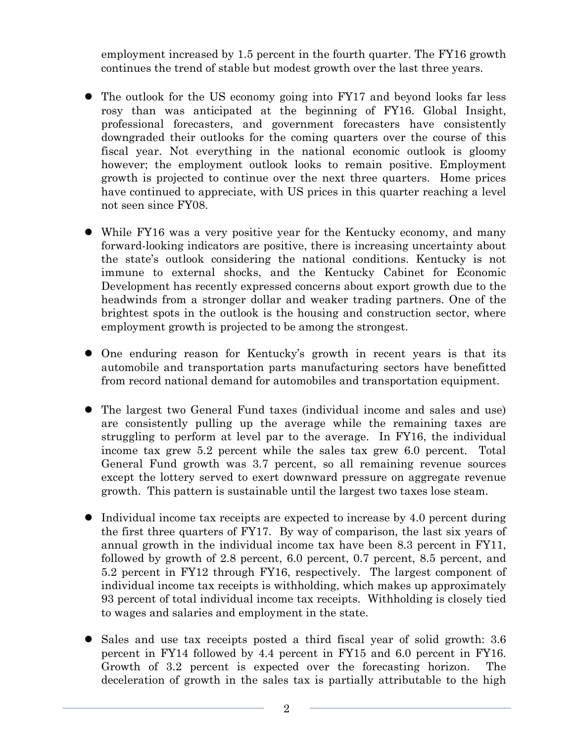employment increased by 1.5 percent in the fourth quarter. The FY16 growth continues the trend of stable but modest growth over the last three years.

- The outlook for the US economy going into FY17 and beyond looks far less rosy than was anticipated at the beginning of FY16. Global Insight, professional forecasters, and government forecasters have consistently downgraded their outlooks for the coming quarters over the course of this fiscal year. Not everything in the national economic outlook is gloomy however; the employment outlook looks to remain positive. Employment growth is projected to continue over the next three quarters. Home prices have continued to appreciate, with US prices in this quarter reaching a level not seen since FY08.

- While FY16 was a very positive year for the Kentucky economy, and many forward-looking indicators are positive, there is increasing uncertainty about the state's outlook considering the national conditions. Kentucky is not immune to external shocks, and the Kentucky Cabinet for Economic Development has recently expressed concerns about export growth due to the headwinds from a stronger dollar and weaker trading partners. One of the brightest spots in the outlook is the housing and construction sector, where employment growth is projected to be among the strongest.

- One enduring reason for Kentucky's growth in recent years is that its automobile and transportation parts manufacturing sectors have benefitted from record national demand for automobiles and transportation equipment.

- The largest two General Fund taxes (individual income and sales and use) are consistently pulling up the average while the remaining taxes are struggling to perform at level par to the average. In FY16, the individual income tax grew 5.2 percent while the sales tax grew 6.0 percent. Total General Fund growth was 3.7 percent, so all remaining revenue sources except the lottery served to exert downward pressure on aggregate revenue growth. This pattern is sustainable until the largest two taxes lose steam.

- Individual income tax receipts are expected to increase by 4.0 percent during the first three quarters of FY17. By way of comparison, the last six years of annual growth in the individual income tax have been 8.3 percent in FY11, followed by growth of 2.8 percent, 6.0 percent, 0.7 percent, 8.5 percent, and 5.2 percent in FY12 through FY16, respectively. The largest component of individual income tax receipts is withholding, which makes up approximately 93 percent of total individual income tax receipts. Withholding is closely tied to wages and salaries and employment in the state.

- Sales and use tax receipts posted a third fiscal year of solid growth: 3.6 percent in FY14 followed by 4.4 percent in FY15 and 6.0 percent in FY16. Growth of 3.2 percent is expected over the forecasting horizon. The deceleration of growth in the sales tax is partially attributable to the high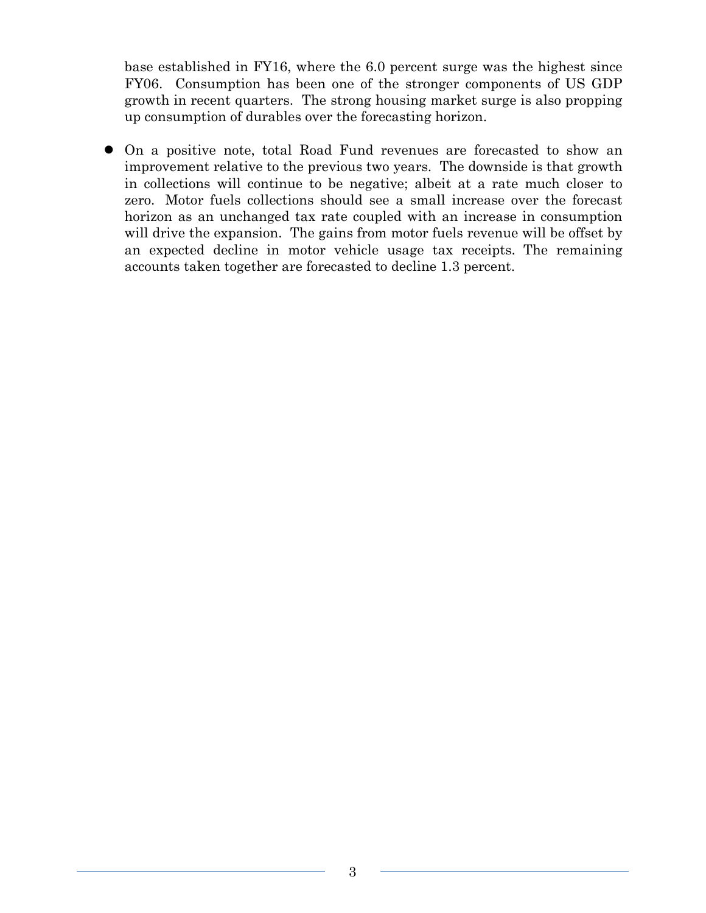base established in FY16, where the 6.0 percent surge was the highest since FY06. Consumption has been one of the stronger components of US GDP growth in recent quarters. The strong housing market surge is also propping up consumption of durables over the forecasting horizon.

- On a positive note, total Road Fund revenues are forecasted to show an improvement relative to the previous two years. The downside is that growth in collections will continue to be negative; albeit at a rate much closer to zero. Motor fuels collections should see a small increase over the forecast horizon as an unchanged tax rate coupled with an increase in consumption will drive the expansion. The gains from motor fuels revenue will be offset by an expected decline in motor vehicle usage tax receipts. The remaining accounts taken together are forecasted to decline 1.3 percent.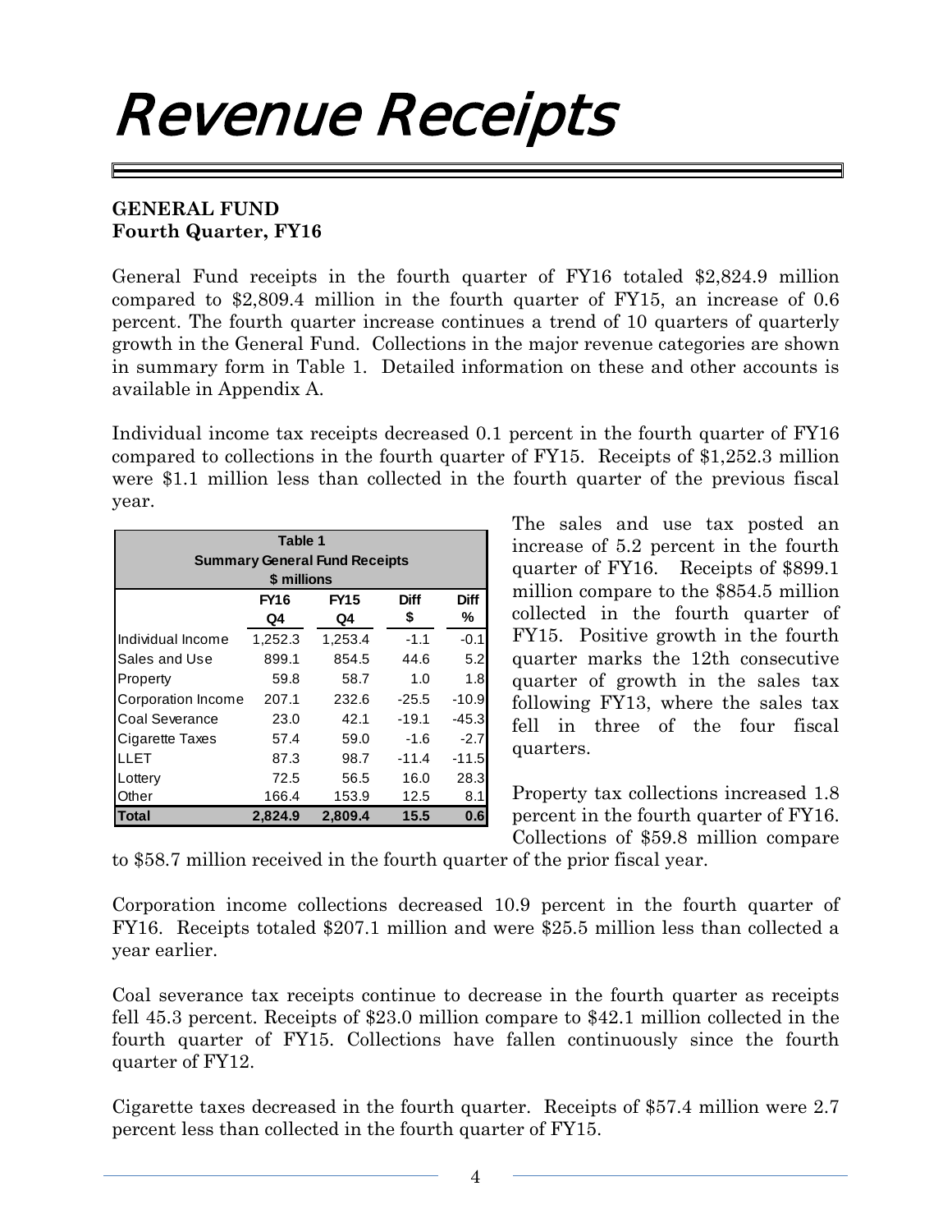# Revenue Receipts

**GENERAL FUND**
**Fourth Quarter, FY16**

General Fund receipts in the fourth quarter of FY16 totaled $2,824.9 million compared to $2,809.4 million in the fourth quarter of FY15, an increase of 0.6 percent. The fourth quarter increase continues a trend of 10 quarters of quarterly growth in the General Fund. Collections in the major revenue categories are shown in summary form in Table 1. Detailed information on these and other accounts is available in Appendix A.

Individual income tax receipts decreased 0.1 percent in the fourth quarter of FY16 compared to collections in the fourth quarter of FY15. Receipts of $1,252.3 million were $1.1 million less than collected in the fourth quarter of the previous fiscal year.

**Table 1**
**Summary General Fund Receipts**
**$ millions**

| | FY16 Q4 | FY15 Q4 | Diff $ | Diff % |
|---|---|---|---|---|
| Individual Income | 1,252.3 | 1,253.4 | -1.1 | -0.1 |
| Sales and Use | 899.1 | 854.5 | 44.6 | 5.2 |
| Property | 59.8 | 58.7 | 1.0 | 1.8 |
| Corporation Income | 207.1 | 232.6 | -25.5 | -10.9 |
| Coal Severance | 23.0 | 42.1 | -19.1 | -45.3 |
| Cigarette Taxes | 57.4 | 59.0 | -1.6 | -2.7 |
| LLET | 87.3 | 98.7 | -11.4 | -11.5 |
| Lottery | 72.5 | 56.5 | 16.0 | 28.3 |
| Other | 166.4 | 153.9 | 12.5 | 8.1 |
| **Total** | **2,824.9** | **2,809.4** | **15.5** | **0.6** |

The sales and use tax posted an increase of 5.2 percent in the fourth quarter of FY16. Receipts of $899.1 million compare to the $854.5 million collected in the fourth quarter of FY15. Positive growth in the fourth quarter marks the 12th consecutive quarter of growth in the sales tax following FY13, where the sales tax fell in three of the four fiscal quarters.

Property tax collections increased 1.8 percent in the fourth quarter of FY16. Collections of $59.8 million compare to $58.7 million received in the fourth quarter of the prior fiscal year.

Corporation income collections decreased 10.9 percent in the fourth quarter of FY16. Receipts totaled $207.1 million and were $25.5 million less than collected a year earlier.

Coal severance tax receipts continue to decrease in the fourth quarter as receipts fell 45.3 percent. Receipts of $23.0 million compare to $42.1 million collected in the fourth quarter of FY15. Collections have fallen continuously since the fourth quarter of FY12.

Cigarette taxes decreased in the fourth quarter. Receipts of $57.4 million were 2.7 percent less than collected in the fourth quarter of FY15.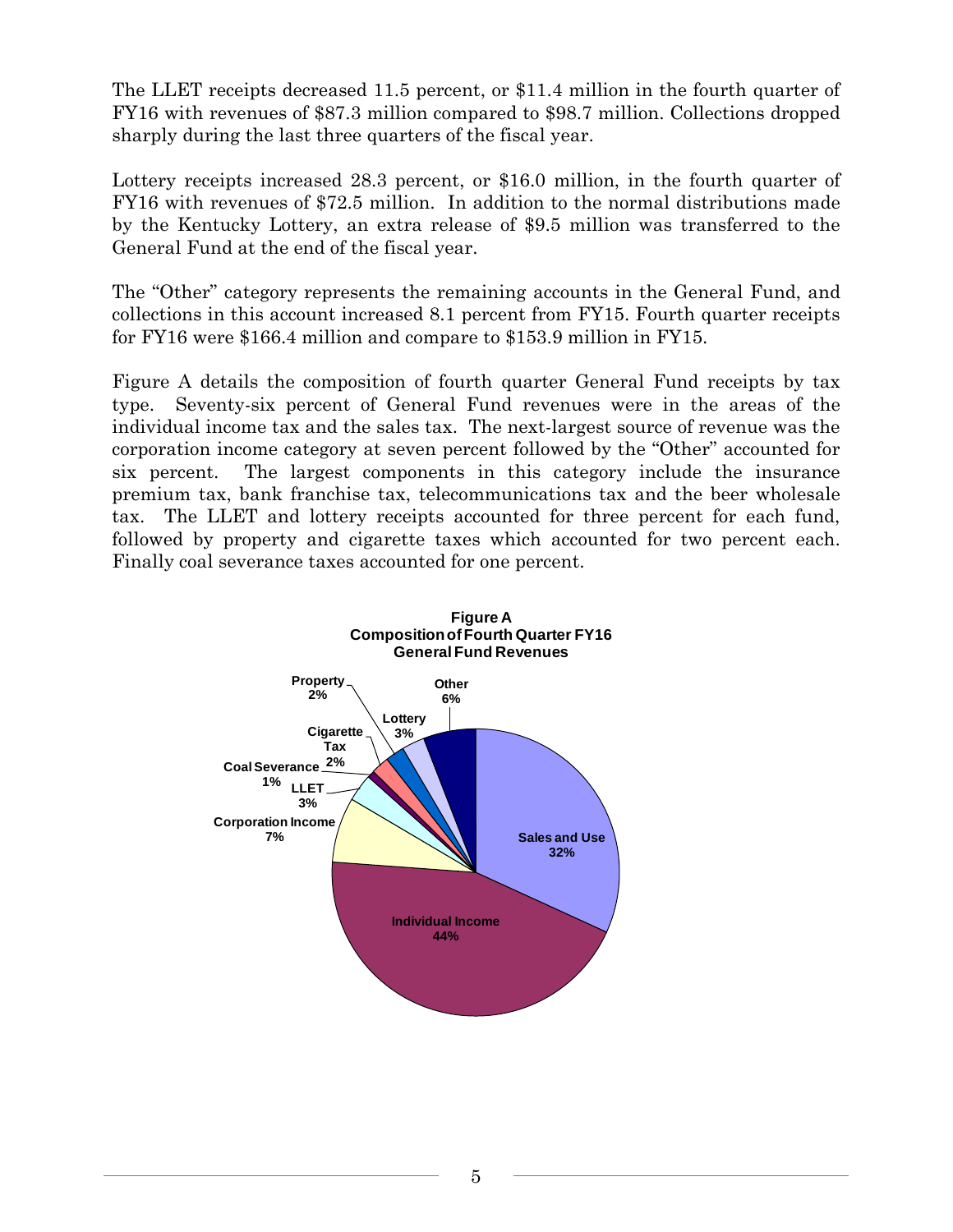The LLET receipts decreased 11.5 percent, or $11.4 million in the fourth quarter of FY16 with revenues of $87.3 million compared to $98.7 million. Collections dropped sharply during the last three quarters of the fiscal year.

Lottery receipts increased 28.3 percent, or $16.0 million, in the fourth quarter of FY16 with revenues of $72.5 million. In addition to the normal distributions made by the Kentucky Lottery, an extra release of $9.5 million was transferred to the General Fund at the end of the fiscal year.

The "Other" category represents the remaining accounts in the General Fund, and collections in this account increased 8.1 percent from FY15. Fourth quarter receipts for FY16 were $166.4 million and compare to $153.9 million in FY15.

Figure A details the composition of fourth quarter General Fund receipts by tax type. Seventy-six percent of General Fund revenues were in the areas of the individual income tax and the sales tax. The next-largest source of revenue was the corporation income category at seven percent followed by the "Other" accounted for six percent. The largest components in this category include the insurance premium tax, bank franchise tax, telecommunications tax and the beer wholesale tax. The LLET and lottery receipts accounted for three percent for each fund, followed by property and cigarette taxes which accounted for two percent each. Finally coal severance taxes accounted for one percent.

**Figure A**
**Composition of Fourth Quarter FY16**
**General Fund Revenues**

| Category | Share |
|---|---|
| Individual Income | 44% |
| Sales and Use | 32% |
| Corporation Income | 7% |
| Other | 6% |
| LLET | 3% |
| Lottery | 3% |
| Property | 2% |
| Cigarette Tax | 2% |
| Coal Severance | 1% |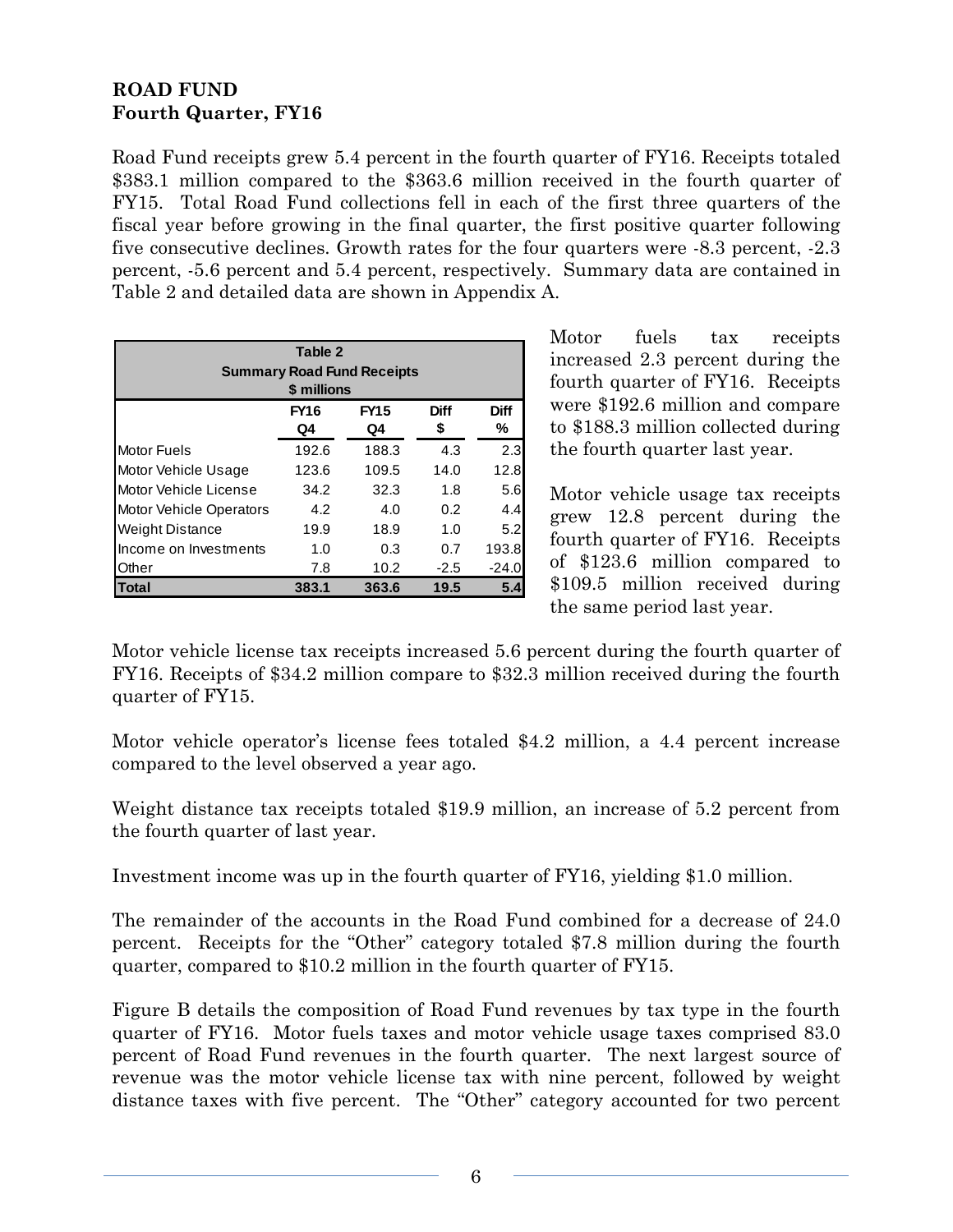**ROAD FUND**
**Fourth Quarter, FY16**

Road Fund receipts grew 5.4 percent in the fourth quarter of FY16. Receipts totaled $383.1 million compared to the $363.6 million received in the fourth quarter of FY15. Total Road Fund collections fell in each of the first three quarters of the fiscal year before growing in the final quarter, the first positive quarter following five consecutive declines. Growth rates for the four quarters were -8.3 percent, -2.3 percent, -5.6 percent and 5.4 percent, respectively. Summary data are contained in Table 2 and detailed data are shown in Appendix A.

| Table 2<br>Summary Road Fund Receipts<br>$ millions | | | | |
|---|---|---|---|---|
| | FY16 Q4 | FY15 Q4 | Diff $ | Diff % |
| Motor Fuels | 192.6 | 188.3 | 4.3 | 2.3 |
| Motor Vehicle Usage | 123.6 | 109.5 | 14.0 | 12.8 |
| Motor Vehicle License | 34.2 | 32.3 | 1.8 | 5.6 |
| Motor Vehicle Operators | 4.2 | 4.0 | 0.2 | 4.4 |
| Weight Distance | 19.9 | 18.9 | 1.0 | 5.2 |
| Income on Investments | 1.0 | 0.3 | 0.7 | 193.8 |
| Other | 7.8 | 10.2 | -2.5 | -24.0 |
| **Total** | **383.1** | **363.6** | **19.5** | **5.4** |

Motor fuels tax receipts increased 2.3 percent during the fourth quarter of FY16. Receipts were $192.6 million and compare to $188.3 million collected during the fourth quarter last year.

Motor vehicle usage tax receipts grew 12.8 percent during the fourth quarter of FY16. Receipts of $123.6 million compared to $109.5 million received during the same period last year.

Motor vehicle license tax receipts increased 5.6 percent during the fourth quarter of FY16. Receipts of $34.2 million compare to $32.3 million received during the fourth quarter of FY15.

Motor vehicle operator's license fees totaled $4.2 million, a 4.4 percent increase compared to the level observed a year ago.

Weight distance tax receipts totaled $19.9 million, an increase of 5.2 percent from the fourth quarter of last year.

Investment income was up in the fourth quarter of FY16, yielding $1.0 million.

The remainder of the accounts in the Road Fund combined for a decrease of 24.0 percent. Receipts for the "Other" category totaled $7.8 million during the fourth quarter, compared to $10.2 million in the fourth quarter of FY15.

Figure B details the composition of Road Fund revenues by tax type in the fourth quarter of FY16. Motor fuels taxes and motor vehicle usage taxes comprised 83.0 percent of Road Fund revenues in the fourth quarter. The next largest source of revenue was the motor vehicle license tax with nine percent, followed by weight distance taxes with five percent. The "Other" category accounted for two percent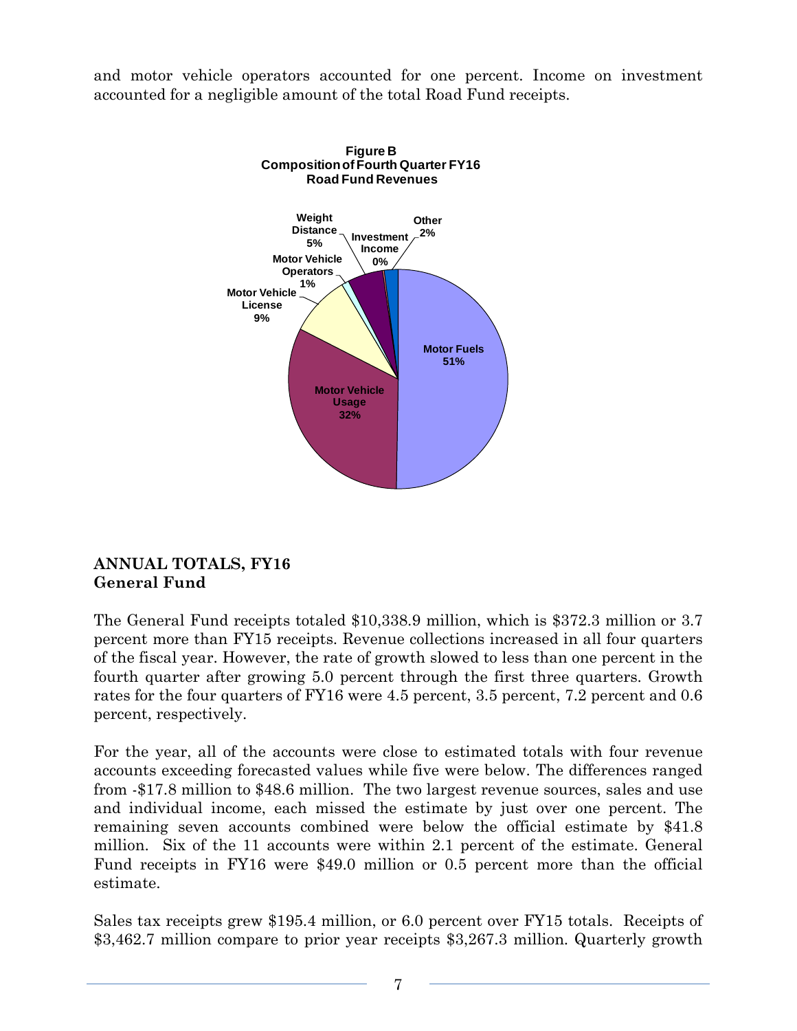and motor vehicle operators accounted for one percent. Income on investment accounted for a negligible amount of the total Road Fund receipts.

**Figure B**
**Composition of Fourth Quarter FY16 Road Fund Revenues**

| Category | Share |
|---|---|
| Motor Fuels | 51% |
| Motor Vehicle Usage | 32% |
| Motor Vehicle License | 9% |
| Motor Vehicle Operators | 1% |
| Weight Distance | 5% |
| Investment Income | 0% |
| Other | 2% |

## ANNUAL TOTALS, FY16
### General Fund

The General Fund receipts totaled $10,338.9 million, which is $372.3 million or 3.7 percent more than FY15 receipts. Revenue collections increased in all four quarters of the fiscal year. However, the rate of growth slowed to less than one percent in the fourth quarter after growing 5.0 percent through the first three quarters. Growth rates for the four quarters of FY16 were 4.5 percent, 3.5 percent, 7.2 percent and 0.6 percent, respectively.

For the year, all of the accounts were close to estimated totals with four revenue accounts exceeding forecasted values while five were below. The differences ranged from -$17.8 million to $48.6 million. The two largest revenue sources, sales and use and individual income, each missed the estimate by just over one percent. The remaining seven accounts combined were below the official estimate by $41.8 million. Six of the 11 accounts were within 2.1 percent of the estimate. General Fund receipts in FY16 were $49.0 million or 0.5 percent more than the official estimate.

Sales tax receipts grew $195.4 million, or 6.0 percent over FY15 totals. Receipts of $3,462.7 million compare to prior year receipts $3,267.3 million. Quarterly growth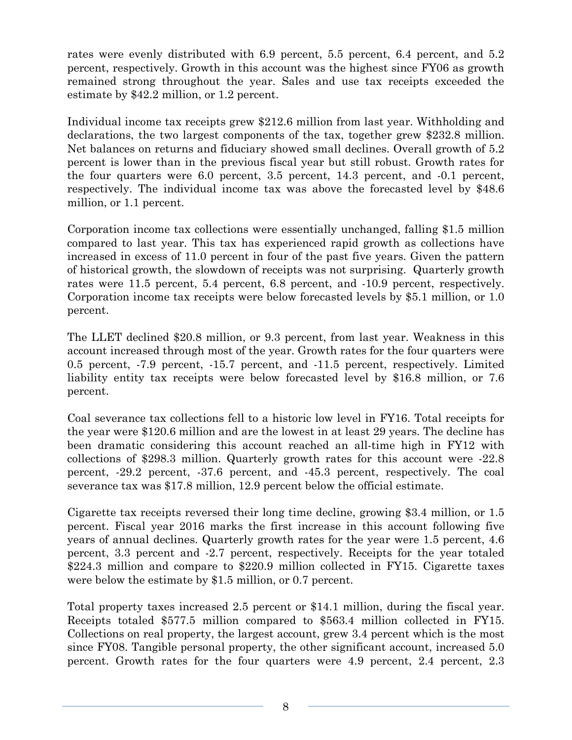rates were evenly distributed with 6.9 percent, 5.5 percent, 6.4 percent, and 5.2 percent, respectively. Growth in this account was the highest since FY06 as growth remained strong throughout the year. Sales and use tax receipts exceeded the estimate by $42.2 million, or 1.2 percent.

Individual income tax receipts grew $212.6 million from last year. Withholding and declarations, the two largest components of the tax, together grew $232.8 million. Net balances on returns and fiduciary showed small declines. Overall growth of 5.2 percent is lower than in the previous fiscal year but still robust. Growth rates for the four quarters were 6.0 percent, 3.5 percent, 14.3 percent, and -0.1 percent, respectively. The individual income tax was above the forecasted level by $48.6 million, or 1.1 percent.

Corporation income tax collections were essentially unchanged, falling $1.5 million compared to last year. This tax has experienced rapid growth as collections have increased in excess of 11.0 percent in four of the past five years. Given the pattern of historical growth, the slowdown of receipts was not surprising. Quarterly growth rates were 11.5 percent, 5.4 percent, 6.8 percent, and -10.9 percent, respectively. Corporation income tax receipts were below forecasted levels by $5.1 million, or 1.0 percent.

The LLET declined $20.8 million, or 9.3 percent, from last year. Weakness in this account increased through most of the year. Growth rates for the four quarters were 0.5 percent, -7.9 percent, -15.7 percent, and -11.5 percent, respectively. Limited liability entity tax receipts were below forecasted level by $16.8 million, or 7.6 percent.

Coal severance tax collections fell to a historic low level in FY16. Total receipts for the year were $120.6 million and are the lowest in at least 29 years. The decline has been dramatic considering this account reached an all-time high in FY12 with collections of $298.3 million. Quarterly growth rates for this account were -22.8 percent, -29.2 percent, -37.6 percent, and -45.3 percent, respectively. The coal severance tax was $17.8 million, 12.9 percent below the official estimate.

Cigarette tax receipts reversed their long time decline, growing $3.4 million, or 1.5 percent. Fiscal year 2016 marks the first increase in this account following five years of annual declines. Quarterly growth rates for the year were 1.5 percent, 4.6 percent, 3.3 percent and -2.7 percent, respectively. Receipts for the year totaled $224.3 million and compare to $220.9 million collected in FY15. Cigarette taxes were below the estimate by $1.5 million, or 0.7 percent.

Total property taxes increased 2.5 percent or $14.1 million, during the fiscal year. Receipts totaled $577.5 million compared to $563.4 million collected in FY15. Collections on real property, the largest account, grew 3.4 percent which is the most since FY08. Tangible personal property, the other significant account, increased 5.0 percent. Growth rates for the four quarters were 4.9 percent, 2.4 percent, 2.3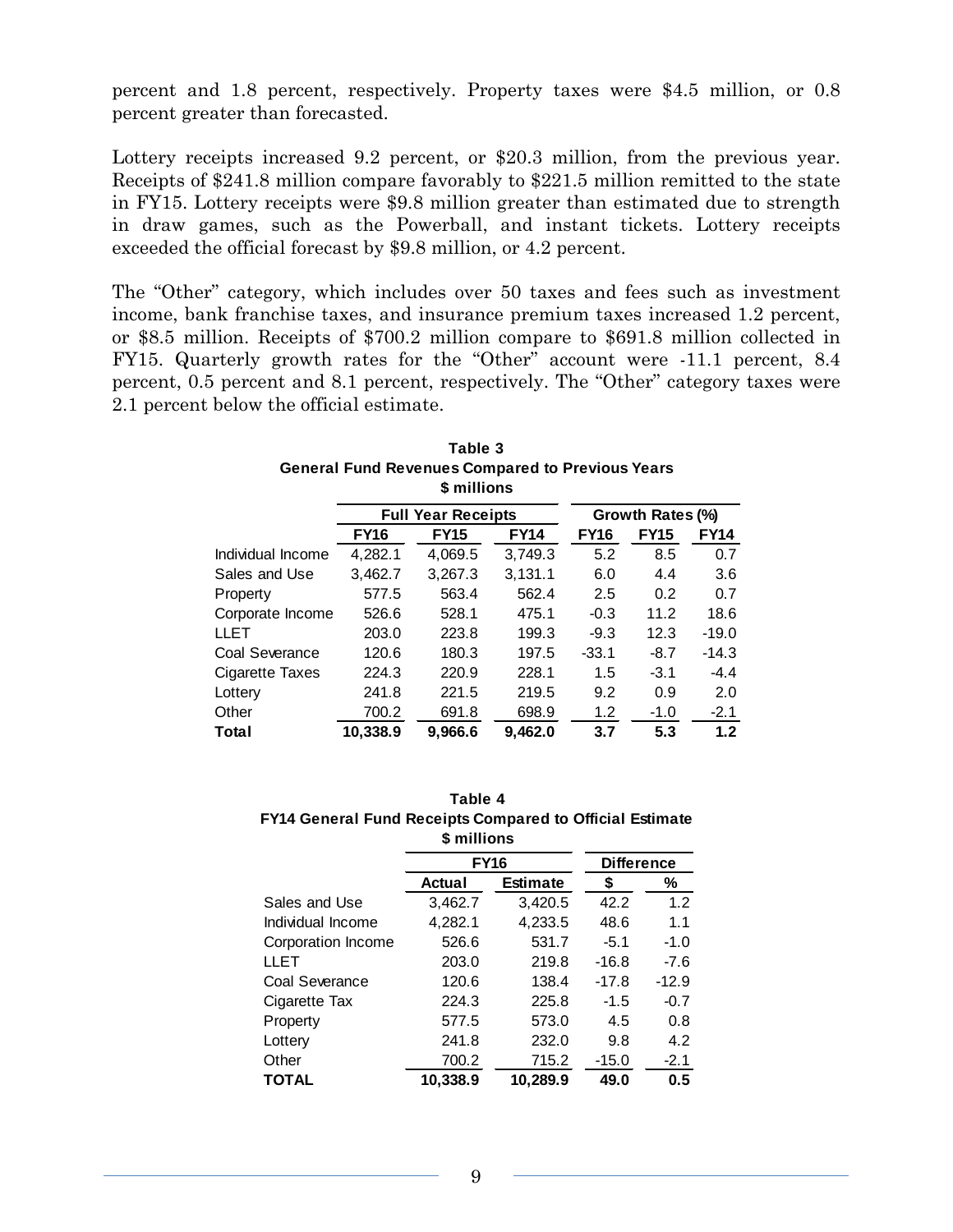percent and 1.8 percent, respectively. Property taxes were $4.5 million, or 0.8 percent greater than forecasted.

Lottery receipts increased 9.2 percent, or $20.3 million, from the previous year. Receipts of $241.8 million compare favorably to $221.5 million remitted to the state in FY15. Lottery receipts were $9.8 million greater than estimated due to strength in draw games, such as the Powerball, and instant tickets. Lottery receipts exceeded the official forecast by $9.8 million, or 4.2 percent.

The "Other" category, which includes over 50 taxes and fees such as investment income, bank franchise taxes, and insurance premium taxes increased 1.2 percent, or $8.5 million. Receipts of $700.2 million compare to $691.8 million collected in FY15. Quarterly growth rates for the "Other" account were -11.1 percent, 8.4 percent, 0.5 percent and 8.1 percent, respectively. The "Other" category taxes were 2.1 percent below the official estimate.

**Table 3**
**General Fund Revenues Compared to Previous Years**
**$ millions**

| | Full Year Receipts | | | Growth Rates (%) | | |
|---|---|---|---|---|---|---|
| | **FY16** | **FY15** | **FY14** | **FY16** | **FY15** | **FY14** |
| Individual Income | 4,282.1 | 4,069.5 | 3,749.3 | 5.2 | 8.5 | 0.7 |
| Sales and Use | 3,462.7 | 3,267.3 | 3,131.1 | 6.0 | 4.4 | 3.6 |
| Property | 577.5 | 563.4 | 562.4 | 2.5 | 0.2 | 0.7 |
| Corporate Income | 526.6 | 528.1 | 475.1 | -0.3 | 11.2 | 18.6 |
| LLET | 203.0 | 223.8 | 199.3 | -9.3 | 12.3 | -19.0 |
| Coal Severance | 120.6 | 180.3 | 197.5 | -33.1 | -8.7 | -14.3 |
| Cigarette Taxes | 224.3 | 220.9 | 228.1 | 1.5 | -3.1 | -4.4 |
| Lottery | 241.8 | 221.5 | 219.5 | 9.2 | 0.9 | 2.0 |
| Other | 700.2 | 691.8 | 698.9 | 1.2 | -1.0 | -2.1 |
| **Total** | **10,338.9** | **9,966.6** | **9,462.0** | **3.7** | **5.3** | **1.2** |

**Table 4**
**FY14 General Fund Receipts Compared to Official Estimate**
**$ millions**

| | FY16 | | Difference | |
|---|---|---|---|---|
| | **Actual** | **Estimate** | **$** | **%** |
| Sales and Use | 3,462.7 | 3,420.5 | 42.2 | 1.2 |
| Individual Income | 4,282.1 | 4,233.5 | 48.6 | 1.1 |
| Corporation Income | 526.6 | 531.7 | -5.1 | -1.0 |
| LLET | 203.0 | 219.8 | -16.8 | -7.6 |
| Coal Severance | 120.6 | 138.4 | -17.8 | -12.9 |
| Cigarette Tax | 224.3 | 225.8 | -1.5 | -0.7 |
| Property | 577.5 | 573.0 | 4.5 | 0.8 |
| Lottery | 241.8 | 232.0 | 9.8 | 4.2 |
| Other | 700.2 | 715.2 | -15.0 | -2.1 |
| **TOTAL** | **10,338.9** | **10,289.9** | **49.0** | **0.5** |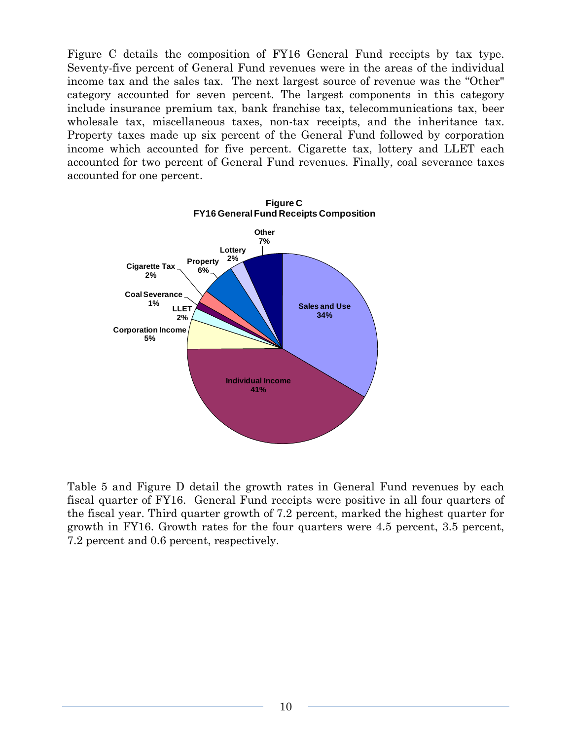Figure C details the composition of FY16 General Fund receipts by tax type. Seventy-five percent of General Fund revenues were in the areas of the individual income tax and the sales tax. The next largest source of revenue was the "Other" category accounted for seven percent. The largest components in this category include insurance premium tax, bank franchise tax, telecommunications tax, beer wholesale tax, miscellaneous taxes, non-tax receipts, and the inheritance tax. Property taxes made up six percent of the General Fund followed by corporation income which accounted for five percent. Cigarette tax, lottery and LLET each accounted for two percent of General Fund revenues. Finally, coal severance taxes accounted for one percent.

**Figure C**
**FY16 General Fund Receipts Composition**

| Category | Share |
|---|---|
| Sales and Use | 34% |
| Individual Income | 41% |
| Corporation Income | 5% |
| LLET | 2% |
| Coal Severance | 1% |
| Cigarette Tax | 2% |
| Property | 6% |
| Lottery | 2% |
| Other | 7% |

Table 5 and Figure D detail the growth rates in General Fund revenues by each fiscal quarter of FY16. General Fund receipts were positive in all four quarters of the fiscal year. Third quarter growth of 7.2 percent, marked the highest quarter for growth in FY16. Growth rates for the four quarters were 4.5 percent, 3.5 percent, 7.2 percent and 0.6 percent, respectively.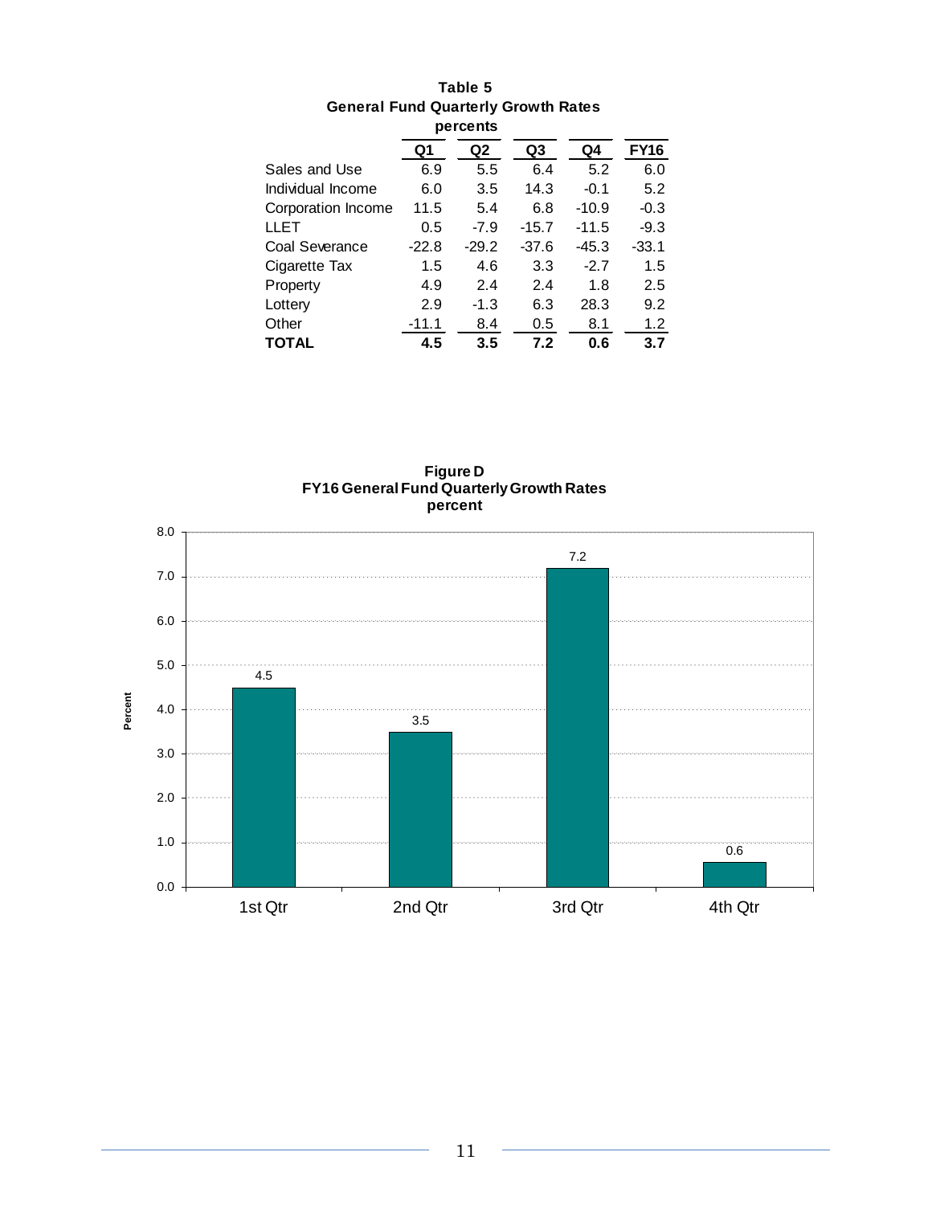**Table 5**
**General Fund Quarterly Growth Rates**
**percents**

| | Q1 | Q2 | Q3 | Q4 | FY16 |
|---|---|---|---|---|---|
| Sales and Use | 6.9 | 5.5 | 6.4 | 5.2 | 6.0 |
| Individual Income | 6.0 | 3.5 | 14.3 | -0.1 | 5.2 |
| Corporation Income | 11.5 | 5.4 | 6.8 | -10.9 | -0.3 |
| LLET | 0.5 | -7.9 | -15.7 | -11.5 | -9.3 |
| Coal Severance | -22.8 | -29.2 | -37.6 | -45.3 | -33.1 |
| Cigarette Tax | 1.5 | 4.6 | 3.3 | -2.7 | 1.5 |
| Property | 4.9 | 2.4 | 2.4 | 1.8 | 2.5 |
| Lottery | 2.9 | -1.3 | 6.3 | 28.3 | 9.2 |
| Other | -11.1 | 8.4 | 0.5 | 8.1 | 1.2 |
| **TOTAL** | **4.5** | **3.5** | **7.2** | **0.6** | **3.7** |

**Figure D**
**FY16 General Fund Quarterly Growth Rates**
**percent**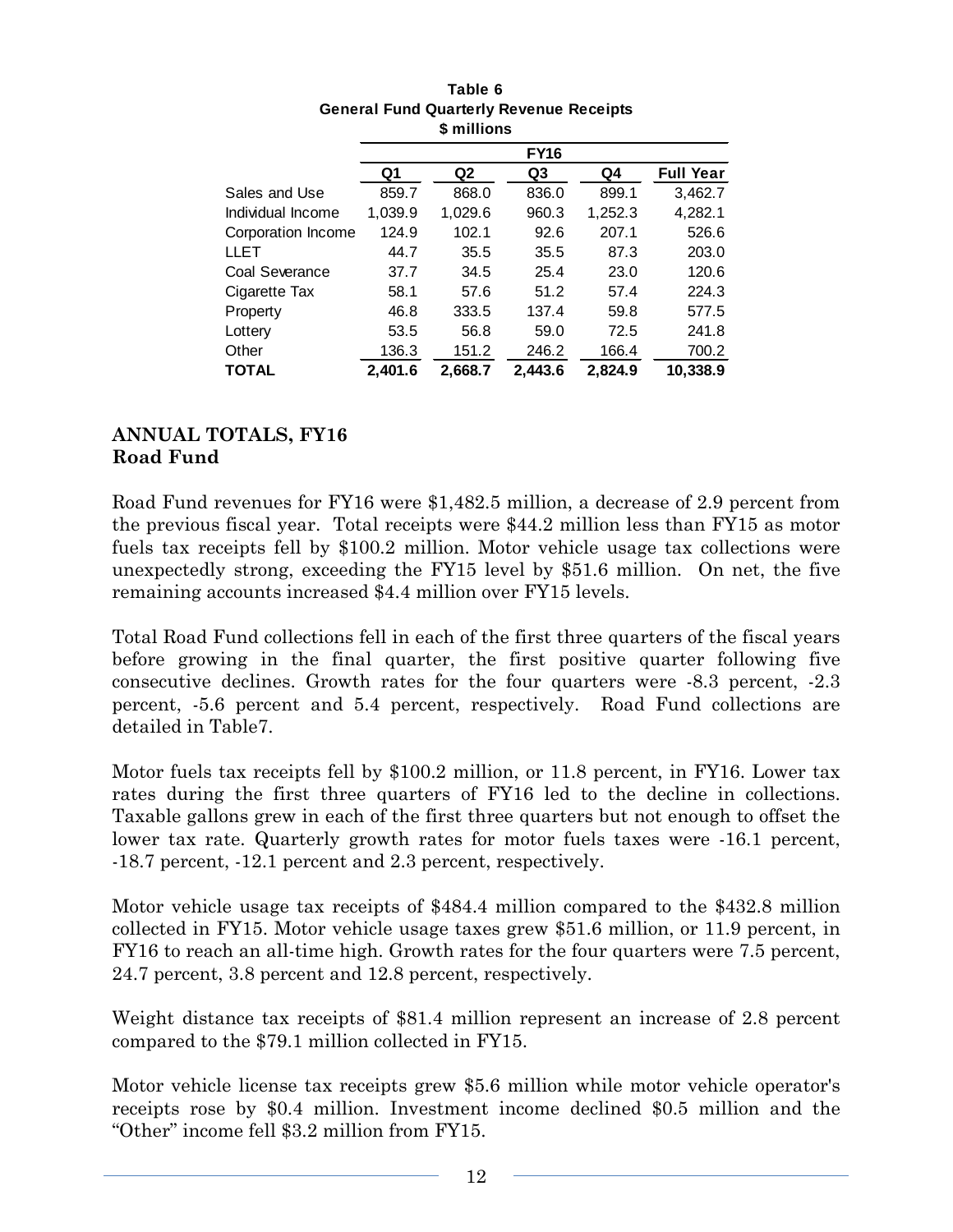**Table 6**
**General Fund Quarterly Revenue Receipts**
**$ millions**

| | FY16 | | | | |
|---|---|---|---|---|---|
| | Q1 | Q2 | Q3 | Q4 | Full Year |
| Sales and Use | 859.7 | 868.0 | 836.0 | 899.1 | 3,462.7 |
| Individual Income | 1,039.9 | 1,029.6 | 960.3 | 1,252.3 | 4,282.1 |
| Corporation Income | 124.9 | 102.1 | 92.6 | 207.1 | 526.6 |
| LLET | 44.7 | 35.5 | 35.5 | 87.3 | 203.0 |
| Coal Severance | 37.7 | 34.5 | 25.4 | 23.0 | 120.6 |
| Cigarette Tax | 58.1 | 57.6 | 51.2 | 57.4 | 224.3 |
| Property | 46.8 | 333.5 | 137.4 | 59.8 | 577.5 |
| Lottery | 53.5 | 56.8 | 59.0 | 72.5 | 241.8 |
| Other | 136.3 | 151.2 | 246.2 | 166.4 | 700.2 |
| **TOTAL** | **2,401.6** | **2,668.7** | **2,443.6** | **2,824.9** | **10,338.9** |

## ANNUAL TOTALS, FY16
## Road Fund

Road Fund revenues for FY16 were $1,482.5 million, a decrease of 2.9 percent from the previous fiscal year. Total receipts were $44.2 million less than FY15 as motor fuels tax receipts fell by $100.2 million. Motor vehicle usage tax collections were unexpectedly strong, exceeding the FY15 level by $51.6 million. On net, the five remaining accounts increased $4.4 million over FY15 levels.

Total Road Fund collections fell in each of the first three quarters of the fiscal years before growing in the final quarter, the first positive quarter following five consecutive declines. Growth rates for the four quarters were -8.3 percent, -2.3 percent, -5.6 percent and 5.4 percent, respectively. Road Fund collections are detailed in Table7.

Motor fuels tax receipts fell by $100.2 million, or 11.8 percent, in FY16. Lower tax rates during the first three quarters of FY16 led to the decline in collections. Taxable gallons grew in each of the first three quarters but not enough to offset the lower tax rate. Quarterly growth rates for motor fuels taxes were -16.1 percent, -18.7 percent, -12.1 percent and 2.3 percent, respectively.

Motor vehicle usage tax receipts of $484.4 million compared to the $432.8 million collected in FY15. Motor vehicle usage taxes grew $51.6 million, or 11.9 percent, in FY16 to reach an all-time high. Growth rates for the four quarters were 7.5 percent, 24.7 percent, 3.8 percent and 12.8 percent, respectively.

Weight distance tax receipts of $81.4 million represent an increase of 2.8 percent compared to the $79.1 million collected in FY15.

Motor vehicle license tax receipts grew $5.6 million while motor vehicle operator's receipts rose by $0.4 million. Investment income declined $0.5 million and the "Other" income fell $3.2 million from FY15.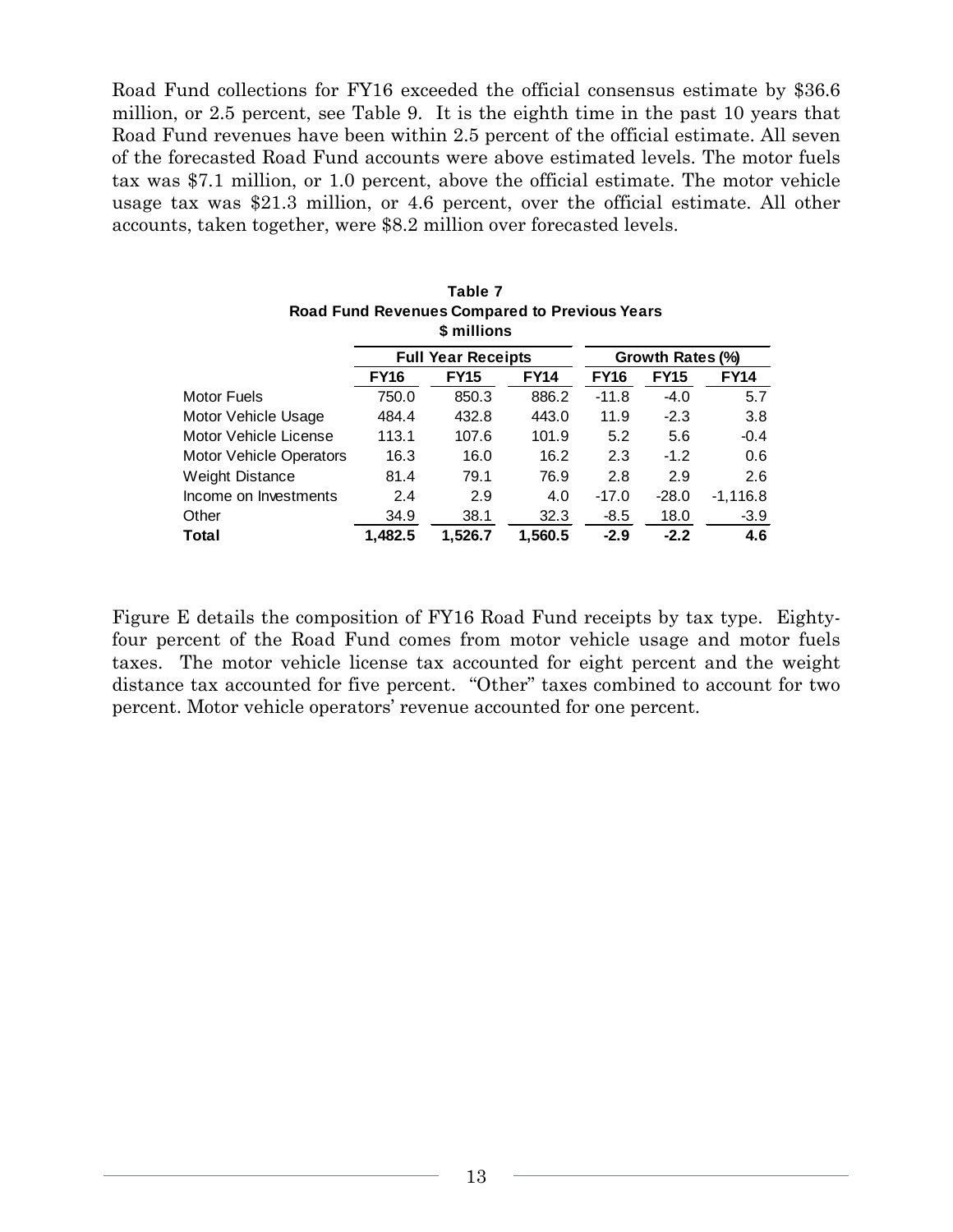Road Fund collections for FY16 exceeded the official consensus estimate by $36.6 million, or 2.5 percent, see Table 9. It is the eighth time in the past 10 years that Road Fund revenues have been within 2.5 percent of the official estimate. All seven of the forecasted Road Fund accounts were above estimated levels. The motor fuels tax was $7.1 million, or 1.0 percent, above the official estimate. The motor vehicle usage tax was $21.3 million, or 4.6 percent, over the official estimate. All other accounts, taken together, were $8.2 million over forecasted levels.

**Table 7**
**Road Fund Revenues Compared to Previous Years**
**$ millions**

| | Full Year Receipts | | | Growth Rates (%) | | |
|---|---|---|---|---|---|---|
| | **FY16** | **FY15** | **FY14** | **FY16** | **FY15** | **FY14** |
| Motor Fuels | 750.0 | 850.3 | 886.2 | -11.8 | -4.0 | 5.7 |
| Motor Vehicle Usage | 484.4 | 432.8 | 443.0 | 11.9 | -2.3 | 3.8 |
| Motor Vehicle License | 113.1 | 107.6 | 101.9 | 5.2 | 5.6 | -0.4 |
| Motor Vehicle Operators | 16.3 | 16.0 | 16.2 | 2.3 | -1.2 | 0.6 |
| Weight Distance | 81.4 | 79.1 | 76.9 | 2.8 | 2.9 | 2.6 |
| Income on Investments | 2.4 | 2.9 | 4.0 | -17.0 | -28.0 | -1,116.8 |
| Other | 34.9 | 38.1 | 32.3 | -8.5 | 18.0 | -3.9 |
| **Total** | **1,482.5** | **1,526.7** | **1,560.5** | **-2.9** | **-2.2** | **4.6** |

Figure E details the composition of FY16 Road Fund receipts by tax type. Eighty-four percent of the Road Fund comes from motor vehicle usage and motor fuels taxes. The motor vehicle license tax accounted for eight percent and the weight distance tax accounted for five percent. "Other" taxes combined to account for two percent. Motor vehicle operators' revenue accounted for one percent.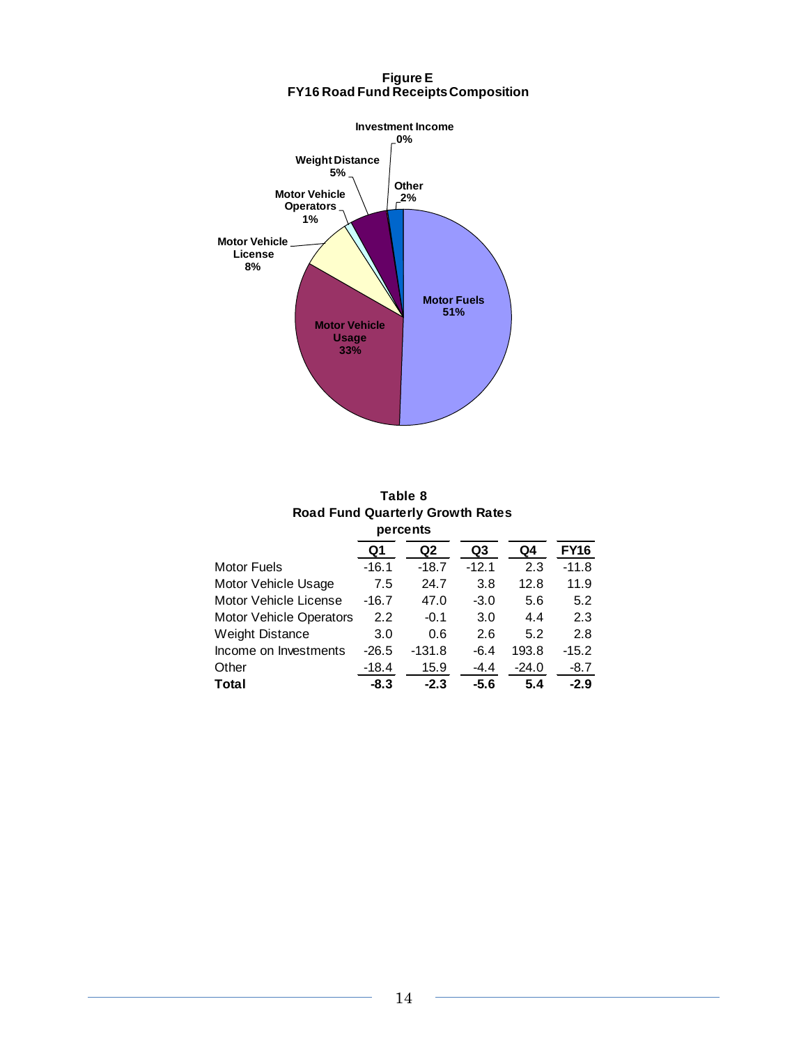**Figure E**
**FY16 Road Fund Receipts Composition**

Investment Income 0%
Weight Distance 5%
Other 2%
Motor Vehicle Operators 1%
Motor Vehicle License 8%
Motor Fuels 51%
Motor Vehicle Usage 33%

**Table 8**
**Road Fund Quarterly Growth Rates**
**percents**

| | Q1 | Q2 | Q3 | Q4 | FY16 |
|---|---|---|---|---|---|
| Motor Fuels | -16.1 | -18.7 | -12.1 | 2.3 | -11.8 |
| Motor Vehicle Usage | 7.5 | 24.7 | 3.8 | 12.8 | 11.9 |
| Motor Vehicle License | -16.7 | 47.0 | -3.0 | 5.6 | 5.2 |
| Motor Vehicle Operators | 2.2 | -0.1 | 3.0 | 4.4 | 2.3 |
| Weight Distance | 3.0 | 0.6 | 2.6 | 5.2 | 2.8 |
| Income on Investments | -26.5 | -131.8 | -6.4 | 193.8 | -15.2 |
| Other | -18.4 | 15.9 | -4.4 | -24.0 | -8.7 |
| **Total** | **-8.3** | **-2.3** | **-5.6** | **5.4** | **-2.9** |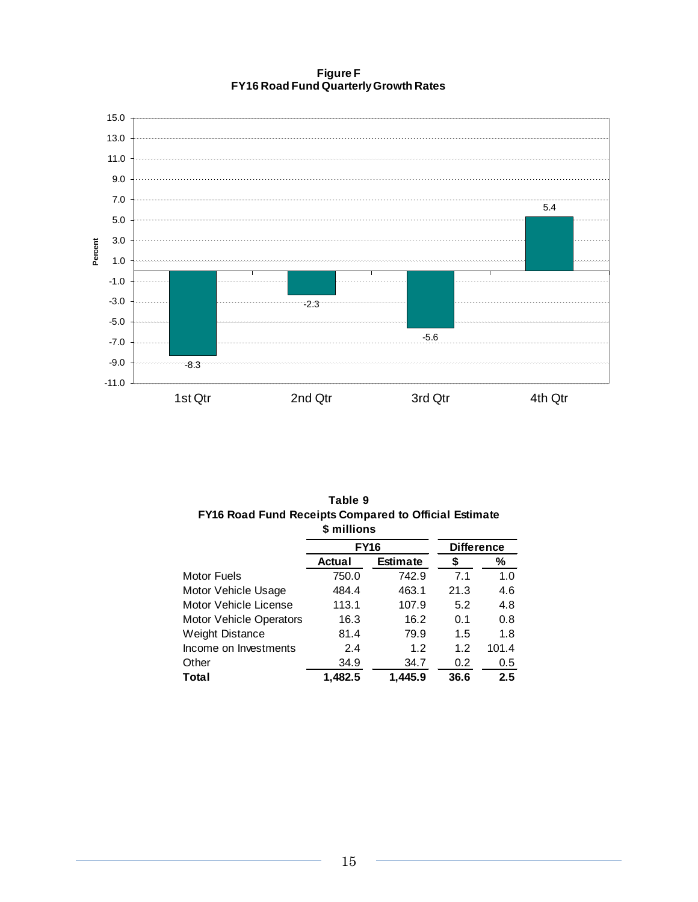**Figure F**
**FY16 Road Fund Quarterly Growth Rates**

| Quarter | Percent |
|---|---|
| 1st Qtr | -8.3 |
| 2nd Qtr | -2.3 |
| 3rd Qtr | -5.6 |
| 4th Qtr | 5.4 |

**Table 9**
**FY16 Road Fund Receipts Compared to Official Estimate**
**$ millions**

| | FY16 | | Difference | |
|---|---|---|---|---|
| | **Actual** | **Estimate** | **$** | **%** |
| Motor Fuels | 750.0 | 742.9 | 7.1 | 1.0 |
| Motor Vehicle Usage | 484.4 | 463.1 | 21.3 | 4.6 |
| Motor Vehicle License | 113.1 | 107.9 | 5.2 | 4.8 |
| Motor Vehicle Operators | 16.3 | 16.2 | 0.1 | 0.8 |
| Weight Distance | 81.4 | 79.9 | 1.5 | 1.8 |
| Income on Investments | 2.4 | 1.2 | 1.2 | 101.4 |
| Other | 34.9 | 34.7 | 0.2 | 0.5 |
| **Total** | **1,482.5** | **1,445.9** | **36.6** | **2.5** |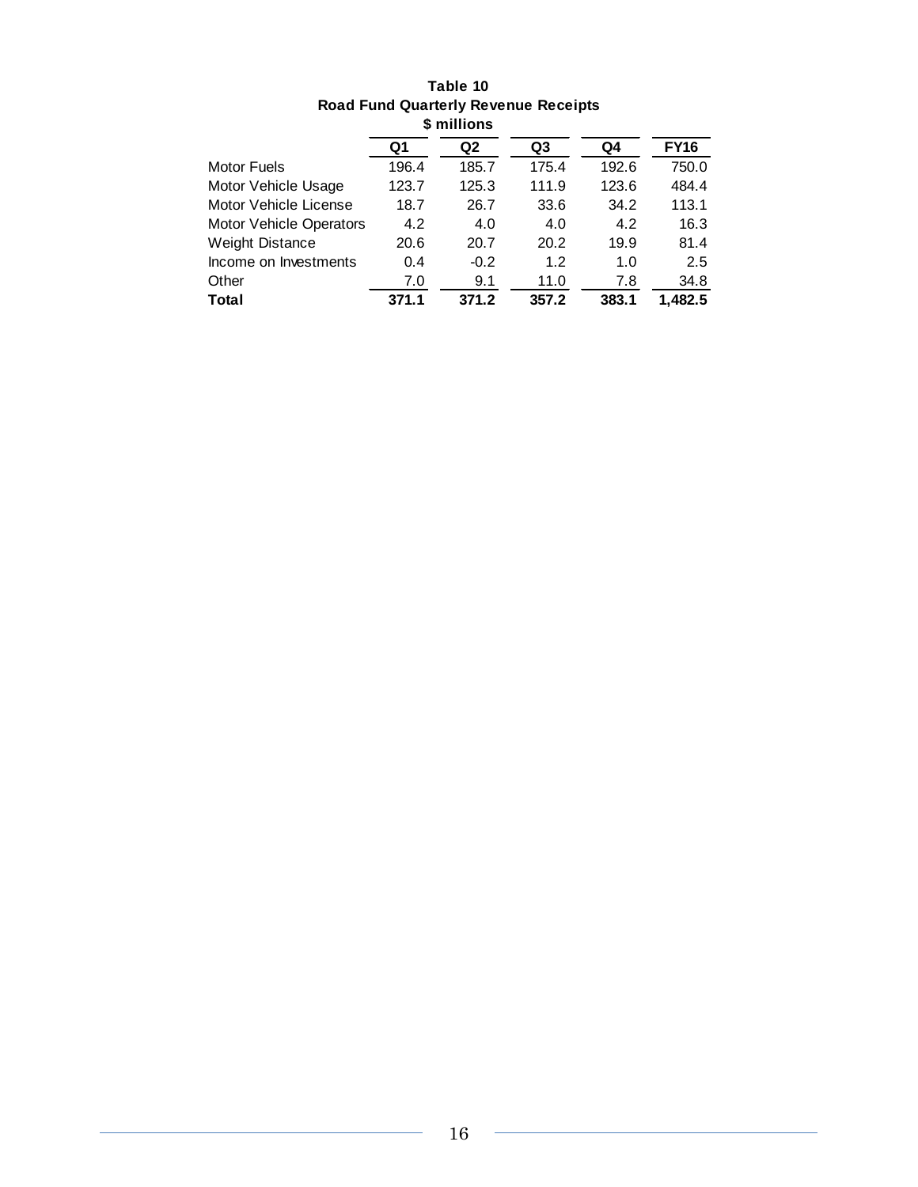**Table 10**
**Road Fund Quarterly Revenue Receipts**
**$ millions**

| | Q1 | Q2 | Q3 | Q4 | FY16 |
|---|---|---|---|---|---|
| Motor Fuels | 196.4 | 185.7 | 175.4 | 192.6 | 750.0 |
| Motor Vehicle Usage | 123.7 | 125.3 | 111.9 | 123.6 | 484.4 |
| Motor Vehicle License | 18.7 | 26.7 | 33.6 | 34.2 | 113.1 |
| Motor Vehicle Operators | 4.2 | 4.0 | 4.0 | 4.2 | 16.3 |
| Weight Distance | 20.6 | 20.7 | 20.2 | 19.9 | 81.4 |
| Income on Investments | 0.4 | -0.2 | 1.2 | 1.0 | 2.5 |
| Other | 7.0 | 9.1 | 11.0 | 7.8 | 34.8 |
| **Total** | **371.1** | **371.2** | **357.2** | **383.1** | **1,482.5** |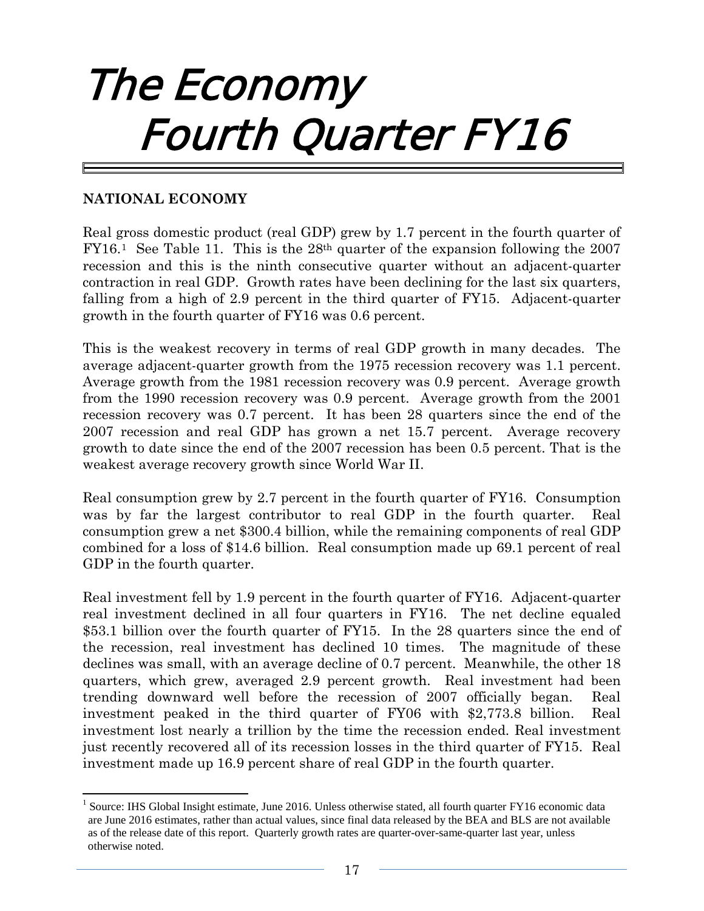# The Economy
# Fourth Quarter FY16

## NATIONAL ECONOMY

Real gross domestic product (real GDP) grew by 1.7 percent in the fourth quarter of FY16.[1] See Table 11. This is the 28th quarter of the expansion following the 2007 recession and this is the ninth consecutive quarter without an adjacent-quarter contraction in real GDP. Growth rates have been declining for the last six quarters, falling from a high of 2.9 percent in the third quarter of FY15. Adjacent-quarter growth in the fourth quarter of FY16 was 0.6 percent.

This is the weakest recovery in terms of real GDP growth in many decades. The average adjacent-quarter growth from the 1975 recession recovery was 1.1 percent. Average growth from the 1981 recession recovery was 0.9 percent. Average growth from the 1990 recession recovery was 0.9 percent. Average growth from the 2001 recession recovery was 0.7 percent. It has been 28 quarters since the end of the 2007 recession and real GDP has grown a net 15.7 percent. Average recovery growth to date since the end of the 2007 recession has been 0.5 percent. That is the weakest average recovery growth since World War II.

Real consumption grew by 2.7 percent in the fourth quarter of FY16. Consumption was by far the largest contributor to real GDP in the fourth quarter. Real consumption grew a net $300.4 billion, while the remaining components of real GDP combined for a loss of $14.6 billion. Real consumption made up 69.1 percent of real GDP in the fourth quarter.

Real investment fell by 1.9 percent in the fourth quarter of FY16. Adjacent-quarter real investment declined in all four quarters in FY16. The net decline equaled $53.1 billion over the fourth quarter of FY15. In the 28 quarters since the end of the recession, real investment has declined 10 times. The magnitude of these declines was small, with an average decline of 0.7 percent. Meanwhile, the other 18 quarters, which grew, averaged 2.9 percent growth. Real investment had been trending downward well before the recession of 2007 officially began. Real investment peaked in the third quarter of FY06 with $2,773.8 billion. Real investment lost nearly a trillion by the time the recession ended. Real investment just recently recovered all of its recession losses in the third quarter of FY15. Real investment made up 16.9 percent share of real GDP in the fourth quarter.

---

[1] Source: IHS Global Insight estimate, June 2016. Unless otherwise stated, all fourth quarter FY16 economic data are June 2016 estimates, rather than actual values, since final data released by the BEA and BLS are not available as of the release date of this report. Quarterly growth rates are quarter-over-same-quarter last year, unless otherwise noted.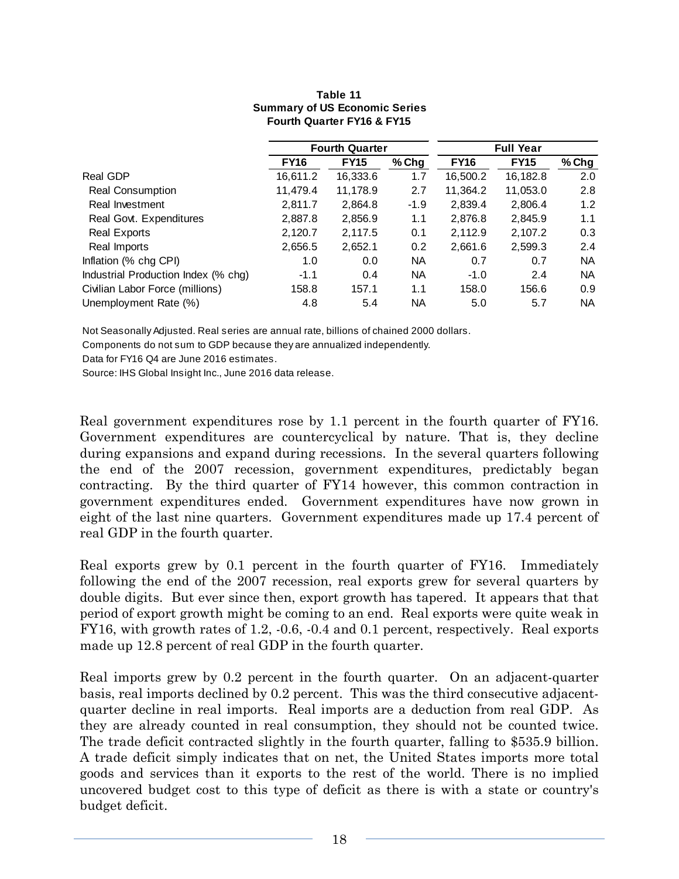**Table 11**
**Summary of US Economic Series**
**Fourth Quarter FY16 & FY15**

| | Fourth Quarter | | | Full Year | | |
|---|---|---|---|---|---|---|
| | **FY16** | **FY15** | **% Chg** | **FY16** | **FY15** | **% Chg** |
| Real GDP | 16,611.2 | 16,333.6 | 1.7 | 16,500.2 | 16,182.8 | 2.0 |
| Real Consumption | 11,479.4 | 11,178.9 | 2.7 | 11,364.2 | 11,053.0 | 2.8 |
| Real Investment | 2,811.7 | 2,864.8 | -1.9 | 2,839.4 | 2,806.4 | 1.2 |
| Real Govt. Expenditures | 2,887.8 | 2,856.9 | 1.1 | 2,876.8 | 2,845.9 | 1.1 |
| Real Exports | 2,120.7 | 2,117.5 | 0.1 | 2,112.9 | 2,107.2 | 0.3 |
| Real Imports | 2,656.5 | 2,652.1 | 0.2 | 2,661.6 | 2,599.3 | 2.4 |
| Inflation (% chg CPI) | 1.0 | 0.0 | NA | 0.7 | 0.7 | NA |
| Industrial Production Index (% chg) | -1.1 | 0.4 | NA | -1.0 | 2.4 | NA |
| Civilian Labor Force (millions) | 158.8 | 157.1 | 1.1 | 158.0 | 156.6 | 0.9 |
| Unemployment Rate (%) | 4.8 | 5.4 | NA | 5.0 | 5.7 | NA |

Not Seasonally Adjusted. Real series are annual rate, billions of chained 2000 dollars.

Components do not sum to GDP because they are annualized independently.

Data for FY16 Q4 are June 2016 estimates.

Source: IHS Global Insight Inc., June 2016 data release.

Real government expenditures rose by 1.1 percent in the fourth quarter of FY16. Government expenditures are countercyclical by nature. That is, they decline during expansions and expand during recessions. In the several quarters following the end of the 2007 recession, government expenditures, predictably began contracting. By the third quarter of FY14 however, this common contraction in government expenditures ended. Government expenditures have now grown in eight of the last nine quarters. Government expenditures made up 17.4 percent of real GDP in the fourth quarter.

Real exports grew by 0.1 percent in the fourth quarter of FY16. Immediately following the end of the 2007 recession, real exports grew for several quarters by double digits. But ever since then, export growth has tapered. It appears that that period of export growth might be coming to an end. Real exports were quite weak in FY16, with growth rates of 1.2, -0.6, -0.4 and 0.1 percent, respectively. Real exports made up 12.8 percent of real GDP in the fourth quarter.

Real imports grew by 0.2 percent in the fourth quarter. On an adjacent-quarter basis, real imports declined by 0.2 percent. This was the third consecutive adjacent-quarter decline in real imports. Real imports are a deduction from real GDP. As they are already counted in real consumption, they should not be counted twice. The trade deficit contracted slightly in the fourth quarter, falling to $535.9 billion. A trade deficit simply indicates that on net, the United States imports more total goods and services than it exports to the rest of the world. There is no implied uncovered budget cost to this type of deficit as there is with a state or country's budget deficit.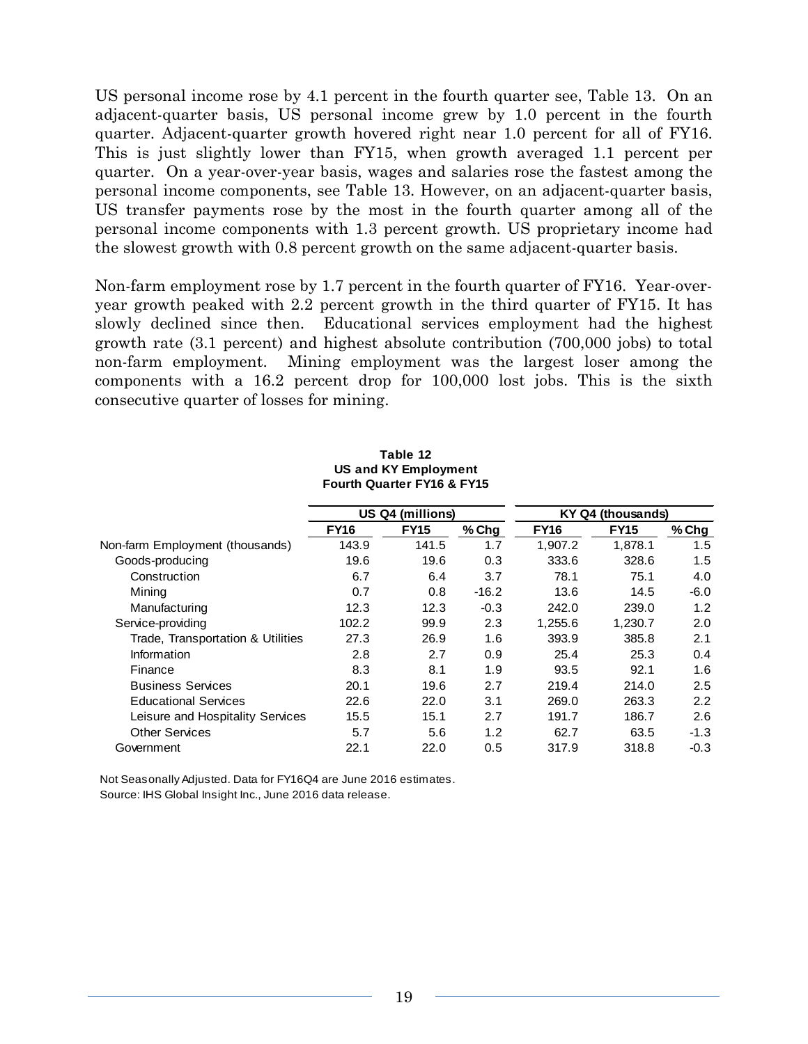US personal income rose by 4.1 percent in the fourth quarter see, Table 13. On an adjacent-quarter basis, US personal income grew by 1.0 percent in the fourth quarter. Adjacent-quarter growth hovered right near 1.0 percent for all of FY16. This is just slightly lower than FY15, when growth averaged 1.1 percent per quarter. On a year-over-year basis, wages and salaries rose the fastest among the personal income components, see Table 13. However, on an adjacent-quarter basis, US transfer payments rose by the most in the fourth quarter among all of the personal income components with 1.3 percent growth. US proprietary income had the slowest growth with 0.8 percent growth on the same adjacent-quarter basis.

Non-farm employment rose by 1.7 percent in the fourth quarter of FY16. Year-over-year growth peaked with 2.2 percent growth in the third quarter of FY15. It has slowly declined since then. Educational services employment had the highest growth rate (3.1 percent) and highest absolute contribution (700,000 jobs) to total non-farm employment. Mining employment was the largest loser among the components with a 16.2 percent drop for 100,000 lost jobs. This is the sixth consecutive quarter of losses for mining.

**Table 12**
**US and KY Employment**
**Fourth Quarter FY16 & FY15**

| | US Q4 (millions) | | | KY Q4 (thousands) | | |
|---|---|---|---|---|---|---|
| | **FY16** | **FY15** | **% Chg** | **FY16** | **FY15** | **% Chg** |
| Non-farm Employment (thousands) | 143.9 | 141.5 | 1.7 | 1,907.2 | 1,878.1 | 1.5 |
| Goods-producing | 19.6 | 19.6 | 0.3 | 333.6 | 328.6 | 1.5 |
| Construction | 6.7 | 6.4 | 3.7 | 78.1 | 75.1 | 4.0 |
| Mining | 0.7 | 0.8 | -16.2 | 13.6 | 14.5 | -6.0 |
| Manufacturing | 12.3 | 12.3 | -0.3 | 242.0 | 239.0 | 1.2 |
| Service-providing | 102.2 | 99.9 | 2.3 | 1,255.6 | 1,230.7 | 2.0 |
| Trade, Transportation & Utilities | 27.3 | 26.9 | 1.6 | 393.9 | 385.8 | 2.1 |
| Information | 2.8 | 2.7 | 0.9 | 25.4 | 25.3 | 0.4 |
| Finance | 8.3 | 8.1 | 1.9 | 93.5 | 92.1 | 1.6 |
| Business Services | 20.1 | 19.6 | 2.7 | 219.4 | 214.0 | 2.5 |
| Educational Services | 22.6 | 22.0 | 3.1 | 269.0 | 263.3 | 2.2 |
| Leisure and Hospitality Services | 15.5 | 15.1 | 2.7 | 191.7 | 186.7 | 2.6 |
| Other Services | 5.7 | 5.6 | 1.2 | 62.7 | 63.5 | -1.3 |
| Government | 22.1 | 22.0 | 0.5 | 317.9 | 318.8 | -0.3 |

Not Seasonally Adjusted. Data for FY16Q4 are June 2016 estimates.
Source: IHS Global Insight Inc., June 2016 data release.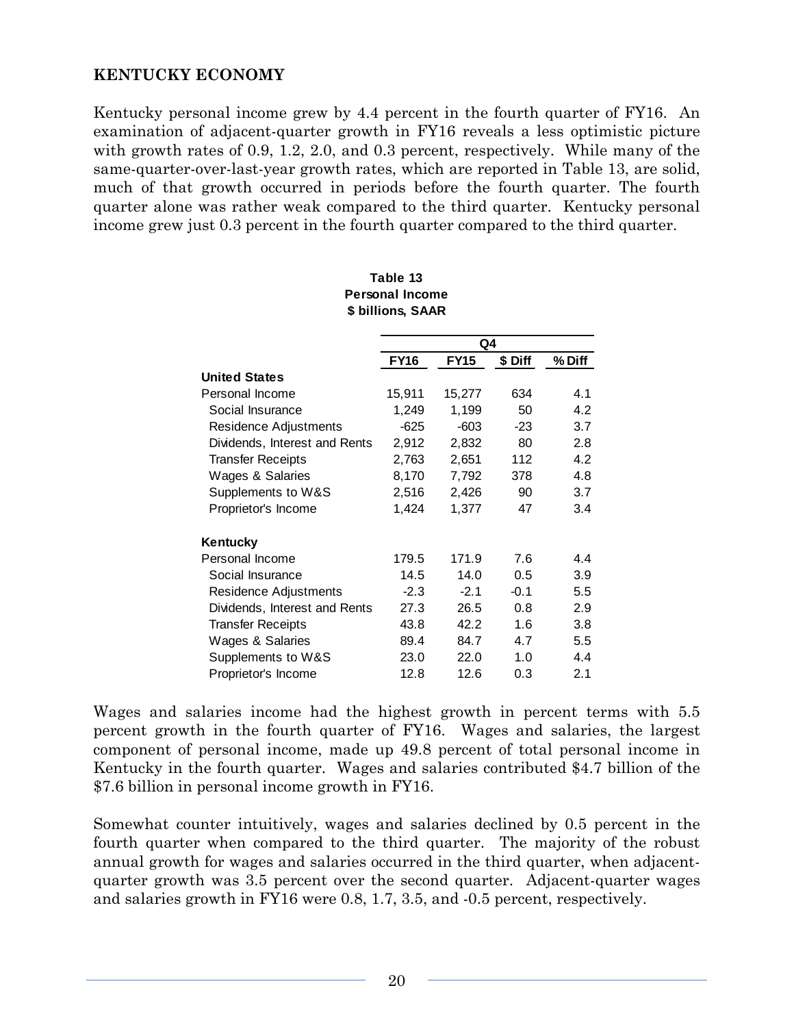## KENTUCKY ECONOMY

Kentucky personal income grew by 4.4 percent in the fourth quarter of FY16. An examination of adjacent-quarter growth in FY16 reveals a less optimistic picture with growth rates of 0.9, 1.2, 2.0, and 0.3 percent, respectively. While many of the same-quarter-over-last-year growth rates, which are reported in Table 13, are solid, much of that growth occurred in periods before the fourth quarter. The fourth quarter alone was rather weak compared to the third quarter. Kentucky personal income grew just 0.3 percent in the fourth quarter compared to the third quarter.

**Table 13**
**Personal Income**
**$ billions, SAAR**

| | Q4 | | | |
|---|---|---|---|---|
| | **FY16** | **FY15** | **$ Diff** | **% Diff** |
| **United States** | | | | |
| Personal Income | 15,911 | 15,277 | 634 | 4.1 |
| Social Insurance | 1,249 | 1,199 | 50 | 4.2 |
| Residence Adjustments | -625 | -603 | -23 | 3.7 |
| Dividends, Interest and Rents | 2,912 | 2,832 | 80 | 2.8 |
| Transfer Receipts | 2,763 | 2,651 | 112 | 4.2 |
| Wages & Salaries | 8,170 | 7,792 | 378 | 4.8 |
| Supplements to W&S | 2,516 | 2,426 | 90 | 3.7 |
| Proprietor's Income | 1,424 | 1,377 | 47 | 3.4 |
| **Kentucky** | | | | |
| Personal Income | 179.5 | 171.9 | 7.6 | 4.4 |
| Social Insurance | 14.5 | 14.0 | 0.5 | 3.9 |
| Residence Adjustments | -2.3 | -2.1 | -0.1 | 5.5 |
| Dividends, Interest and Rents | 27.3 | 26.5 | 0.8 | 2.9 |
| Transfer Receipts | 43.8 | 42.2 | 1.6 | 3.8 |
| Wages & Salaries | 89.4 | 84.7 | 4.7 | 5.5 |
| Supplements to W&S | 23.0 | 22.0 | 1.0 | 4.4 |
| Proprietor's Income | 12.8 | 12.6 | 0.3 | 2.1 |

Wages and salaries income had the highest growth in percent terms with 5.5 percent growth in the fourth quarter of FY16. Wages and salaries, the largest component of personal income, made up 49.8 percent of total personal income in Kentucky in the fourth quarter. Wages and salaries contributed $4.7 billion of the $7.6 billion in personal income growth in FY16.

Somewhat counter intuitively, wages and salaries declined by 0.5 percent in the fourth quarter when compared to the third quarter. The majority of the robust annual growth for wages and salaries occurred in the third quarter, when adjacent-quarter growth was 3.5 percent over the second quarter. Adjacent-quarter wages and salaries growth in FY16 were 0.8, 1.7, 3.5, and -0.5 percent, respectively.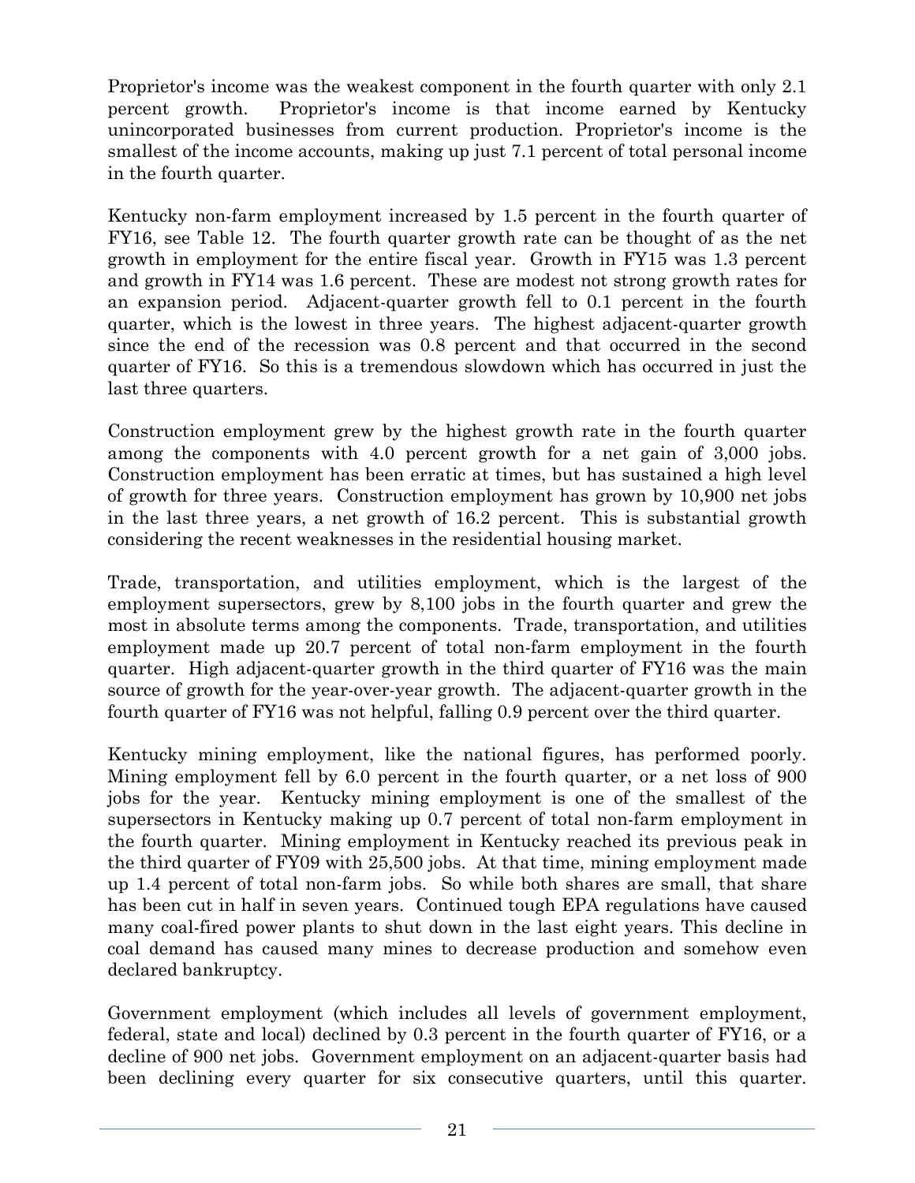Proprietor's income was the weakest component in the fourth quarter with only 2.1 percent growth. Proprietor's income is that income earned by Kentucky unincorporated businesses from current production. Proprietor's income is the smallest of the income accounts, making up just 7.1 percent of total personal income in the fourth quarter.

Kentucky non-farm employment increased by 1.5 percent in the fourth quarter of FY16, see Table 12. The fourth quarter growth rate can be thought of as the net growth in employment for the entire fiscal year. Growth in FY15 was 1.3 percent and growth in FY14 was 1.6 percent. These are modest not strong growth rates for an expansion period. Adjacent-quarter growth fell to 0.1 percent in the fourth quarter, which is the lowest in three years. The highest adjacent-quarter growth since the end of the recession was 0.8 percent and that occurred in the second quarter of FY16. So this is a tremendous slowdown which has occurred in just the last three quarters.

Construction employment grew by the highest growth rate in the fourth quarter among the components with 4.0 percent growth for a net gain of 3,000 jobs. Construction employment has been erratic at times, but has sustained a high level of growth for three years. Construction employment has grown by 10,900 net jobs in the last three years, a net growth of 16.2 percent. This is substantial growth considering the recent weaknesses in the residential housing market.

Trade, transportation, and utilities employment, which is the largest of the employment supersectors, grew by 8,100 jobs in the fourth quarter and grew the most in absolute terms among the components. Trade, transportation, and utilities employment made up 20.7 percent of total non-farm employment in the fourth quarter. High adjacent-quarter growth in the third quarter of FY16 was the main source of growth for the year-over-year growth. The adjacent-quarter growth in the fourth quarter of FY16 was not helpful, falling 0.9 percent over the third quarter.

Kentucky mining employment, like the national figures, has performed poorly. Mining employment fell by 6.0 percent in the fourth quarter, or a net loss of 900 jobs for the year. Kentucky mining employment is one of the smallest of the supersectors in Kentucky making up 0.7 percent of total non-farm employment in the fourth quarter. Mining employment in Kentucky reached its previous peak in the third quarter of FY09 with 25,500 jobs. At that time, mining employment made up 1.4 percent of total non-farm jobs. So while both shares are small, that share has been cut in half in seven years. Continued tough EPA regulations have caused many coal-fired power plants to shut down in the last eight years. This decline in coal demand has caused many mines to decrease production and somehow even declared bankruptcy.

Government employment (which includes all levels of government employment, federal, state and local) declined by 0.3 percent in the fourth quarter of FY16, or a decline of 900 net jobs. Government employment on an adjacent-quarter basis had been declining every quarter for six consecutive quarters, until this quarter.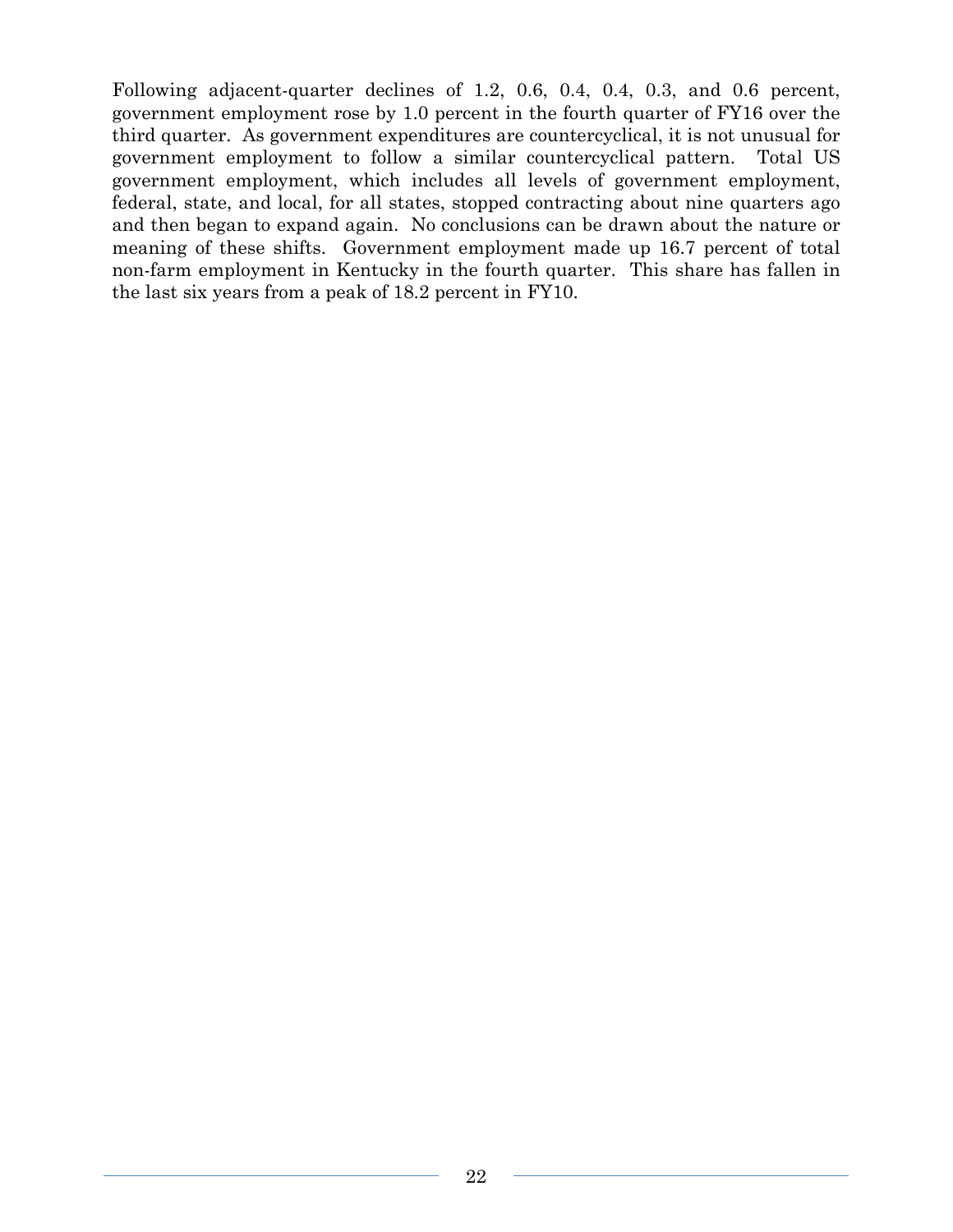Following adjacent-quarter declines of 1.2, 0.6, 0.4, 0.4, 0.3, and 0.6 percent, government employment rose by 1.0 percent in the fourth quarter of FY16 over the third quarter. As government expenditures are countercyclical, it is not unusual for government employment to follow a similar countercyclical pattern. Total US government employment, which includes all levels of government employment, federal, state, and local, for all states, stopped contracting about nine quarters ago and then began to expand again. No conclusions can be drawn about the nature or meaning of these shifts. Government employment made up 16.7 percent of total non-farm employment in Kentucky in the fourth quarter. This share has fallen in the last six years from a peak of 18.2 percent in FY10.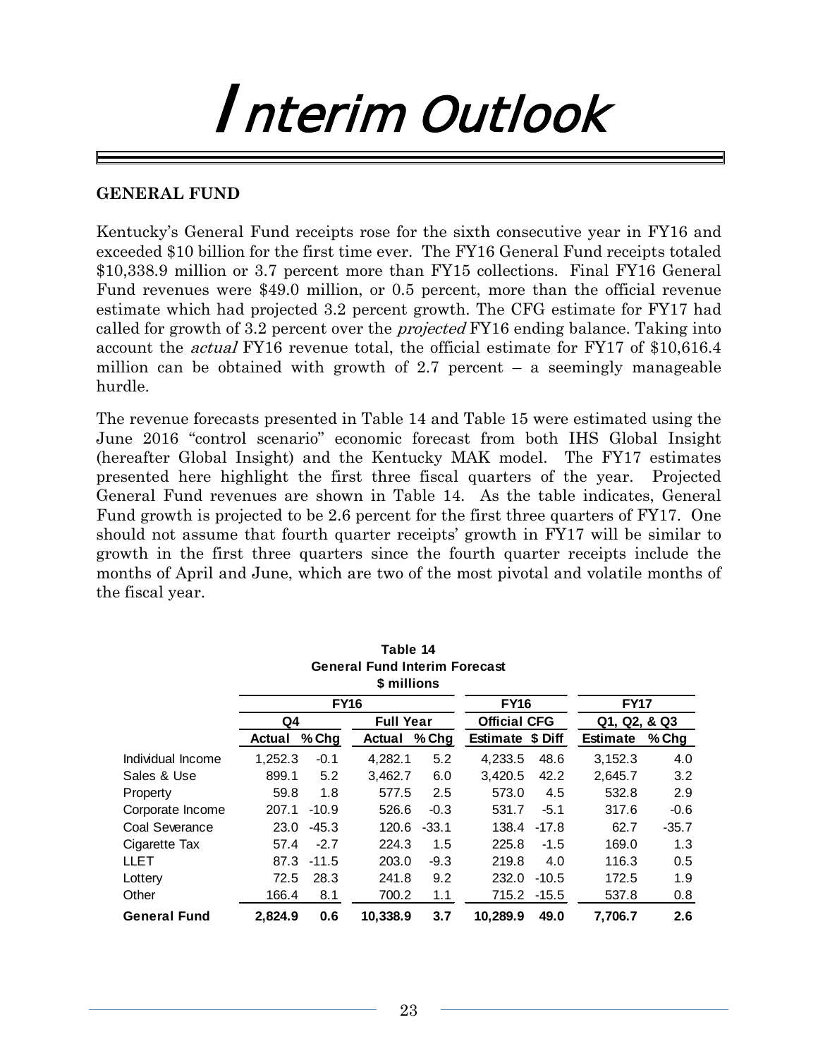# Interim Outlook

**GENERAL FUND**

Kentucky's General Fund receipts rose for the sixth consecutive year in FY16 and exceeded $10 billion for the first time ever. The FY16 General Fund receipts totaled $10,338.9 million or 3.7 percent more than FY15 collections. Final FY16 General Fund revenues were $49.0 million, or 0.5 percent, more than the official revenue estimate which had projected 3.2 percent growth. The CFG estimate for FY17 had called for growth of 3.2 percent over the *projected* FY16 ending balance. Taking into account the *actual* FY16 revenue total, the official estimate for FY17 of $10,616.4 million can be obtained with growth of 2.7 percent – a seemingly manageable hurdle.

The revenue forecasts presented in Table 14 and Table 15 were estimated using the June 2016 "control scenario" economic forecast from both IHS Global Insight (hereafter Global Insight) and the Kentucky MAK model. The FY17 estimates presented here highlight the first three fiscal quarters of the year. Projected General Fund revenues are shown in Table 14. As the table indicates, General Fund growth is projected to be 2.6 percent for the first three quarters of FY17. One should not assume that fourth quarter receipts' growth in FY17 will be similar to growth in the first three quarters since the fourth quarter receipts include the months of April and June, which are two of the most pivotal and volatile months of the fiscal year.

**Table 14**
**General Fund Interim Forecast**
**$ millions**

| | FY16 | | | | FY16 | | FY17 | |
|---|---|---|---|---|---|---|---|---|
| | Q4 | | Full Year | | Official CFG | | Q1, Q2, & Q3 | |
| | Actual | % Chg | Actual | % Chg | Estimate | $ Diff | Estimate | % Chg |
| Individual Income | 1,252.3 | -0.1 | 4,282.1 | 5.2 | 4,233.5 | 48.6 | 3,152.3 | 4.0 |
| Sales & Use | 899.1 | 5.2 | 3,462.7 | 6.0 | 3,420.5 | 42.2 | 2,645.7 | 3.2 |
| Property | 59.8 | 1.8 | 577.5 | 2.5 | 573.0 | 4.5 | 532.8 | 2.9 |
| Corporate Income | 207.1 | -10.9 | 526.6 | -0.3 | 531.7 | -5.1 | 317.6 | -0.6 |
| Coal Severance | 23.0 | -45.3 | 120.6 | -33.1 | 138.4 | -17.8 | 62.7 | -35.7 |
| Cigarette Tax | 57.4 | -2.7 | 224.3 | 1.5 | 225.8 | -1.5 | 169.0 | 1.3 |
| LLET | 87.3 | -11.5 | 203.0 | -9.3 | 219.8 | 4.0 | 116.3 | 0.5 |
| Lottery | 72.5 | 28.3 | 241.8 | 9.2 | 232.0 | -10.5 | 172.5 | 1.9 |
| Other | 166.4 | 8.1 | 700.2 | 1.1 | 715.2 | -15.5 | 537.8 | 0.8 |
| **General Fund** | **2,824.9** | **0.6** | **10,338.9** | **3.7** | **10,289.9** | **49.0** | **7,706.7** | **2.6** |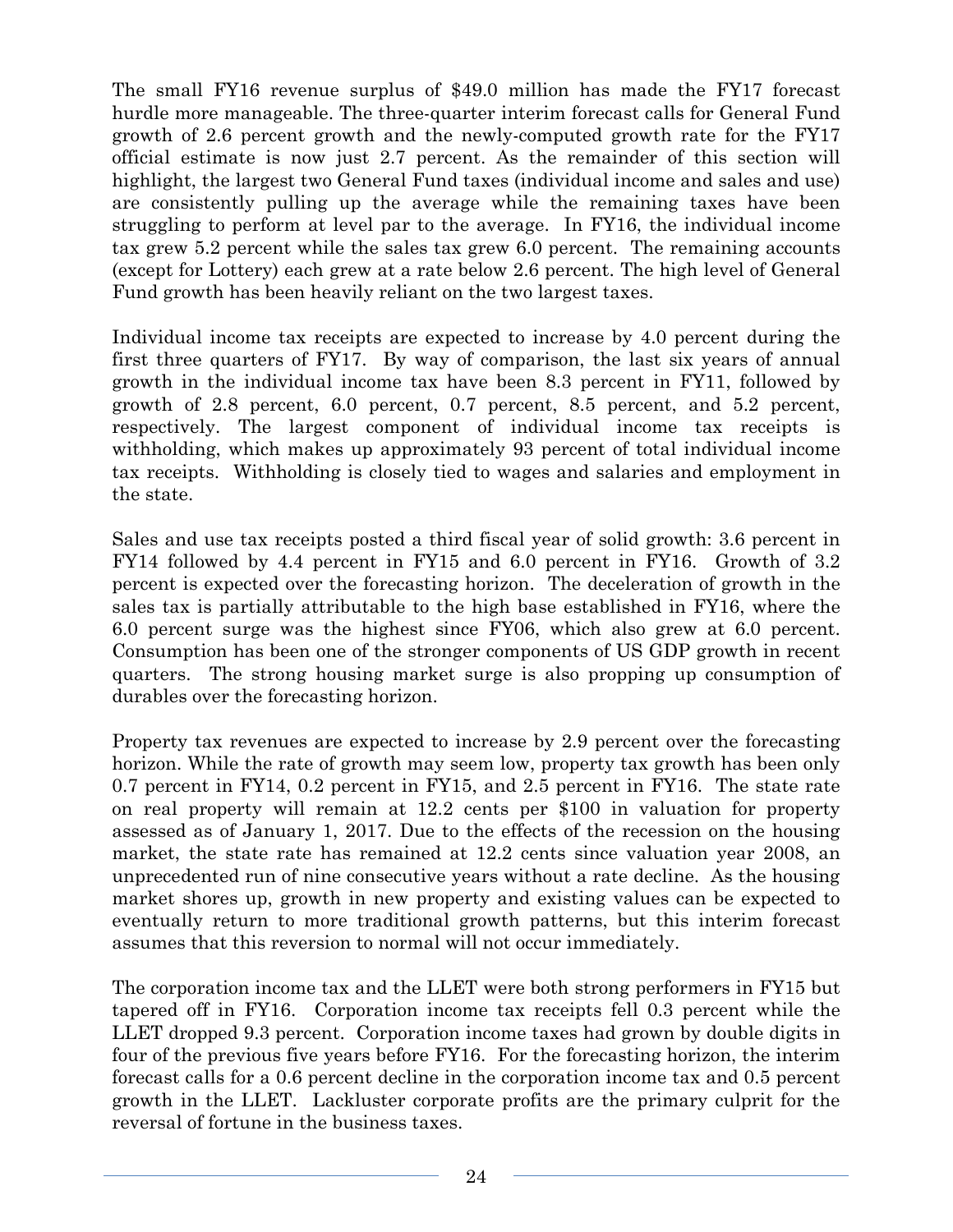The small FY16 revenue surplus of $49.0 million has made the FY17 forecast hurdle more manageable. The three-quarter interim forecast calls for General Fund growth of 2.6 percent growth and the newly-computed growth rate for the FY17 official estimate is now just 2.7 percent. As the remainder of this section will highlight, the largest two General Fund taxes (individual income and sales and use) are consistently pulling up the average while the remaining taxes have been struggling to perform at level par to the average. In FY16, the individual income tax grew 5.2 percent while the sales tax grew 6.0 percent. The remaining accounts (except for Lottery) each grew at a rate below 2.6 percent. The high level of General Fund growth has been heavily reliant on the two largest taxes.

Individual income tax receipts are expected to increase by 4.0 percent during the first three quarters of FY17. By way of comparison, the last six years of annual growth in the individual income tax have been 8.3 percent in FY11, followed by growth of 2.8 percent, 6.0 percent, 0.7 percent, 8.5 percent, and 5.2 percent, respectively. The largest component of individual income tax receipts is withholding, which makes up approximately 93 percent of total individual income tax receipts. Withholding is closely tied to wages and salaries and employment in the state.

Sales and use tax receipts posted a third fiscal year of solid growth: 3.6 percent in FY14 followed by 4.4 percent in FY15 and 6.0 percent in FY16. Growth of 3.2 percent is expected over the forecasting horizon. The deceleration of growth in the sales tax is partially attributable to the high base established in FY16, where the 6.0 percent surge was the highest since FY06, which also grew at 6.0 percent. Consumption has been one of the stronger components of US GDP growth in recent quarters. The strong housing market surge is also propping up consumption of durables over the forecasting horizon.

Property tax revenues are expected to increase by 2.9 percent over the forecasting horizon. While the rate of growth may seem low, property tax growth has been only 0.7 percent in FY14, 0.2 percent in FY15, and 2.5 percent in FY16. The state rate on real property will remain at 12.2 cents per $100 in valuation for property assessed as of January 1, 2017. Due to the effects of the recession on the housing market, the state rate has remained at 12.2 cents since valuation year 2008, an unprecedented run of nine consecutive years without a rate decline. As the housing market shores up, growth in new property and existing values can be expected to eventually return to more traditional growth patterns, but this interim forecast assumes that this reversion to normal will not occur immediately.

The corporation income tax and the LLET were both strong performers in FY15 but tapered off in FY16. Corporation income tax receipts fell 0.3 percent while the LLET dropped 9.3 percent. Corporation income taxes had grown by double digits in four of the previous five years before FY16. For the forecasting horizon, the interim forecast calls for a 0.6 percent decline in the corporation income tax and 0.5 percent growth in the LLET. Lackluster corporate profits are the primary culprit for the reversal of fortune in the business taxes.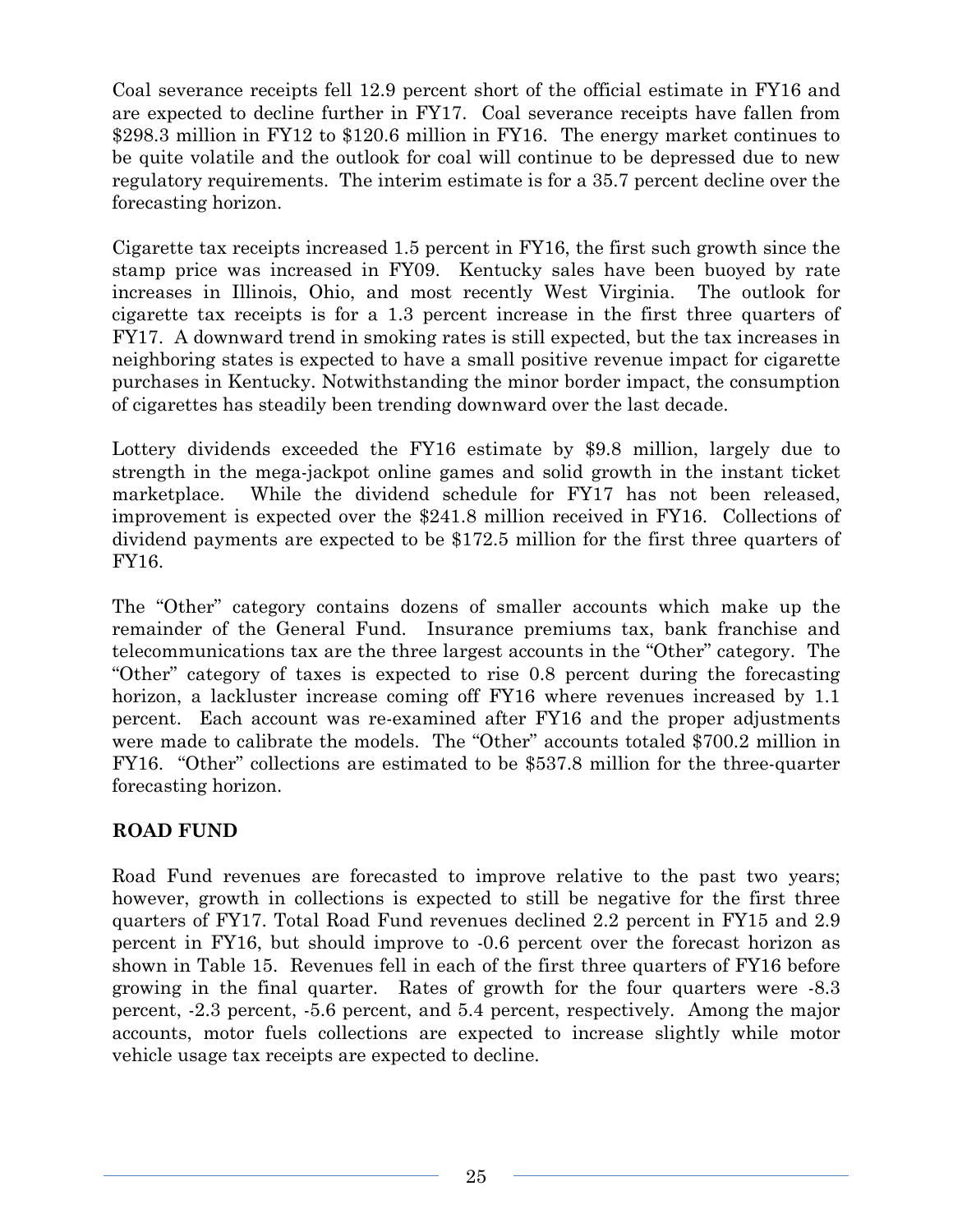Coal severance receipts fell 12.9 percent short of the official estimate in FY16 and are expected to decline further in FY17. Coal severance receipts have fallen from $298.3 million in FY12 to $120.6 million in FY16. The energy market continues to be quite volatile and the outlook for coal will continue to be depressed due to new regulatory requirements. The interim estimate is for a 35.7 percent decline over the forecasting horizon.

Cigarette tax receipts increased 1.5 percent in FY16, the first such growth since the stamp price was increased in FY09. Kentucky sales have been buoyed by rate increases in Illinois, Ohio, and most recently West Virginia. The outlook for cigarette tax receipts is for a 1.3 percent increase in the first three quarters of FY17. A downward trend in smoking rates is still expected, but the tax increases in neighboring states is expected to have a small positive revenue impact for cigarette purchases in Kentucky. Notwithstanding the minor border impact, the consumption of cigarettes has steadily been trending downward over the last decade.

Lottery dividends exceeded the FY16 estimate by $9.8 million, largely due to strength in the mega-jackpot online games and solid growth in the instant ticket marketplace. While the dividend schedule for FY17 has not been released, improvement is expected over the $241.8 million received in FY16. Collections of dividend payments are expected to be $172.5 million for the first three quarters of FY16.

The "Other" category contains dozens of smaller accounts which make up the remainder of the General Fund. Insurance premiums tax, bank franchise and telecommunications tax are the three largest accounts in the "Other" category. The "Other" category of taxes is expected to rise 0.8 percent during the forecasting horizon, a lackluster increase coming off FY16 where revenues increased by 1.1 percent. Each account was re-examined after FY16 and the proper adjustments were made to calibrate the models. The "Other" accounts totaled $700.2 million in FY16. "Other" collections are estimated to be $537.8 million for the three-quarter forecasting horizon.

## ROAD FUND

Road Fund revenues are forecasted to improve relative to the past two years; however, growth in collections is expected to still be negative for the first three quarters of FY17. Total Road Fund revenues declined 2.2 percent in FY15 and 2.9 percent in FY16, but should improve to -0.6 percent over the forecast horizon as shown in Table 15. Revenues fell in each of the first three quarters of FY16 before growing in the final quarter. Rates of growth for the four quarters were -8.3 percent, -2.3 percent, -5.6 percent, and 5.4 percent, respectively. Among the major accounts, motor fuels collections are expected to increase slightly while motor vehicle usage tax receipts are expected to decline.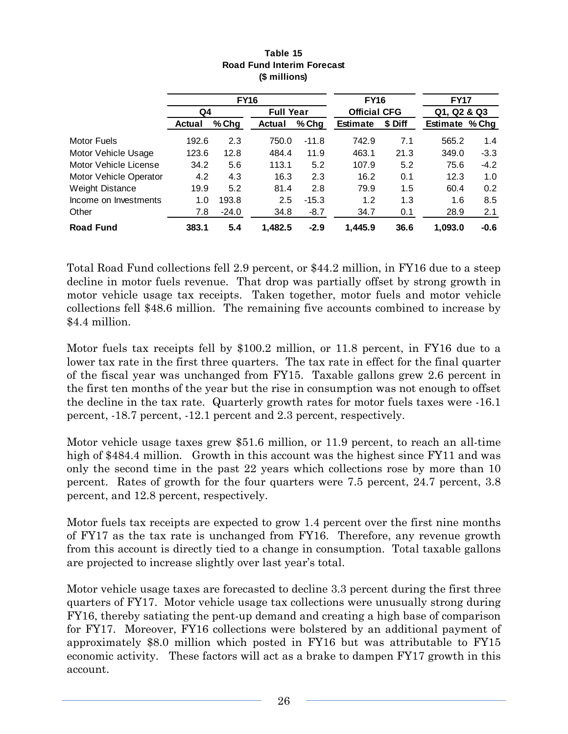**Table 15**
**Road Fund Interim Forecast**
**($ millions)**

| | FY16 | | | | FY16 | | FY17 | |
|---|---|---|---|---|---|---|---|---|
| | Q4 | | Full Year | | Official CFG | | Q1, Q2 & Q3 | |
| | Actual | % Chg | Actual | % Chg | Estimate | $ Diff | Estimate | % Chg |
| Motor Fuels | 192.6 | 2.3 | 750.0 | -11.8 | 742.9 | 7.1 | 565.2 | 1.4 |
| Motor Vehicle Usage | 123.6 | 12.8 | 484.4 | 11.9 | 463.1 | 21.3 | 349.0 | -3.3 |
| Motor Vehicle License | 34.2 | 5.6 | 113.1 | 5.2 | 107.9 | 5.2 | 75.6 | -4.2 |
| Motor Vehicle Operator | 4.2 | 4.3 | 16.3 | 2.3 | 16.2 | 0.1 | 12.3 | 1.0 |
| Weight Distance | 19.9 | 5.2 | 81.4 | 2.8 | 79.9 | 1.5 | 60.4 | 0.2 |
| Income on Investments | 1.0 | 193.8 | 2.5 | -15.3 | 1.2 | 1.3 | 1.6 | 8.5 |
| Other | 7.8 | -24.0 | 34.8 | -8.7 | 34.7 | 0.1 | 28.9 | 2.1 |
| **Road Fund** | **383.1** | **5.4** | **1,482.5** | **-2.9** | **1,445.9** | **36.6** | **1,093.0** | **-0.6** |

Total Road Fund collections fell 2.9 percent, or $44.2 million, in FY16 due to a steep decline in motor fuels revenue. That drop was partially offset by strong growth in motor vehicle usage tax receipts. Taken together, motor fuels and motor vehicle collections fell $48.6 million. The remaining five accounts combined to increase by $4.4 million.

Motor fuels tax receipts fell by $100.2 million, or 11.8 percent, in FY16 due to a lower tax rate in the first three quarters. The tax rate in effect for the final quarter of the fiscal year was unchanged from FY15. Taxable gallons grew 2.6 percent in the first ten months of the year but the rise in consumption was not enough to offset the decline in the tax rate. Quarterly growth rates for motor fuels taxes were -16.1 percent, -18.7 percent, -12.1 percent and 2.3 percent, respectively.

Motor vehicle usage taxes grew $51.6 million, or 11.9 percent, to reach an all-time high of $484.4 million. Growth in this account was the highest since FY11 and was only the second time in the past 22 years which collections rose by more than 10 percent. Rates of growth for the four quarters were 7.5 percent, 24.7 percent, 3.8 percent, and 12.8 percent, respectively.

Motor fuels tax receipts are expected to grow 1.4 percent over the first nine months of FY17 as the tax rate is unchanged from FY16. Therefore, any revenue growth from this account is directly tied to a change in consumption. Total taxable gallons are projected to increase slightly over last year's total.

Motor vehicle usage taxes are forecasted to decline 3.3 percent during the first three quarters of FY17. Motor vehicle usage tax collections were unusually strong during FY16, thereby satiating the pent-up demand and creating a high base of comparison for FY17. Moreover, FY16 collections were bolstered by an additional payment of approximately $8.0 million which posted in FY16 but was attributable to FY15 economic activity. These factors will act as a brake to dampen FY17 growth in this account.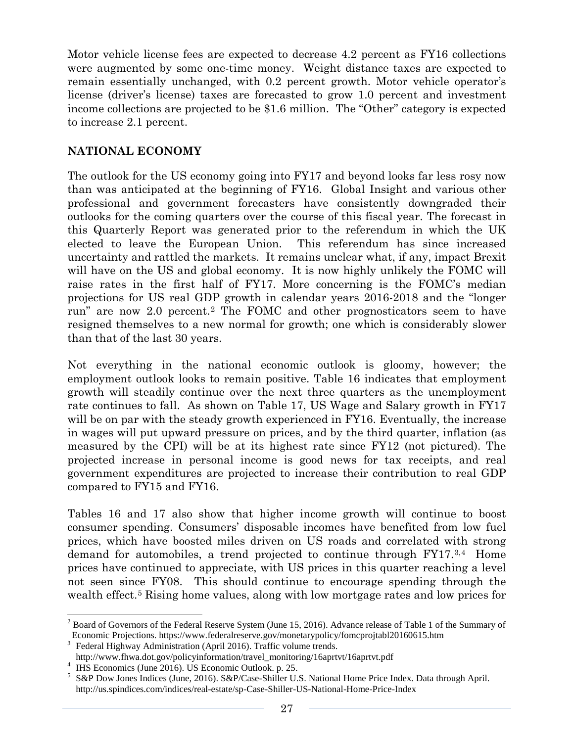Motor vehicle license fees are expected to decrease 4.2 percent as FY16 collections were augmented by some one-time money. Weight distance taxes are expected to remain essentially unchanged, with 0.2 percent growth. Motor vehicle operator's license (driver's license) taxes are forecasted to grow 1.0 percent and investment income collections are projected to be $1.6 million. The "Other" category is expected to increase 2.1 percent.

## NATIONAL ECONOMY

The outlook for the US economy going into FY17 and beyond looks far less rosy now than was anticipated at the beginning of FY16. Global Insight and various other professional and government forecasters have consistently downgraded their outlooks for the coming quarters over the course of this fiscal year. The forecast in this Quarterly Report was generated prior to the referendum in which the UK elected to leave the European Union. This referendum has since increased uncertainty and rattled the markets. It remains unclear what, if any, impact Brexit will have on the US and global economy. It is now highly unlikely the FOMC will raise rates in the first half of FY17. More concerning is the FOMC's median projections for US real GDP growth in calendar years 2016-2018 and the "longer run" are now 2.0 percent.[2] The FOMC and other prognosticators seem to have resigned themselves to a new normal for growth; one which is considerably slower than that of the last 30 years.

Not everything in the national economic outlook is gloomy, however; the employment outlook looks to remain positive. Table 16 indicates that employment growth will steadily continue over the next three quarters as the unemployment rate continues to fall. As shown on Table 17, US Wage and Salary growth in FY17 will be on par with the steady growth experienced in FY16. Eventually, the increase in wages will put upward pressure on prices, and by the third quarter, inflation (as measured by the CPI) will be at its highest rate since FY12 (not pictured). The projected increase in personal income is good news for tax receipts, and real government expenditures are projected to increase their contribution to real GDP compared to FY15 and FY16.

Tables 16 and 17 also show that higher income growth will continue to boost consumer spending. Consumers' disposable incomes have benefited from low fuel prices, which have boosted miles driven on US roads and correlated with strong demand for automobiles, a trend projected to continue through FY17.[3,4] Home prices have continued to appreciate, with US prices in this quarter reaching a level not seen since FY08. This should continue to encourage spending through the wealth effect.[5] Rising home values, along with low mortgage rates and low prices for

---

[2] Board of Governors of the Federal Reserve System (June 15, 2016). Advance release of Table 1 of the Summary of Economic Projections. https://www.federalreserve.gov/monetarypolicy/fomcprojtabl20160615.htm

[3] Federal Highway Administration (April 2016). Traffic volume trends. http://www.fhwa.dot.gov/policyinformation/travel_monitoring/16aprtvt/16aprtvt.pdf

[4] IHS Economics (June 2016). US Economic Outlook. p. 25.

[5] S&P Dow Jones Indices (June, 2016). S&P/Case-Shiller U.S. National Home Price Index. Data through April. http://us.spindices.com/indices/real-estate/sp-Case-Shiller-US-National-Home-Price-Index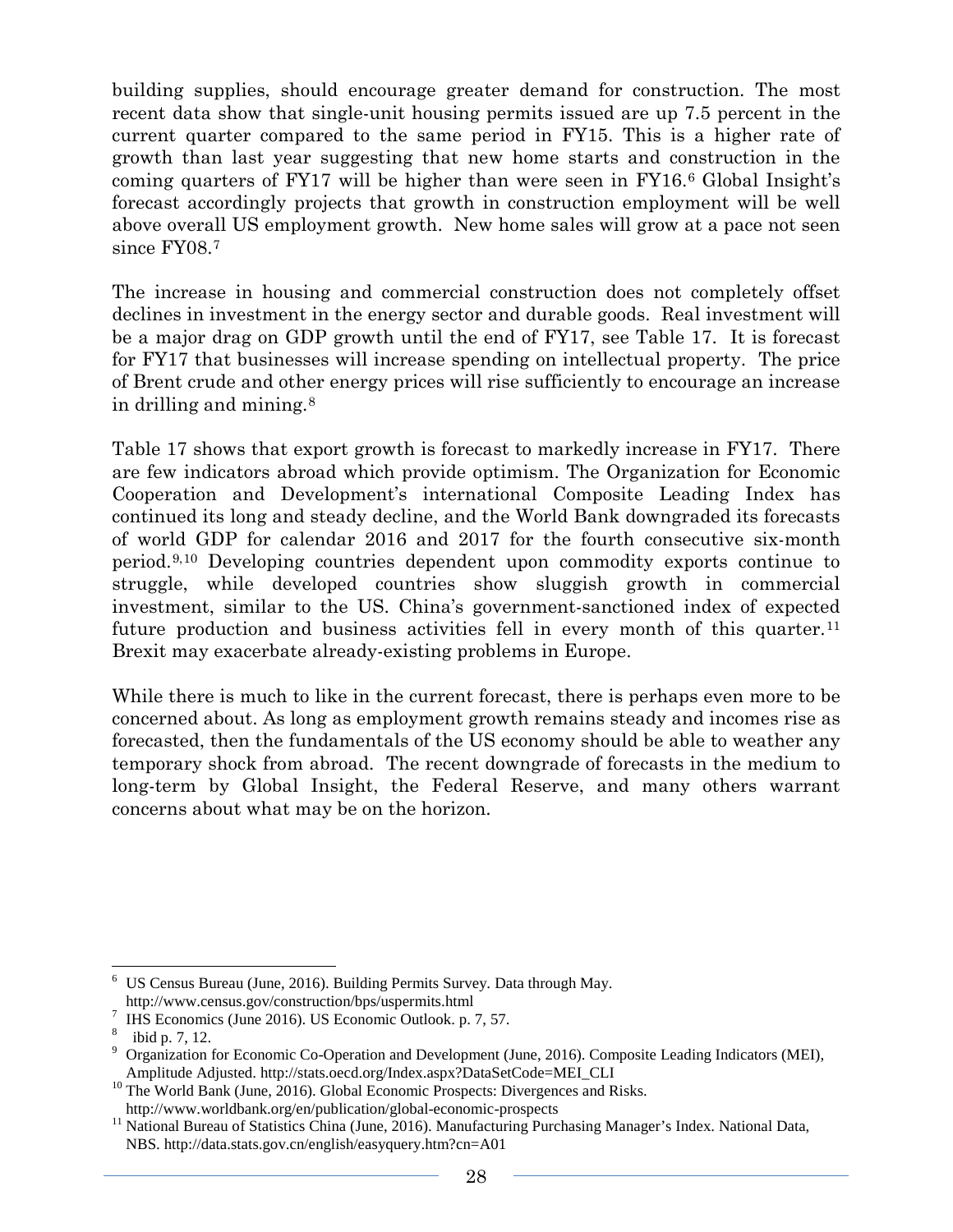building supplies, should encourage greater demand for construction. The most recent data show that single-unit housing permits issued are up 7.5 percent in the current quarter compared to the same period in FY15. This is a higher rate of growth than last year suggesting that new home starts and construction in the coming quarters of FY17 will be higher than were seen in FY16.[6] Global Insight's forecast accordingly projects that growth in construction employment will be well above overall US employment growth. New home sales will grow at a pace not seen since FY08.[7]

The increase in housing and commercial construction does not completely offset declines in investment in the energy sector and durable goods. Real investment will be a major drag on GDP growth until the end of FY17, see Table 17. It is forecast for FY17 that businesses will increase spending on intellectual property. The price of Brent crude and other energy prices will rise sufficiently to encourage an increase in drilling and mining.[8]

Table 17 shows that export growth is forecast to markedly increase in FY17. There are few indicators abroad which provide optimism. The Organization for Economic Cooperation and Development's international Composite Leading Index has continued its long and steady decline, and the World Bank downgraded its forecasts of world GDP for calendar 2016 and 2017 for the fourth consecutive six-month period.[9,10] Developing countries dependent upon commodity exports continue to struggle, while developed countries show sluggish growth in commercial investment, similar to the US. China's government-sanctioned index of expected future production and business activities fell in every month of this quarter.[11] Brexit may exacerbate already-existing problems in Europe.

While there is much to like in the current forecast, there is perhaps even more to be concerned about. As long as employment growth remains steady and incomes rise as forecasted, then the fundamentals of the US economy should be able to weather any temporary shock from abroad. The recent downgrade of forecasts in the medium to long-term by Global Insight, the Federal Reserve, and many others warrant concerns about what may be on the horizon.

---

[6] US Census Bureau (June, 2016). Building Permits Survey. Data through May. http://www.census.gov/construction/bps/uspermits.html

[7] IHS Economics (June 2016). US Economic Outlook. p. 7, 57.

[8] ibid p. 7, 12.

[9] Organization for Economic Co-Operation and Development (June, 2016). Composite Leading Indicators (MEI), Amplitude Adjusted. http://stats.oecd.org/Index.aspx?DataSetCode=MEI_CLI

[10] The World Bank (June, 2016). Global Economic Prospects: Divergences and Risks. http://www.worldbank.org/en/publication/global-economic-prospects

[11] National Bureau of Statistics China (June, 2016). Manufacturing Purchasing Manager's Index. National Data, NBS. http://data.stats.gov.cn/english/easyquery.htm?cn=A01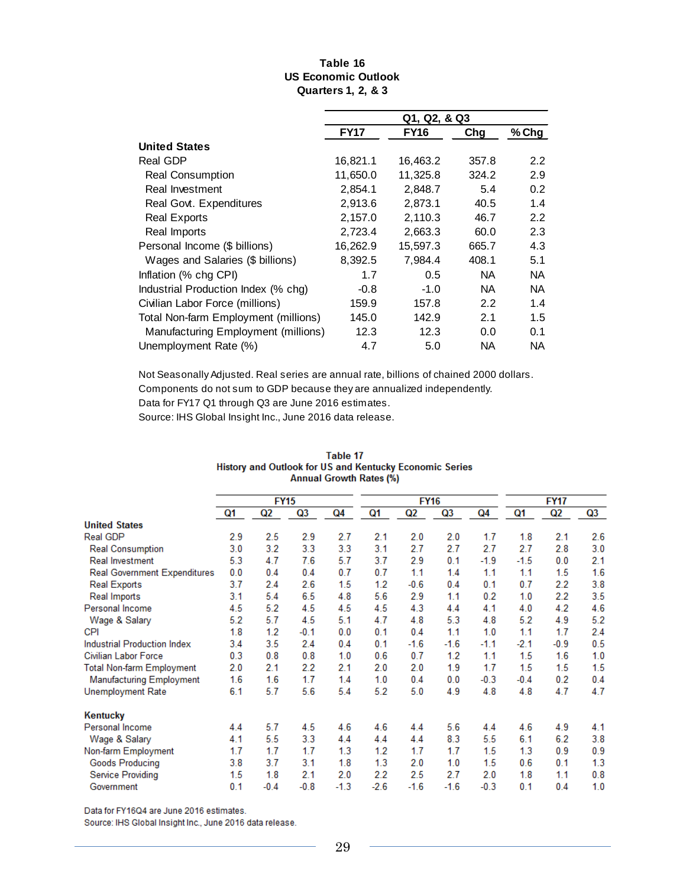**Table 16**
**US Economic Outlook**
**Quarters 1, 2, & 3**

| | Q1, Q2, & Q3 | | | |
|---|---|---|---|---|
| | **FY17** | **FY16** | **Chg** | **% Chg** |
| **United States** | | | | |
| Real GDP | 16,821.1 | 16,463.2 | 357.8 | 2.2 |
| Real Consumption | 11,650.0 | 11,325.8 | 324.2 | 2.9 |
| Real Investment | 2,854.1 | 2,848.7 | 5.4 | 0.2 |
| Real Govt. Expenditures | 2,913.6 | 2,873.1 | 40.5 | 1.4 |
| Real Exports | 2,157.0 | 2,110.3 | 46.7 | 2.2 |
| Real Imports | 2,723.4 | 2,663.3 | 60.0 | 2.3 |
| Personal Income ($ billions) | 16,262.9 | 15,597.3 | 665.7 | 4.3 |
| Wages and Salaries ($ billions) | 8,392.5 | 7,984.4 | 408.1 | 5.1 |
| Inflation (% chg CPI) | 1.7 | 0.5 | NA | NA |
| Industrial Production Index (% chg) | -0.8 | -1.0 | NA | NA |
| Civilian Labor Force (millions) | 159.9 | 157.8 | 2.2 | 1.4 |
| Total Non-farm Employment (millions) | 145.0 | 142.9 | 2.1 | 1.5 |
| Manufacturing Employment (millions) | 12.3 | 12.3 | 0.0 | 0.1 |
| Unemployment Rate (%) | 4.7 | 5.0 | NA | NA |

Not Seasonally Adjusted. Real series are annual rate, billions of chained 2000 dollars.
Components do not sum to GDP because they are annualized independently.
Data for FY17 Q1 through Q3 are June 2016 estimates.
Source: IHS Global Insight Inc., June 2016 data release.

**Table 17**
**History and Outlook for US and Kentucky Economic Series**
**Annual Growth Rates (%)**

| | FY15 | | | | FY16 | | | | FY17 | | |
|---|---|---|---|---|---|---|---|---|---|---|---|
| | Q1 | Q2 | Q3 | Q4 | Q1 | Q2 | Q3 | Q4 | Q1 | Q2 | Q3 |
| **United States** | | | | | | | | | | | |
| Real GDP | 2.9 | 2.5 | 2.9 | 2.7 | 2.1 | 2.0 | 2.0 | 1.7 | 1.8 | 2.1 | 2.6 |
| Real Consumption | 3.0 | 3.2 | 3.3 | 3.3 | 3.1 | 2.7 | 2.7 | 2.7 | 2.7 | 2.8 | 3.0 |
| Real Investment | 5.3 | 4.7 | 7.6 | 5.7 | 3.7 | 2.9 | 0.1 | -1.9 | -1.5 | 0.0 | 2.1 |
| Real Government Expenditures | 0.0 | 0.4 | 0.4 | 0.7 | 0.7 | 1.1 | 1.4 | 1.1 | 1.1 | 1.5 | 1.6 |
| Real Exports | 3.7 | 2.4 | 2.6 | 1.5 | 1.2 | -0.6 | 0.4 | 0.1 | 0.7 | 2.2 | 3.8 |
| Real Imports | 3.1 | 5.4 | 6.5 | 4.8 | 5.6 | 2.9 | 1.1 | 0.2 | 1.0 | 2.2 | 3.5 |
| Personal Income | 4.5 | 5.2 | 4.5 | 4.5 | 4.5 | 4.3 | 4.4 | 4.1 | 4.0 | 4.2 | 4.6 |
| Wage & Salary | 5.2 | 5.7 | 4.5 | 5.1 | 4.7 | 4.8 | 5.3 | 4.8 | 5.2 | 4.9 | 5.2 |
| CPI | 1.8 | 1.2 | -0.1 | 0.0 | 0.1 | 0.4 | 1.1 | 1.0 | 1.1 | 1.7 | 2.4 |
| Industrial Production Index | 3.4 | 3.5 | 2.4 | 0.4 | 0.1 | -1.6 | -1.6 | -1.1 | -2.1 | -0.9 | 0.5 |
| Civilian Labor Force | 0.3 | 0.8 | 0.8 | 1.0 | 0.6 | 0.7 | 1.2 | 1.1 | 1.5 | 1.6 | 1.0 |
| Total Non-farm Employment | 2.0 | 2.1 | 2.2 | 2.1 | 2.0 | 2.0 | 1.9 | 1.7 | 1.5 | 1.5 | 1.5 |
| Manufacturing Employment | 1.6 | 1.6 | 1.7 | 1.4 | 1.0 | 0.4 | 0.0 | -0.3 | -0.4 | 0.2 | 0.4 |
| Unemployment Rate | 6.1 | 5.7 | 5.6 | 5.4 | 5.2 | 5.0 | 4.9 | 4.8 | 4.8 | 4.7 | 4.7 |
| **Kentucky** | | | | | | | | | | | |
| Personal Income | 4.4 | 5.7 | 4.5 | 4.6 | 4.6 | 4.4 | 5.6 | 4.4 | 4.6 | 4.9 | 4.1 |
| Wage & Salary | 4.1 | 5.5 | 3.3 | 4.4 | 4.4 | 4.4 | 8.3 | 5.5 | 6.1 | 6.2 | 3.8 |
| Non-farm Employment | 1.7 | 1.7 | 1.7 | 1.3 | 1.2 | 1.7 | 1.7 | 1.5 | 1.3 | 0.9 | 0.9 |
| Goods Producing | 3.8 | 3.7 | 3.1 | 1.8 | 1.3 | 2.0 | 1.0 | 1.5 | 0.6 | 0.1 | 1.3 |
| Service Providing | 1.5 | 1.8 | 2.1 | 2.0 | 2.2 | 2.5 | 2.7 | 2.0 | 1.8 | 1.1 | 0.8 |
| Government | 0.1 | -0.4 | -0.8 | -1.3 | -2.6 | -1.6 | -1.6 | -0.3 | 0.1 | 0.4 | 1.0 |

Data for FY16Q4 are June 2016 estimates.
Source: IHS Global Insight Inc., June 2016 data release.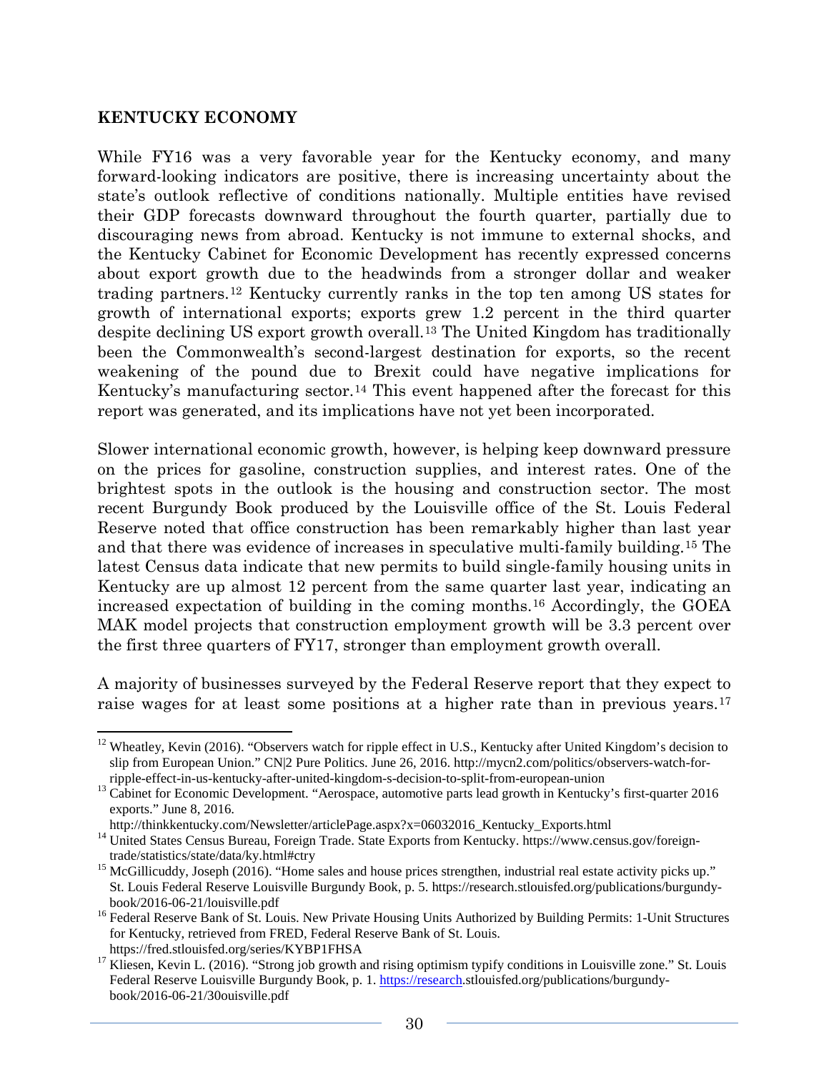## KENTUCKY ECONOMY

While FY16 was a very favorable year for the Kentucky economy, and many forward-looking indicators are positive, there is increasing uncertainty about the state's outlook reflective of conditions nationally. Multiple entities have revised their GDP forecasts downward throughout the fourth quarter, partially due to discouraging news from abroad. Kentucky is not immune to external shocks, and the Kentucky Cabinet for Economic Development has recently expressed concerns about export growth due to the headwinds from a stronger dollar and weaker trading partners.[12] Kentucky currently ranks in the top ten among US states for growth of international exports; exports grew 1.2 percent in the third quarter despite declining US export growth overall.[13] The United Kingdom has traditionally been the Commonwealth's second-largest destination for exports, so the recent weakening of the pound due to Brexit could have negative implications for Kentucky's manufacturing sector.[14] This event happened after the forecast for this report was generated, and its implications have not yet been incorporated.

Slower international economic growth, however, is helping keep downward pressure on the prices for gasoline, construction supplies, and interest rates. One of the brightest spots in the outlook is the housing and construction sector. The most recent Burgundy Book produced by the Louisville office of the St. Louis Federal Reserve noted that office construction has been remarkably higher than last year and that there was evidence of increases in speculative multi-family building.[15] The latest Census data indicate that new permits to build single-family housing units in Kentucky are up almost 12 percent from the same quarter last year, indicating an increased expectation of building in the coming months.[16] Accordingly, the GOEA MAK model projects that construction employment growth will be 3.3 percent over the first three quarters of FY17, stronger than employment growth overall.

A majority of businesses surveyed by the Federal Reserve report that they expect to raise wages for at least some positions at a higher rate than in previous years.[17]

---

[12] Wheatley, Kevin (2016). "Observers watch for ripple effect in U.S., Kentucky after United Kingdom's decision to slip from European Union." CN|2 Pure Politics. June 26, 2016. http://mycn2.com/politics/observers-watch-for-ripple-effect-in-us-kentucky-after-united-kingdom-s-decision-to-split-from-european-union

[13] Cabinet for Economic Development. "Aerospace, automotive parts lead growth in Kentucky's first-quarter 2016 exports." June 8, 2016. http://thinkkentucky.com/Newsletter/articlePage.aspx?x=06032016_Kentucky_Exports.html

[14] United States Census Bureau, Foreign Trade. State Exports from Kentucky. https://www.census.gov/foreign-trade/statistics/state/data/ky.html#ctry

[15] McGillicuddy, Joseph (2016). "Home sales and house prices strengthen, industrial real estate activity picks up." St. Louis Federal Reserve Louisville Burgundy Book, p. 5. https://research.stlouisfed.org/publications/burgundy-book/2016-06-21/louisville.pdf

[16] Federal Reserve Bank of St. Louis. New Private Housing Units Authorized by Building Permits: 1-Unit Structures for Kentucky, retrieved from FRED, Federal Reserve Bank of St. Louis. https://fred.stlouisfed.org/series/KYBP1FHSA

[17] Kliesen, Kevin L. (2016). "Strong job growth and rising optimism typify conditions in Louisville zone." St. Louis Federal Reserve Louisville Burgundy Book, p. 1. https://research.stlouisfed.org/publications/burgundy-book/2016-06-21/30ouisville.pdf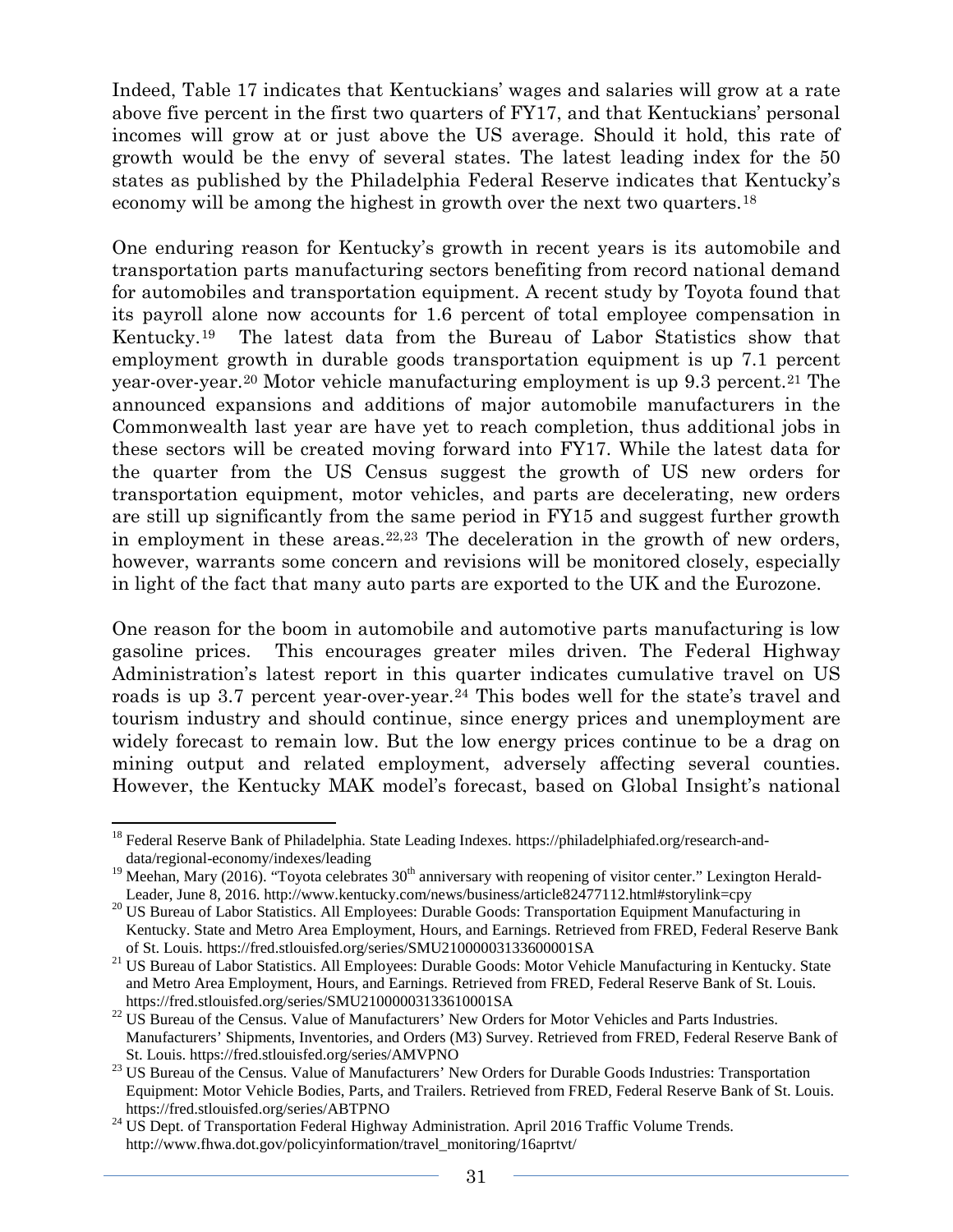Indeed, Table 17 indicates that Kentuckians' wages and salaries will grow at a rate above five percent in the first two quarters of FY17, and that Kentuckians' personal incomes will grow at or just above the US average. Should it hold, this rate of growth would be the envy of several states. The latest leading index for the 50 states as published by the Philadelphia Federal Reserve indicates that Kentucky's economy will be among the highest in growth over the next two quarters.[18]

One enduring reason for Kentucky's growth in recent years is its automobile and transportation parts manufacturing sectors benefiting from record national demand for automobiles and transportation equipment. A recent study by Toyota found that its payroll alone now accounts for 1.6 percent of total employee compensation in Kentucky.[19] The latest data from the Bureau of Labor Statistics show that employment growth in durable goods transportation equipment is up 7.1 percent year-over-year.[20] Motor vehicle manufacturing employment is up 9.3 percent.[21] The announced expansions and additions of major automobile manufacturers in the Commonwealth last year are have yet to reach completion, thus additional jobs in these sectors will be created moving forward into FY17. While the latest data for the quarter from the US Census suggest the growth of US new orders for transportation equipment, motor vehicles, and parts are decelerating, new orders are still up significantly from the same period in FY15 and suggest further growth in employment in these areas.[22,23] The deceleration in the growth of new orders, however, warrants some concern and revisions will be monitored closely, especially in light of the fact that many auto parts are exported to the UK and the Eurozone.

One reason for the boom in automobile and automotive parts manufacturing is low gasoline prices. This encourages greater miles driven. The Federal Highway Administration's latest report in this quarter indicates cumulative travel on US roads is up 3.7 percent year-over-year.[24] This bodes well for the state's travel and tourism industry and should continue, since energy prices and unemployment are widely forecast to remain low. But the low energy prices continue to be a drag on mining output and related employment, adversely affecting several counties. However, the Kentucky MAK model's forecast, based on Global Insight's national

---

[18] Federal Reserve Bank of Philadelphia. State Leading Indexes. https://philadelphiafed.org/research-and-data/regional-economy/indexes/leading

[19] Meehan, Mary (2016). "Toyota celebrates 30th anniversary with reopening of visitor center." Lexington Herald-Leader, June 8, 2016. http://www.kentucky.com/news/business/article82477112.html#storylink=cpy

[20] US Bureau of Labor Statistics. All Employees: Durable Goods: Transportation Equipment Manufacturing in Kentucky. State and Metro Area Employment, Hours, and Earnings. Retrieved from FRED, Federal Reserve Bank of St. Louis. https://fred.stlouisfed.org/series/SMU21000003133600001SA

[21] US Bureau of Labor Statistics. All Employees: Durable Goods: Motor Vehicle Manufacturing in Kentucky. State and Metro Area Employment, Hours, and Earnings. Retrieved from FRED, Federal Reserve Bank of St. Louis. https://fred.stlouisfed.org/series/SMU21000003133610001SA

[22] US Bureau of the Census. Value of Manufacturers' New Orders for Motor Vehicles and Parts Industries. Manufacturers' Shipments, Inventories, and Orders (M3) Survey. Retrieved from FRED, Federal Reserve Bank of St. Louis. https://fred.stlouisfed.org/series/AMVPNO

[23] US Bureau of the Census. Value of Manufacturers' New Orders for Durable Goods Industries: Transportation Equipment: Motor Vehicle Bodies, Parts, and Trailers. Retrieved from FRED, Federal Reserve Bank of St. Louis. https://fred.stlouisfed.org/series/ABTPNO

[24] US Dept. of Transportation Federal Highway Administration. April 2016 Traffic Volume Trends. http://www.fhwa.dot.gov/policyinformation/travel_monitoring/16aprtvt/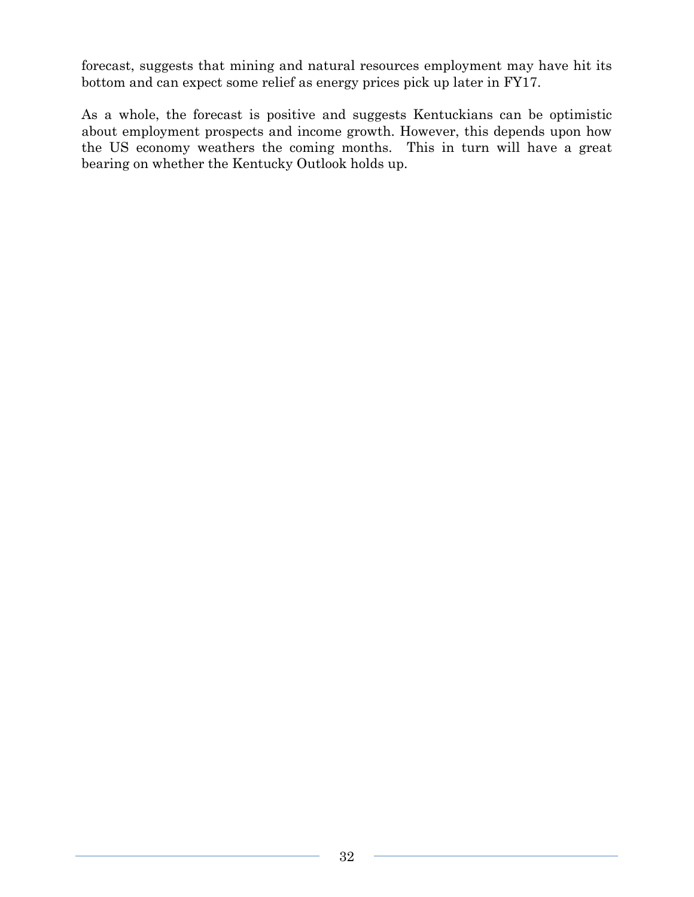forecast, suggests that mining and natural resources employment may have hit its bottom and can expect some relief as energy prices pick up later in FY17.

As a whole, the forecast is positive and suggests Kentuckians can be optimistic about employment prospects and income growth. However, this depends upon how the US economy weathers the coming months. This in turn will have a great bearing on whether the Kentucky Outlook holds up.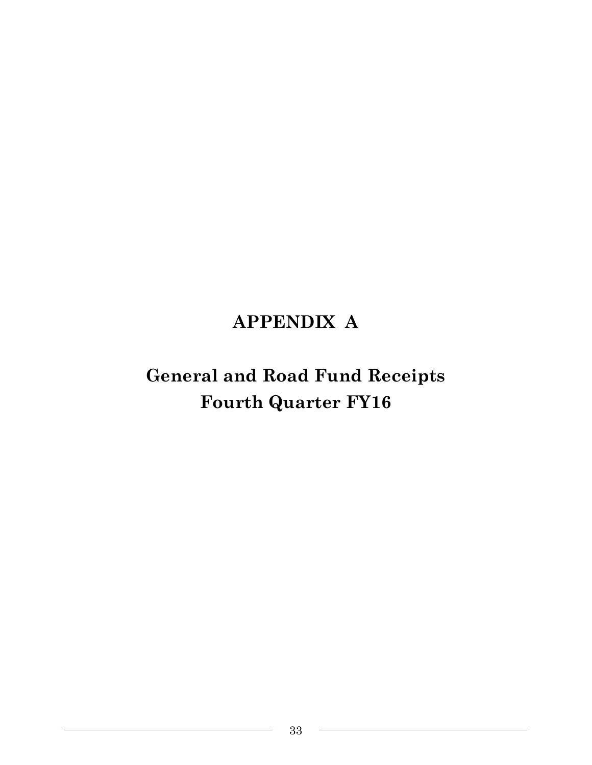# APPENDIX A

## General and Road Fund Receipts
## Fourth Quarter FY16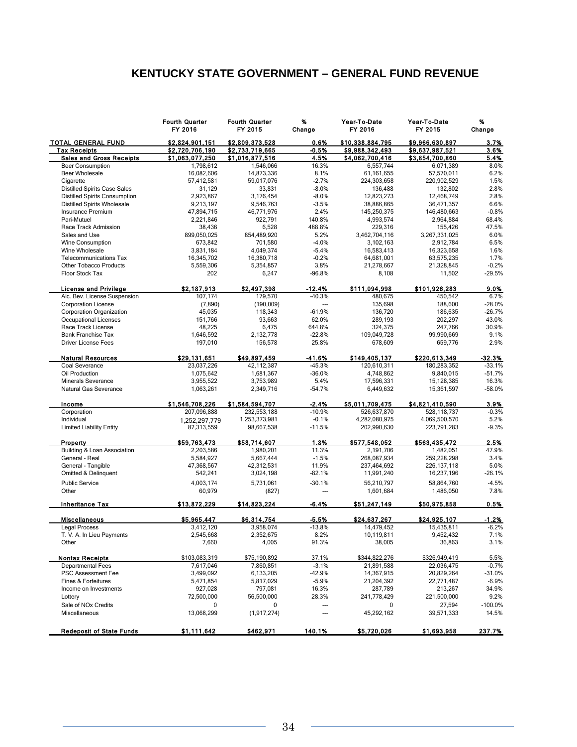# KENTUCKY STATE GOVERNMENT – GENERAL FUND REVENUE

| | Fourth Quarter FY 2016 | Fourth Quarter FY 2015 | % Change | Year-To-Date FY 2016 | Year-To-Date FY 2015 | % Change |
|---|---|---|---|---|---|---|
| **TOTAL GENERAL FUND** | $2,824,901,151 | $2,809,373,528 | 0.6% | $10,338,884,795 | $9,966,630,897 | 3.7% |
| **Tax Receipts** | $2,720,706,190 | $2,733,719,665 | -0.5% | $9,988,342,493 | $9,637,987,521 | 3.6% |
| **Sales and Gross Receipts** | $1,063,077,250 | $1,016,877,516 | 4.5% | $4,062,700,416 | $3,854,700,860 | 5.4% |
| Beer Consumption | 1,798,612 | 1,546,066 | 16.3% | 6,557,744 | 6,071,389 | 8.0% |
| Beer Wholesale | 16,082,606 | 14,873,336 | 8.1% | 61,161,655 | 57,570,011 | 6.2% |
| Cigarette | 57,412,581 | 59,017,076 | -2.7% | 224,303,658 | 220,902,529 | 1.5% |
| Distilled Spirits Case Sales | 31,129 | 33,831 | -8.0% | 136,488 | 132,802 | 2.8% |
| Distilled Spirits Consumption | 2,923,867 | 3,176,454 | -8.0% | 12,823,273 | 12,468,749 | 2.8% |
| Distilled Spirits Wholesale | 9,213,197 | 9,546,763 | -3.5% | 38,886,865 | 36,471,357 | 6.6% |
| Insurance Premium | 47,894,715 | 46,771,976 | 2.4% | 145,250,375 | 146,480,663 | -0.8% |
| Pari-Mutuel | 2,221,846 | 922,791 | 140.8% | 4,993,574 | 2,964,884 | 68.4% |
| Race Track Admission | 38,436 | 6,528 | 488.8% | 229,316 | 155,426 | 47.5% |
| Sales and Use | 899,050,025 | 854,489,920 | 5.2% | 3,462,704,116 | 3,267,331,025 | 6.0% |
| Wine Consumption | 673,842 | 701,580 | -4.0% | 3,102,163 | 2,912,784 | 6.5% |
| Wine Wholesale | 3,831,184 | 4,049,374 | -5.4% | 16,583,413 | 16,323,658 | 1.6% |
| Telecommunications Tax | 16,345,702 | 16,380,718 | -0.2% | 64,681,001 | 63,575,235 | 1.7% |
| Other Tobacco Products | 5,559,306 | 5,354,857 | 3.8% | 21,278,667 | 21,328,845 | -0.2% |
| Floor Stock Tax | 202 | 6,247 | -96.8% | 8,108 | 11,502 | -29.5% |
| **License and Privilege** | $2,187,913 | $2,497,398 | -12.4% | $111,094,998 | $101,926,283 | 9.0% |
| Alc. Bev. License Suspension | 107,174 | 179,570 | -40.3% | 480,675 | 450,542 | 6.7% |
| Corporation License | (7,890) | (190,009) | --- | 135,698 | 188,600 | -28.0% |
| Corporation Organization | 45,035 | 118,343 | -61.9% | 136,720 | 186,635 | -26.7% |
| Occupational Licenses | 151,766 | 93,663 | 62.0% | 289,193 | 202,297 | 43.0% |
| Race Track License | 48,225 | 6,475 | 644.8% | 324,375 | 247,766 | 30.9% |
| Bank Franchise Tax | 1,646,592 | 2,132,778 | -22.8% | 109,049,728 | 99,990,669 | 9.1% |
| Driver License Fees | 197,010 | 156,578 | 25.8% | 678,609 | 659,776 | 2.9% |
| **Natural Resources** | $29,131,651 | $49,897,459 | -41.6% | $149,405,137 | $220,613,349 | -32.3% |
| Coal Severance | 23,037,226 | 42,112,387 | -45.3% | 120,610,311 | 180,283,352 | -33.1% |
| Oil Production | 1,075,642 | 1,681,367 | -36.0% | 4,748,862 | 9,840,015 | -51.7% |
| Minerals Severance | 3,955,522 | 3,753,989 | 5.4% | 17,596,331 | 15,128,385 | 16.3% |
| Natural Gas Severance | 1,063,261 | 2,349,716 | -54.7% | 6,449,632 | 15,361,597 | -58.0% |
| **Income** | $1,546,708,226 | $1,584,594,707 | -2.4% | $5,011,709,475 | $4,821,410,590 | 3.9% |
| Corporation | 207,096,888 | 232,553,188 | -10.9% | 526,637,870 | 528,118,737 | -0.3% |
| Individual | 1,252,297,779 | 1,253,373,981 | -0.1% | 4,282,080,975 | 4,069,500,570 | 5.2% |
| Limited Liability Entity | 87,313,559 | 98,667,538 | -11.5% | 202,990,630 | 223,791,283 | -9.3% |
| **Property** | $59,763,473 | $58,714,607 | 1.8% | $577,548,052 | $563,435,472 | 2.5% |
| Building & Loan Association | 2,203,586 | 1,980,201 | 11.3% | 2,191,706 | 1,482,051 | 47.9% |
| General - Real | 5,584,927 | 5,667,444 | -1.5% | 268,087,934 | 259,228,298 | 3.4% |
| General - Tangible | 47,368,567 | 42,312,531 | 11.9% | 237,464,692 | 226,137,118 | 5.0% |
| Omitted & Delinquent | 542,241 | 3,024,198 | -82.1% | 11,991,240 | 16,237,196 | -26.1% |
| Public Service | 4,003,174 | 5,731,061 | -30.1% | 56,210,797 | 58,864,760 | -4.5% |
| Other | 60,979 | (827) | --- | 1,601,684 | 1,486,050 | 7.8% |
| **Inheritance Tax** | $13,872,229 | $14,823,224 | -6.4% | $51,247,149 | $50,975,858 | 0.5% |
| **Miscellaneous** | $5,965,447 | $6,314,754 | -5.5% | $24,637,267 | $24,925,107 | -1.2% |
| Legal Process | 3,412,120 | 3,958,074 | -13.8% | 14,479,452 | 15,435,811 | -6.2% |
| T. V. A. In Lieu Payments | 2,545,668 | 2,352,675 | 8.2% | 10,119,811 | 9,452,432 | 7.1% |
| Other | 7,660 | 4,005 | 91.3% | 38,005 | 36,863 | 3.1% |
| **Nontax Receipts** | $103,083,319 | $75,190,892 | 37.1% | $344,822,276 | $326,949,419 | 5.5% |
| Departmental Fees | 7,617,046 | 7,860,851 | -3.1% | 21,891,588 | 22,036,475 | -0.7% |
| PSC Assessment Fee | 3,499,092 | 6,133,205 | -42.9% | 14,367,915 | 20,829,264 | -31.0% |
| Fines & Forfeitures | 5,471,854 | 5,817,029 | -5.9% | 21,204,392 | 22,771,487 | -6.9% |
| Income on Investments | 927,028 | 797,081 | 16.3% | 287,789 | 213,267 | 34.9% |
| Lottery | 72,500,000 | 56,500,000 | 28.3% | 241,778,429 | 221,500,000 | 9.2% |
| Sale of NOx Credits | 0 | 0 | --- | 0 | 27,594 | -100.0% |
| Miscellaneous | 13,068,299 | (1,917,274) | --- | 45,292,162 | 39,571,333 | 14.5% |
| **Redeposit of State Funds** | $1,111,642 | $462,971 | 140.1% | $5,720,026 | $1,693,958 | 237.7% |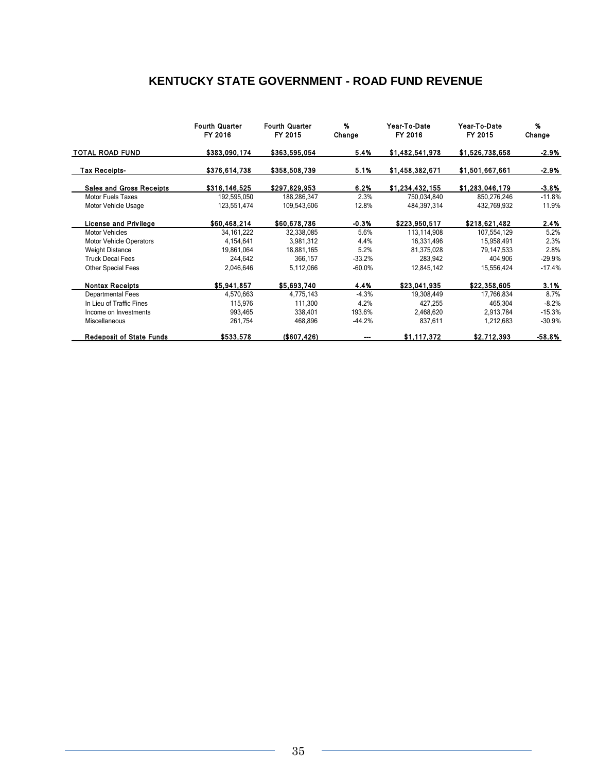# KENTUCKY STATE GOVERNMENT - ROAD FUND REVENUE

| | Fourth Quarter FY 2016 | Fourth Quarter FY 2015 | % Change | Year-To-Date FY 2016 | Year-To-Date FY 2015 | % Change |
|---|---|---|---|---|---|---|
| **TOTAL ROAD FUND** | **$383,090,174** | **$363,595,054** | **5.4%** | **$1,482,541,978** | **$1,526,738,658** | **-2.9%** |
| **Tax Receipts-** | **$376,614,738** | **$358,508,739** | **5.1%** | **$1,458,382,671** | **$1,501,667,661** | **-2.9%** |
| **Sales and Gross Receipts** | **$316,146,525** | **$297,829,953** | **6.2%** | **$1,234,432,155** | **$1,283,046,179** | **-3.8%** |
| Motor Fuels Taxes | 192,595,050 | 188,286,347 | 2.3% | 750,034,840 | 850,276,246 | -11.8% |
| Motor Vehicle Usage | 123,551,474 | 109,543,606 | 12.8% | 484,397,314 | 432,769,932 | 11.9% |
| **License and Privilege** | **$60,468,214** | **$60,678,786** | **-0.3%** | **$223,950,517** | **$218,621,482** | **2.4%** |
| Motor Vehicles | 34,161,222 | 32,338,085 | 5.6% | 113,114,908 | 107,554,129 | 5.2% |
| Motor Vehicle Operators | 4,154,641 | 3,981,312 | 4.4% | 16,331,496 | 15,958,491 | 2.3% |
| Weight Distance | 19,861,064 | 18,881,165 | 5.2% | 81,375,028 | 79,147,533 | 2.8% |
| Truck Decal Fees | 244,642 | 366,157 | -33.2% | 283,942 | 404,906 | -29.9% |
| Other Special Fees | 2,046,646 | 5,112,066 | -60.0% | 12,845,142 | 15,556,424 | -17.4% |
| **Nontax Receipts** | **$5,941,857** | **$5,693,740** | **4.4%** | **$23,041,935** | **$22,358,605** | **3.1%** |
| Departmental Fees | 4,570,663 | 4,775,143 | -4.3% | 19,308,449 | 17,766,834 | 8.7% |
| In Lieu of Traffic Fines | 115,976 | 111,300 | 4.2% | 427,255 | 465,304 | -8.2% |
| Income on Investments | 993,465 | 338,401 | 193.6% | 2,468,620 | 2,913,784 | -15.3% |
| Miscellaneous | 261,754 | 468,896 | -44.2% | 837,611 | 1,212,683 | -30.9% |
| **Redeposit of State Funds** | **$533,578** | **($607,426)** | **---** | **$1,117,372** | **$2,712,393** | **-58.8%** |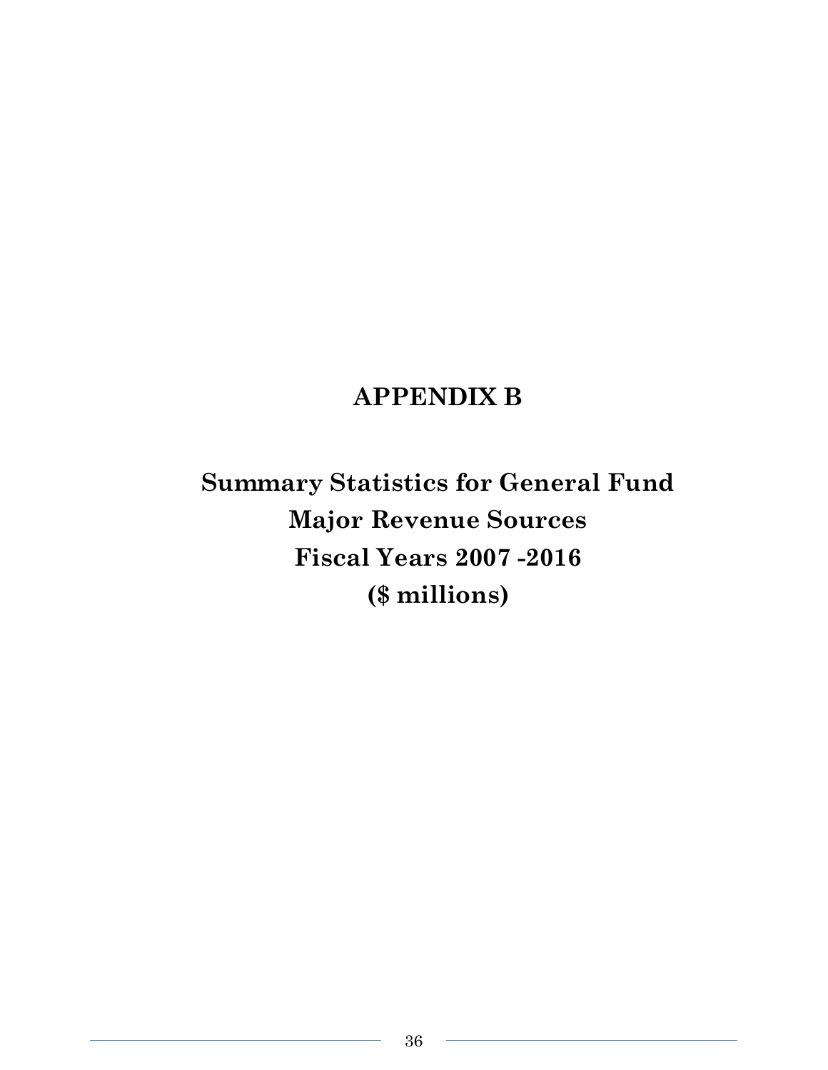# APPENDIX B

## Summary Statistics for General Fund Major Revenue Sources Fiscal Years 2007 -2016 ($ millions)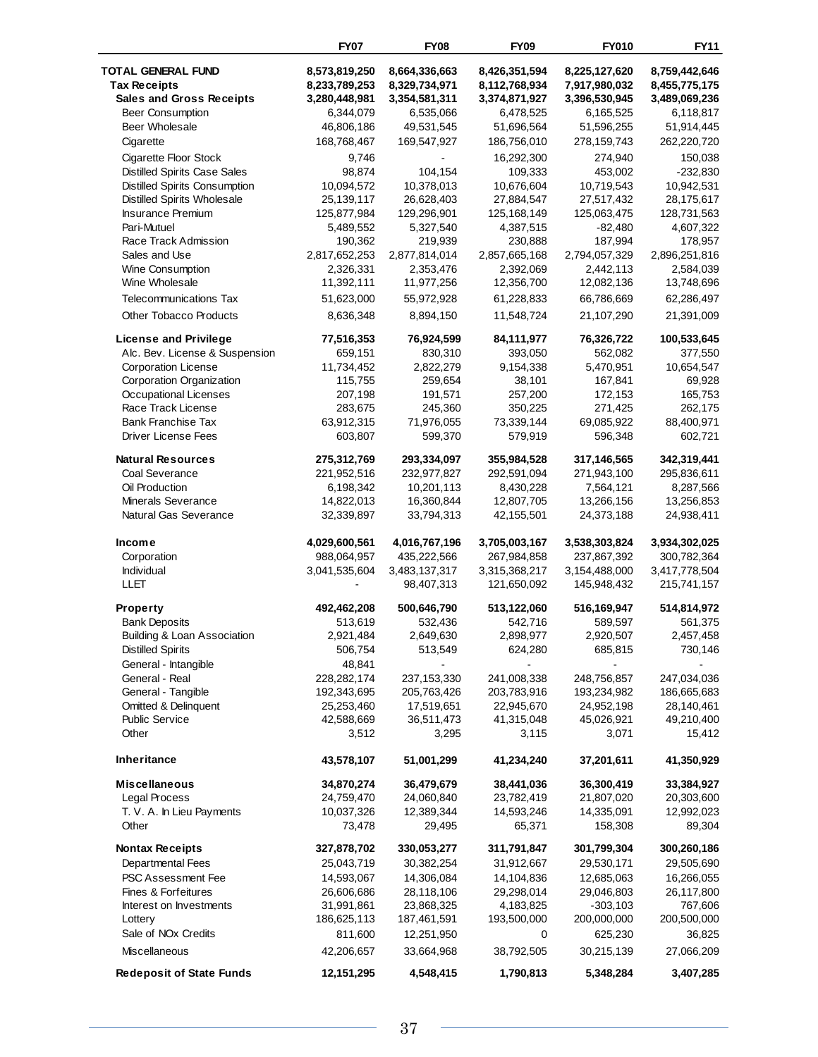| | FY07 | FY08 | FY09 | FY010 | FY11 |
|---|---|---|---|---|---|
| **TOTAL GENERAL FUND** | **8,573,819,250** | **8,664,336,663** | **8,426,351,594** | **8,225,127,620** | **8,759,442,646** |
| **Tax Receipts** | **8,233,789,253** | **8,329,734,971** | **8,112,768,934** | **7,917,980,032** | **8,455,775,175** |
| **Sales and Gross Receipts** | **3,280,448,981** | **3,354,581,311** | **3,374,871,927** | **3,396,530,945** | **3,489,069,236** |
| Beer Consumption | 6,344,079 | 6,535,066 | 6,478,525 | 6,165,525 | 6,118,817 |
| Beer Wholesale | 46,806,186 | 49,531,545 | 51,696,564 | 51,596,255 | 51,914,445 |
| Cigarette | 168,768,467 | 169,547,927 | 186,756,010 | 278,159,743 | 262,220,720 |
| Cigarette Floor Stock | 9,746 | - | 16,292,300 | 274,940 | 150,038 |
| Distilled Spirits Case Sales | 98,874 | 104,154 | 109,333 | 453,002 | -232,830 |
| Distilled Spirits Consumption | 10,094,572 | 10,378,013 | 10,676,604 | 10,719,543 | 10,942,531 |
| Distilled Spirits Wholesale | 25,139,117 | 26,628,403 | 27,884,547 | 27,517,432 | 28,175,617 |
| Insurance Premium | 125,877,984 | 129,296,901 | 125,168,149 | 125,063,475 | 128,731,563 |
| Pari-Mutuel | 5,489,552 | 5,327,540 | 4,387,515 | -82,480 | 4,607,322 |
| Race Track Admission | 190,362 | 219,939 | 230,888 | 187,994 | 178,957 |
| Sales and Use | 2,817,652,253 | 2,877,814,014 | 2,857,665,168 | 2,794,057,329 | 2,896,251,816 |
| Wine Consumption | 2,326,331 | 2,353,476 | 2,392,069 | 2,442,113 | 2,584,039 |
| Wine Wholesale | 11,392,111 | 11,977,256 | 12,356,700 | 12,082,136 | 13,748,696 |
| Telecommunications Tax | 51,623,000 | 55,972,928 | 61,228,833 | 66,786,669 | 62,286,497 |
| Other Tobacco Products | 8,636,348 | 8,894,150 | 11,548,724 | 21,107,290 | 21,391,009 |
| **License and Privilege** | **77,516,353** | **76,924,599** | **84,111,977** | **76,326,722** | **100,533,645** |
| Alc. Bev. License & Suspension | 659,151 | 830,310 | 393,050 | 562,082 | 377,550 |
| Corporation License | 11,734,452 | 2,822,279 | 9,154,338 | 5,470,951 | 10,654,547 |
| Corporation Organization | 115,755 | 259,654 | 38,101 | 167,841 | 69,928 |
| Occupational Licenses | 207,198 | 191,571 | 257,200 | 172,153 | 165,753 |
| Race Track License | 283,675 | 245,360 | 350,225 | 271,425 | 262,175 |
| Bank Franchise Tax | 63,912,315 | 71,976,055 | 73,339,144 | 69,085,922 | 88,400,971 |
| Driver License Fees | 603,807 | 599,370 | 579,919 | 596,348 | 602,721 |
| **Natural Resources** | **275,312,769** | **293,334,097** | **355,984,528** | **317,146,565** | **342,319,441** |
| Coal Severance | 221,952,516 | 232,977,827 | 292,591,094 | 271,943,100 | 295,836,611 |
| Oil Production | 6,198,342 | 10,201,113 | 8,430,228 | 7,564,121 | 8,287,566 |
| Minerals Severance | 14,822,013 | 16,360,844 | 12,807,705 | 13,266,156 | 13,256,853 |
| Natural Gas Severance | 32,339,897 | 33,794,313 | 42,155,501 | 24,373,188 | 24,938,411 |
| **Income** | **4,029,600,561** | **4,016,767,196** | **3,705,003,167** | **3,538,303,824** | **3,934,302,025** |
| Corporation | 988,064,957 | 435,222,566 | 267,984,858 | 237,867,392 | 300,782,364 |
| Individual | 3,041,535,604 | 3,483,137,317 | 3,315,368,217 | 3,154,488,000 | 3,417,778,504 |
| LLET | - | 98,407,313 | 121,650,092 | 145,948,432 | 215,741,157 |
| **Property** | **492,462,208** | **500,646,790** | **513,122,060** | **516,169,947** | **514,814,972** |
| Bank Deposits | 513,619 | 532,436 | 542,716 | 589,597 | 561,375 |
| Building & Loan Association | 2,921,484 | 2,649,630 | 2,898,977 | 2,920,507 | 2,457,458 |
| Distilled Spirits | 506,754 | 513,549 | 624,280 | 685,815 | 730,146 |
| General - Intangible | 48,841 | - | - | - | - |
| General - Real | 228,282,174 | 237,153,330 | 241,008,338 | 248,756,857 | 247,034,036 |
| General - Tangible | 192,343,695 | 205,763,426 | 203,783,916 | 193,234,982 | 186,665,683 |
| Omitted & Delinquent | 25,253,460 | 17,519,651 | 22,945,670 | 24,952,198 | 28,140,461 |
| Public Service | 42,588,669 | 36,511,473 | 41,315,048 | 45,026,921 | 49,210,400 |
| Other | 3,512 | 3,295 | 3,115 | 3,071 | 15,412 |
| **Inheritance** | **43,578,107** | **51,001,299** | **41,234,240** | **37,201,611** | **41,350,929** |
| **Miscellaneous** | **34,870,274** | **36,479,679** | **38,441,036** | **36,300,419** | **33,384,927** |
| Legal Process | 24,759,470 | 24,060,840 | 23,782,419 | 21,807,020 | 20,303,600 |
| T. V. A. In Lieu Payments | 10,037,326 | 12,389,344 | 14,593,246 | 14,335,091 | 12,992,023 |
| Other | 73,478 | 29,495 | 65,371 | 158,308 | 89,304 |
| **Nontax Receipts** | **327,878,702** | **330,053,277** | **311,791,847** | **301,799,304** | **300,260,186** |
| Departmental Fees | 25,043,719 | 30,382,254 | 31,912,667 | 29,530,171 | 29,505,690 |
| PSC Assessment Fee | 14,593,067 | 14,306,084 | 14,104,836 | 12,685,063 | 16,266,055 |
| Fines & Forfeitures | 26,606,686 | 28,118,106 | 29,298,014 | 29,046,803 | 26,117,800 |
| Interest on Investments | 31,991,861 | 23,868,325 | 4,183,825 | -303,103 | 767,606 |
| Lottery | 186,625,113 | 187,461,591 | 193,500,000 | 200,000,000 | 200,500,000 |
| Sale of NOx Credits | 811,600 | 12,251,950 | 0 | 625,230 | 36,825 |
| Miscellaneous | 42,206,657 | 33,664,968 | 38,792,505 | 30,215,139 | 27,066,209 |
| **Redeposit of State Funds** | **12,151,295** | **4,548,415** | **1,790,813** | **5,348,284** | **3,407,285** |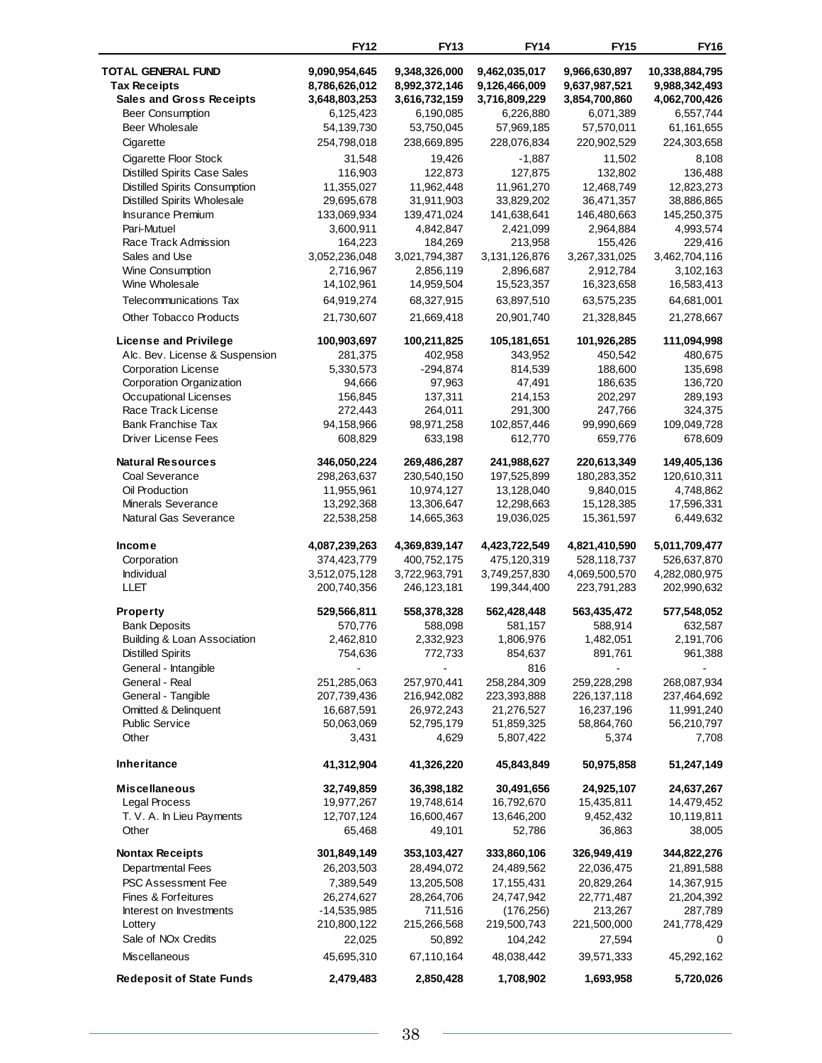| | FY12 | FY13 | FY14 | FY15 | FY16 |
|---|---|---|---|---|---|
| **TOTAL GENERAL FUND** | **9,090,954,645** | **9,348,326,000** | **9,462,035,017** | **9,966,630,897** | **10,338,884,795** |
| **Tax Receipts** | **8,786,626,012** | **8,992,372,146** | **9,126,466,009** | **9,637,987,521** | **9,988,342,493** |
| **Sales and Gross Receipts** | **3,648,803,253** | **3,616,732,159** | **3,716,809,229** | **3,854,700,860** | **4,062,700,426** |
| Beer Consumption | 6,125,423 | 6,190,085 | 6,226,880 | 6,071,389 | 6,557,744 |
| Beer Wholesale | 54,139,730 | 53,750,045 | 57,969,185 | 57,570,011 | 61,161,655 |
| Cigarette | 254,798,018 | 238,669,895 | 228,076,834 | 220,902,529 | 224,303,658 |
| Cigarette Floor Stock | 31,548 | 19,426 | -1,887 | 11,502 | 8,108 |
| Distilled Spirits Case Sales | 116,903 | 122,873 | 127,875 | 132,802 | 136,488 |
| Distilled Spirits Consumption | 11,355,027 | 11,962,448 | 11,961,270 | 12,468,749 | 12,823,273 |
| Distilled Spirits Wholesale | 29,695,678 | 31,911,903 | 33,829,202 | 36,471,357 | 38,886,865 |
| Insurance Premium | 133,069,934 | 139,471,024 | 141,638,641 | 146,480,663 | 145,250,375 |
| Pari-Mutuel | 3,600,911 | 4,842,847 | 2,421,099 | 2,964,884 | 4,993,574 |
| Race Track Admission | 164,223 | 184,269 | 213,958 | 155,426 | 229,416 |
| Sales and Use | 3,052,236,048 | 3,021,794,387 | 3,131,126,876 | 3,267,331,025 | 3,462,704,116 |
| Wine Consumption | 2,716,967 | 2,856,119 | 2,896,687 | 2,912,784 | 3,102,163 |
| Wine Wholesale | 14,102,961 | 14,959,504 | 15,523,357 | 16,323,658 | 16,583,413 |
| Telecommunications Tax | 64,919,274 | 68,327,915 | 63,897,510 | 63,575,235 | 64,681,001 |
| Other Tobacco Products | 21,730,607 | 21,669,418 | 20,901,740 | 21,328,845 | 21,278,667 |
| **License and Privilege** | **100,903,697** | **100,211,825** | **105,181,651** | **101,926,285** | **111,094,998** |
| Alc. Bev. License & Suspension | 281,375 | 402,958 | 343,952 | 450,542 | 480,675 |
| Corporation License | 5,330,573 | -294,874 | 814,539 | 188,600 | 135,698 |
| Corporation Organization | 94,666 | 97,963 | 47,491 | 186,635 | 136,720 |
| Occupational Licenses | 156,845 | 137,311 | 214,153 | 202,297 | 289,193 |
| Race Track License | 272,443 | 264,011 | 291,300 | 247,766 | 324,375 |
| Bank Franchise Tax | 94,158,966 | 98,971,258 | 102,857,446 | 99,990,669 | 109,049,728 |
| Driver License Fees | 608,829 | 633,198 | 612,770 | 659,776 | 678,609 |
| **Natural Resources** | **346,050,224** | **269,486,287** | **241,988,627** | **220,613,349** | **149,405,136** |
| Coal Severance | 298,263,637 | 230,540,150 | 197,525,899 | 180,283,352 | 120,610,311 |
| Oil Production | 11,955,961 | 10,974,127 | 13,128,040 | 9,840,015 | 4,748,862 |
| Minerals Severance | 13,292,368 | 13,306,647 | 12,298,663 | 15,128,385 | 17,596,331 |
| Natural Gas Severance | 22,538,258 | 14,665,363 | 19,036,025 | 15,361,597 | 6,449,632 |
| **Income** | **4,087,239,263** | **4,369,839,147** | **4,423,722,549** | **4,821,410,590** | **5,011,709,477** |
| Corporation | 374,423,779 | 400,752,175 | 475,120,319 | 528,118,737 | 526,637,870 |
| Individual | 3,512,075,128 | 3,722,963,791 | 3,749,257,830 | 4,069,500,570 | 4,282,080,975 |
| LLET | 200,740,356 | 246,123,181 | 199,344,400 | 223,791,283 | 202,990,632 |
| **Property** | **529,566,811** | **558,378,328** | **562,428,448** | **563,435,472** | **577,548,052** |
| Bank Deposits | 570,776 | 588,098 | 581,157 | 588,914 | 632,587 |
| Building & Loan Association | 2,462,810 | 2,332,923 | 1,806,976 | 1,482,051 | 2,191,706 |
| Distilled Spirits | 754,636 | 772,733 | 854,637 | 891,761 | 961,388 |
| General - Intangible | - | - | 816 | - | - |
| General - Real | 251,285,063 | 257,970,441 | 258,284,309 | 259,228,298 | 268,087,934 |
| General - Tangible | 207,739,436 | 216,942,082 | 223,393,888 | 226,137,118 | 237,464,692 |
| Omitted & Delinquent | 16,687,591 | 26,972,243 | 21,276,527 | 16,237,196 | 11,991,240 |
| Public Service | 50,063,069 | 52,795,179 | 51,859,325 | 58,864,760 | 56,210,797 |
| Other | 3,431 | 4,629 | 5,807,422 | 5,374 | 7,708 |
| **Inheritance** | **41,312,904** | **41,326,220** | **45,843,849** | **50,975,858** | **51,247,149** |
| **Miscellaneous** | **32,749,859** | **36,398,182** | **30,491,656** | **24,925,107** | **24,637,267** |
| Legal Process | 19,977,267 | 19,748,614 | 16,792,670 | 15,435,811 | 14,479,452 |
| T. V. A. In Lieu Payments | 12,707,124 | 16,600,467 | 13,646,200 | 9,452,432 | 10,119,811 |
| Other | 65,468 | 49,101 | 52,786 | 36,863 | 38,005 |
| **Nontax Receipts** | **301,849,149** | **353,103,427** | **333,860,106** | **326,949,419** | **344,822,276** |
| Departmental Fees | 26,203,503 | 28,494,072 | 24,489,562 | 22,036,475 | 21,891,588 |
| PSC Assessment Fee | 7,389,549 | 13,205,508 | 17,155,431 | 20,829,264 | 14,367,915 |
| Fines & Forfeitures | 26,274,627 | 28,264,706 | 24,747,942 | 22,771,487 | 21,204,392 |
| Interest on Investments | -14,535,985 | 711,516 | (176,256) | 213,267 | 287,789 |
| Lottery | 210,800,122 | 215,266,568 | 219,500,743 | 221,500,000 | 241,778,429 |
| Sale of NOx Credits | 22,025 | 50,892 | 104,242 | 27,594 | 0 |
| Miscellaneous | 45,695,310 | 67,110,164 | 48,038,442 | 39,571,333 | 45,292,162 |
| **Redeposit of State Funds** | **2,479,483** | **2,850,428** | **1,708,902** | **1,693,958** | **5,720,026** |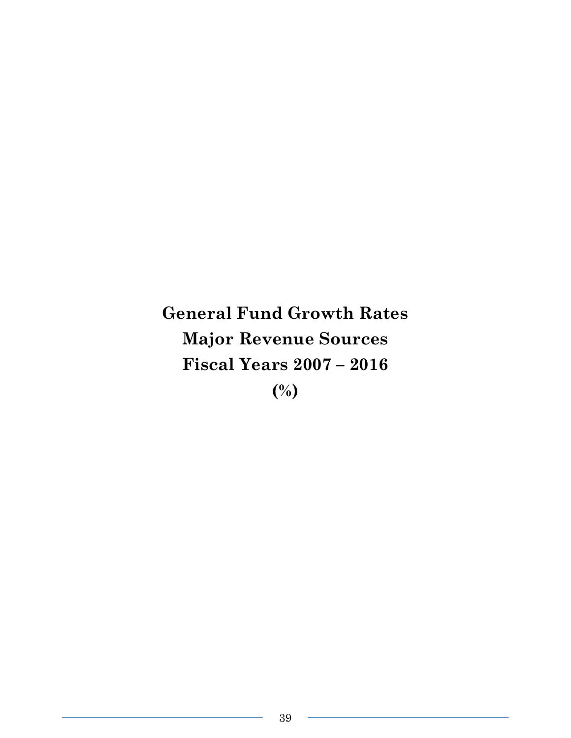# General Fund Growth Rates
# Major Revenue Sources
# Fiscal Years 2007 – 2016
# (%)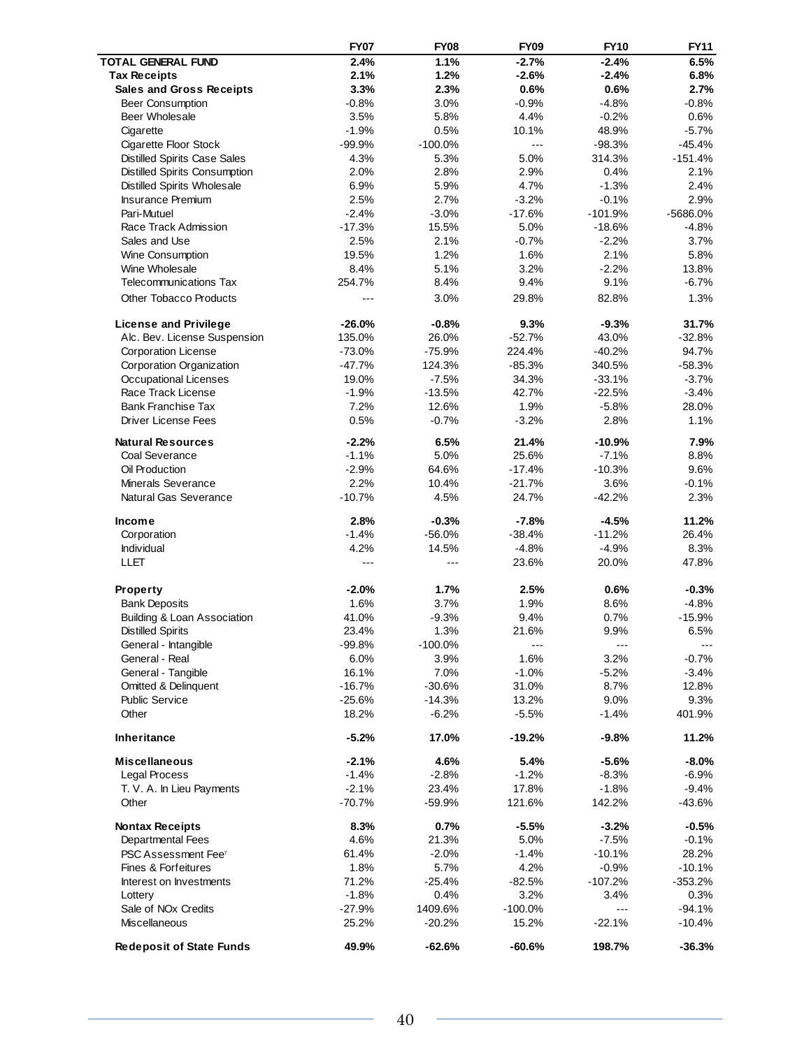| | FY07 | FY08 | FY09 | FY10 | FY11 |
|---|---|---|---|---|---|
| **TOTAL GENERAL FUND** | **2.4%** | **1.1%** | **-2.7%** | **-2.4%** | **6.5%** |
| **Tax Receipts** | **2.1%** | **1.2%** | **-2.6%** | **-2.4%** | **6.8%** |
| **Sales and Gross Receipts** | **3.3%** | **2.3%** | **0.6%** | **0.6%** | **2.7%** |
| Beer Consumption | -0.8% | 3.0% | -0.9% | -4.8% | -0.8% |
| Beer Wholesale | 3.5% | 5.8% | 4.4% | -0.2% | 0.6% |
| Cigarette | -1.9% | 0.5% | 10.1% | 48.9% | -5.7% |
| Cigarette Floor Stock | -99.9% | -100.0% | --- | -98.3% | -45.4% |
| Distilled Spirits Case Sales | 4.3% | 5.3% | 5.0% | 314.3% | -151.4% |
| Distilled Spirits Consumption | 2.0% | 2.8% | 2.9% | 0.4% | 2.1% |
| Distilled Spirits Wholesale | 6.9% | 5.9% | 4.7% | -1.3% | 2.4% |
| Insurance Premium | 2.5% | 2.7% | -3.2% | -0.1% | 2.9% |
| Pari-Mutuel | -2.4% | -3.0% | -17.6% | -101.9% | -5686.0% |
| Race Track Admission | -17.3% | 15.5% | 5.0% | -18.6% | -4.8% |
| Sales and Use | 2.5% | 2.1% | -0.7% | -2.2% | 3.7% |
| Wine Consumption | 19.5% | 1.2% | 1.6% | 2.1% | 5.8% |
| Wine Wholesale | 8.4% | 5.1% | 3.2% | -2.2% | 13.8% |
| Telecommunications Tax | 254.7% | 8.4% | 9.4% | 9.1% | -6.7% |
| Other Tobacco Products | --- | 3.0% | 29.8% | 82.8% | 1.3% |
| | | | | | |
| **License and Privilege** | **-26.0%** | **-0.8%** | **9.3%** | **-9.3%** | **31.7%** |
| Alc. Bev. License Suspension | 135.0% | 26.0% | -52.7% | 43.0% | -32.8% |
| Corporation License | -73.0% | -75.9% | 224.4% | -40.2% | 94.7% |
| Corporation Organization | -47.7% | 124.3% | -85.3% | 340.5% | -58.3% |
| Occupational Licenses | 19.0% | -7.5% | 34.3% | -33.1% | -3.7% |
| Race Track License | -1.9% | -13.5% | 42.7% | -22.5% | -3.4% |
| Bank Franchise Tax | 7.2% | 12.6% | 1.9% | -5.8% | 28.0% |
| Driver License Fees | 0.5% | -0.7% | -3.2% | 2.8% | 1.1% |
| | | | | | |
| **Natural Resources** | **-2.2%** | **6.5%** | **21.4%** | **-10.9%** | **7.9%** |
| Coal Severance | -1.1% | 5.0% | 25.6% | -7.1% | 8.8% |
| Oil Production | -2.9% | 64.6% | -17.4% | -10.3% | 9.6% |
| Minerals Severance | 2.2% | 10.4% | -21.7% | 3.6% | -0.1% |
| Natural Gas Severance | -10.7% | 4.5% | 24.7% | -42.2% | 2.3% |
| | | | | | |
| **Income** | **2.8%** | **-0.3%** | **-7.8%** | **-4.5%** | **11.2%** |
| Corporation | -1.4% | -56.0% | -38.4% | -11.2% | 26.4% |
| Individual | 4.2% | 14.5% | -4.8% | -4.9% | 8.3% |
| LLET | --- | --- | 23.6% | 20.0% | 47.8% |
| | | | | | |
| **Property** | **-2.0%** | **1.7%** | **2.5%** | **0.6%** | **-0.3%** |
| Bank Deposits | 1.6% | 3.7% | 1.9% | 8.6% | -4.8% |
| Building & Loan Association | 41.0% | -9.3% | 9.4% | 0.7% | -15.9% |
| Distilled Spirits | 23.4% | 1.3% | 21.6% | 9.9% | 6.5% |
| General - Intangible | -99.8% | -100.0% | --- | --- | --- |
| General - Real | 6.0% | 3.9% | 1.6% | 3.2% | -0.7% |
| General - Tangible | 16.1% | 7.0% | -1.0% | -5.2% | -3.4% |
| Omitted & Delinquent | -16.7% | -30.6% | 31.0% | 8.7% | 12.8% |
| Public Service | -25.6% | -14.3% | 13.2% | 9.0% | 9.3% |
| Other | 18.2% | -6.2% | -5.5% | -1.4% | 401.9% |
| | | | | | |
| **Inheritance** | **-5.2%** | **17.0%** | **-19.2%** | **-9.8%** | **11.2%** |
| | | | | | |
| **Miscellaneous** | **-2.1%** | **4.6%** | **5.4%** | **-5.6%** | **-8.0%** |
| Legal Process | -1.4% | -2.8% | -1.2% | -8.3% | -6.9% |
| T. V. A. In Lieu Payments | -2.1% | 23.4% | 17.8% | -1.8% | -9.4% |
| Other | -70.7% | -59.9% | 121.6% | 142.2% | -43.6% |
| | | | | | |
| **Nontax Receipts** | **8.3%** | **0.7%** | **-5.5%** | **-3.2%** | **-0.5%** |
| Departmental Fees | 4.6% | 21.3% | 5.0% | -7.5% | -0.1% |
| PSC Assessment Fee[7] | 61.4% | -2.0% | -1.4% | -10.1% | 28.2% |
| Fines & Forfeitures | 1.8% | 5.7% | 4.2% | -0.9% | -10.1% |
| Interest on Investments | 71.2% | -25.4% | -82.5% | -107.2% | -353.2% |
| Lottery | -1.8% | 0.4% | 3.2% | 3.4% | 0.3% |
| Sale of NOx Credits | -27.9% | 1409.6% | -100.0% | --- | -94.1% |
| Miscellaneous | 25.2% | -20.2% | 15.2% | -22.1% | -10.4% |
| | | | | | |
| **Redeposit of State Funds** | **49.9%** | **-62.6%** | **-60.6%** | **198.7%** | **-36.3%** |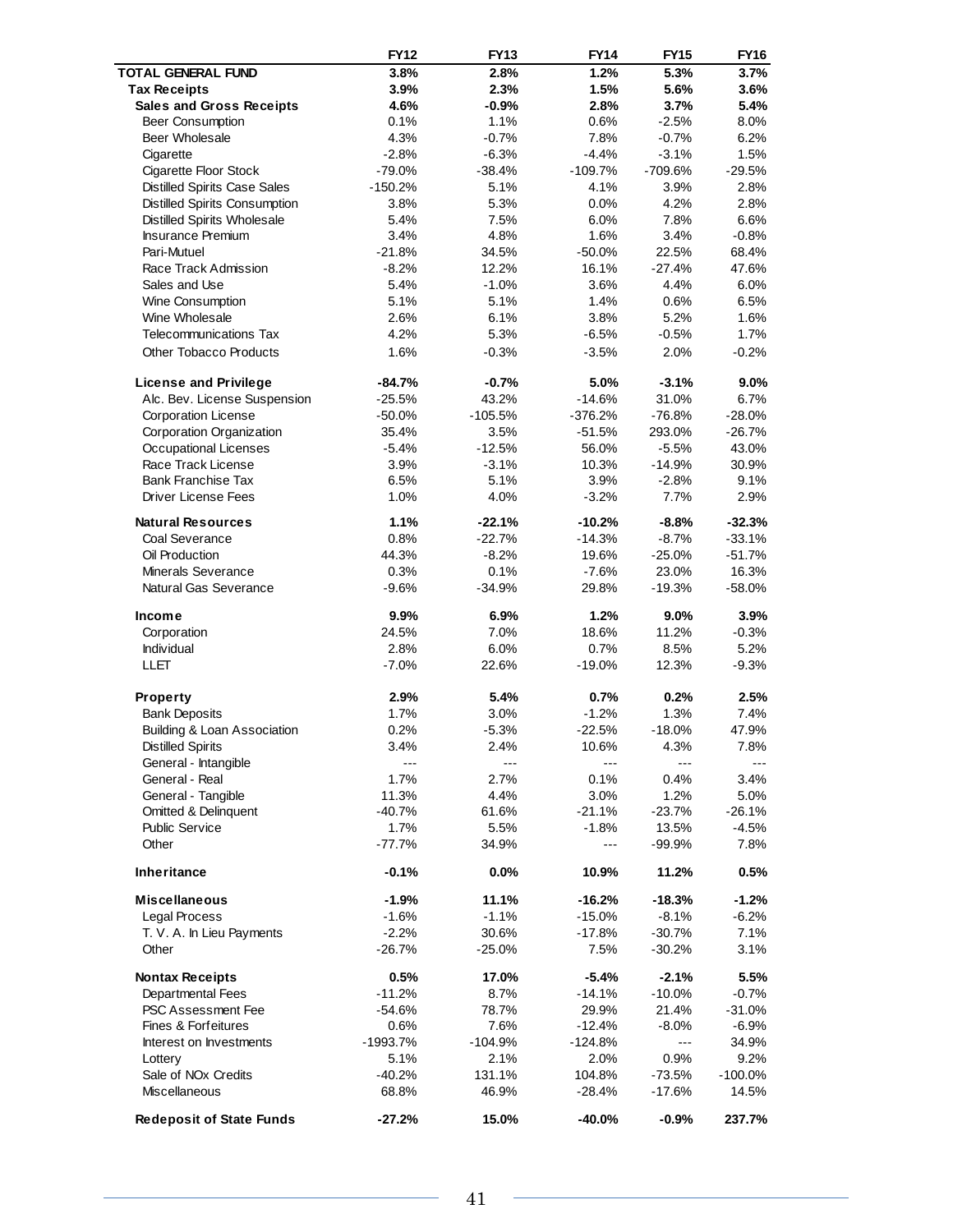| | FY12 | FY13 | FY14 | FY15 | FY16 |
|---|---|---|---|---|---|
| **TOTAL GENERAL FUND** | **3.8%** | **2.8%** | **1.2%** | **5.3%** | **3.7%** |
| **Tax Receipts** | **3.9%** | **2.3%** | **1.5%** | **5.6%** | **3.6%** |
| **Sales and Gross Receipts** | **4.6%** | **-0.9%** | **2.8%** | **3.7%** | **5.4%** |
| Beer Consumption | 0.1% | 1.1% | 0.6% | -2.5% | 8.0% |
| Beer Wholesale | 4.3% | -0.7% | 7.8% | -0.7% | 6.2% |
| Cigarette | -2.8% | -6.3% | -4.4% | -3.1% | 1.5% |
| Cigarette Floor Stock | -79.0% | -38.4% | -109.7% | -709.6% | -29.5% |
| Distilled Spirits Case Sales | -150.2% | 5.1% | 4.1% | 3.9% | 2.8% |
| Distilled Spirits Consumption | 3.8% | 5.3% | 0.0% | 4.2% | 2.8% |
| Distilled Spirits Wholesale | 5.4% | 7.5% | 6.0% | 7.8% | 6.6% |
| Insurance Premium | 3.4% | 4.8% | 1.6% | 3.4% | -0.8% |
| Pari-Mutuel | -21.8% | 34.5% | -50.0% | 22.5% | 68.4% |
| Race Track Admission | -8.2% | 12.2% | 16.1% | -27.4% | 47.6% |
| Sales and Use | 5.4% | -1.0% | 3.6% | 4.4% | 6.0% |
| Wine Consumption | 5.1% | 5.1% | 1.4% | 0.6% | 6.5% |
| Wine Wholesale | 2.6% | 6.1% | 3.8% | 5.2% | 1.6% |
| Telecommunications Tax | 4.2% | 5.3% | -6.5% | -0.5% | 1.7% |
| Other Tobacco Products | 1.6% | -0.3% | -3.5% | 2.0% | -0.2% |
| | | | | | |
| **License and Privilege** | **-84.7%** | **-0.7%** | **5.0%** | **-3.1%** | **9.0%** |
| Alc. Bev. License Suspension | -25.5% | 43.2% | -14.6% | 31.0% | 6.7% |
| Corporation License | -50.0% | -105.5% | -376.2% | -76.8% | -28.0% |
| Corporation Organization | 35.4% | 3.5% | -51.5% | 293.0% | -26.7% |
| Occupational Licenses | -5.4% | -12.5% | 56.0% | -5.5% | 43.0% |
| Race Track License | 3.9% | -3.1% | 10.3% | -14.9% | 30.9% |
| Bank Franchise Tax | 6.5% | 5.1% | 3.9% | -2.8% | 9.1% |
| Driver License Fees | 1.0% | 4.0% | -3.2% | 7.7% | 2.9% |
| | | | | | |
| **Natural Resources** | **1.1%** | **-22.1%** | **-10.2%** | **-8.8%** | **-32.3%** |
| Coal Severance | 0.8% | -22.7% | -14.3% | -8.7% | -33.1% |
| Oil Production | 44.3% | -8.2% | 19.6% | -25.0% | -51.7% |
| Minerals Severance | 0.3% | 0.1% | -7.6% | 23.0% | 16.3% |
| Natural Gas Severance | -9.6% | -34.9% | 29.8% | -19.3% | -58.0% |
| | | | | | |
| **Income** | **9.9%** | **6.9%** | **1.2%** | **9.0%** | **3.9%** |
| Corporation | 24.5% | 7.0% | 18.6% | 11.2% | -0.3% |
| Individual | 2.8% | 6.0% | 0.7% | 8.5% | 5.2% |
| LLET | -7.0% | 22.6% | -19.0% | 12.3% | -9.3% |
| | | | | | |
| **Property** | **2.9%** | **5.4%** | **0.7%** | **0.2%** | **2.5%** |
| Bank Deposits | 1.7% | 3.0% | -1.2% | 1.3% | 7.4% |
| Building & Loan Association | 0.2% | -5.3% | -22.5% | -18.0% | 47.9% |
| Distilled Spirits | 3.4% | 2.4% | 10.6% | 4.3% | 7.8% |
| General - Intangible | --- | --- | --- | --- | --- |
| General - Real | 1.7% | 2.7% | 0.1% | 0.4% | 3.4% |
| General - Tangible | 11.3% | 4.4% | 3.0% | 1.2% | 5.0% |
| Omitted & Delinquent | -40.7% | 61.6% | -21.1% | -23.7% | -26.1% |
| Public Service | 1.7% | 5.5% | -1.8% | 13.5% | -4.5% |
| Other | -77.7% | 34.9% | --- | -99.9% | 7.8% |
| | | | | | |
| **Inheritance** | **-0.1%** | **0.0%** | **10.9%** | **11.2%** | **0.5%** |
| | | | | | |
| **Miscellaneous** | **-1.9%** | **11.1%** | **-16.2%** | **-18.3%** | **-1.2%** |
| Legal Process | -1.6% | -1.1% | -15.0% | -8.1% | -6.2% |
| T. V. A. In Lieu Payments | -2.2% | 30.6% | -17.8% | -30.7% | 7.1% |
| Other | -26.7% | -25.0% | 7.5% | -30.2% | 3.1% |
| | | | | | |
| **Nontax Receipts** | **0.5%** | **17.0%** | **-5.4%** | **-2.1%** | **5.5%** |
| Departmental Fees | -11.2% | 8.7% | -14.1% | -10.0% | -0.7% |
| PSC Assessment Fee | -54.6% | 78.7% | 29.9% | 21.4% | -31.0% |
| Fines & Forfeitures | 0.6% | 7.6% | -12.4% | -8.0% | -6.9% |
| Interest on Investments | -1993.7% | -104.9% | -124.8% | --- | 34.9% |
| Lottery | 5.1% | 2.1% | 2.0% | 0.9% | 9.2% |
| Sale of NOx Credits | -40.2% | 131.1% | 104.8% | -73.5% | -100.0% |
| Miscellaneous | 68.8% | 46.9% | -28.4% | -17.6% | 14.5% |
| | | | | | |
| **Redeposit of State Funds** | **-27.2%** | **15.0%** | **-40.0%** | **-0.9%** | **237.7%** |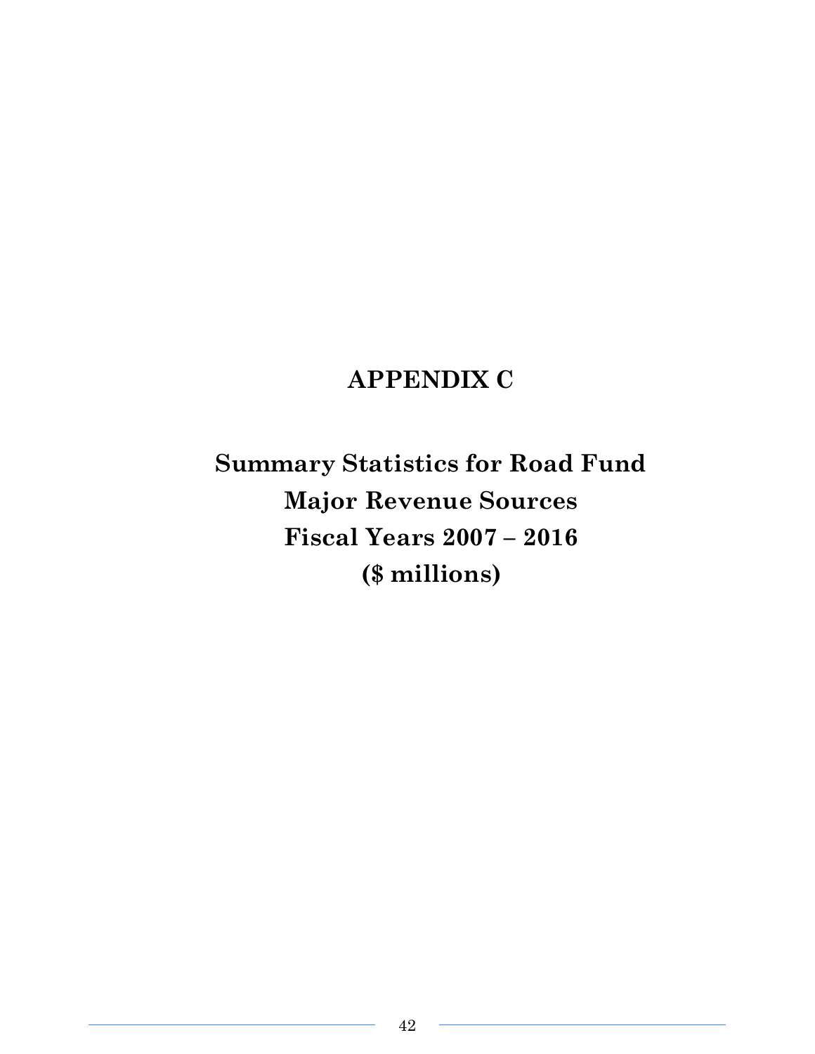# APPENDIX C

## Summary Statistics for Road Fund Major Revenue Sources Fiscal Years 2007 – 2016 ($ millions)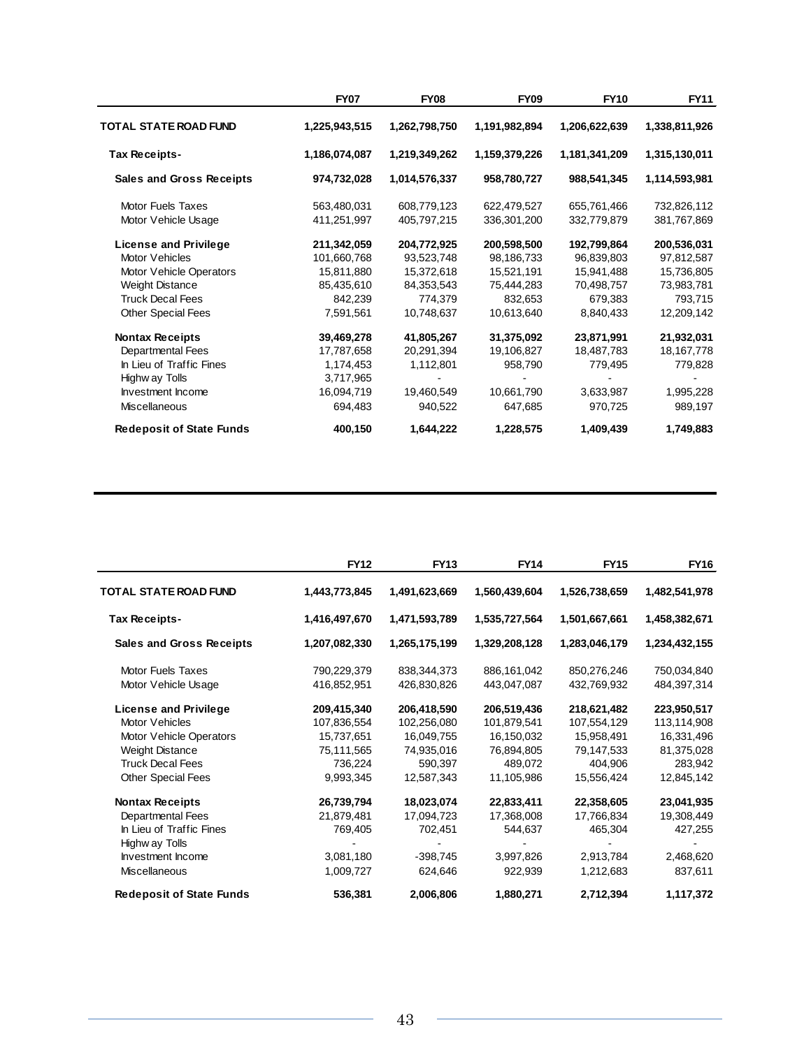| | FY07 | FY08 | FY09 | FY10 | FY11 |
|---|---|---|---|---|---|
| **TOTAL STATE ROAD FUND** | **1,225,943,515** | **1,262,798,750** | **1,191,982,894** | **1,206,622,639** | **1,338,811,926** |
| **Tax Receipts-** | **1,186,074,087** | **1,219,349,262** | **1,159,379,226** | **1,181,341,209** | **1,315,130,011** |
| **Sales and Gross Receipts** | **974,732,028** | **1,014,576,337** | **958,780,727** | **988,541,345** | **1,114,593,981** |
| Motor Fuels Taxes | 563,480,031 | 608,779,123 | 622,479,527 | 655,761,466 | 732,826,112 |
| Motor Vehicle Usage | 411,251,997 | 405,797,215 | 336,301,200 | 332,779,879 | 381,767,869 |
| **License and Privilege** | **211,342,059** | **204,772,925** | **200,598,500** | **192,799,864** | **200,536,031** |
| Motor Vehicles | 101,660,768 | 93,523,748 | 98,186,733 | 96,839,803 | 97,812,587 |
| Motor Vehicle Operators | 15,811,880 | 15,372,618 | 15,521,191 | 15,941,488 | 15,736,805 |
| Weight Distance | 85,435,610 | 84,353,543 | 75,444,283 | 70,498,757 | 73,983,781 |
| Truck Decal Fees | 842,239 | 774,379 | 832,653 | 679,383 | 793,715 |
| Other Special Fees | 7,591,561 | 10,748,637 | 10,613,640 | 8,840,433 | 12,209,142 |
| **Nontax Receipts** | **39,469,278** | **41,805,267** | **31,375,092** | **23,871,991** | **21,932,031** |
| Departmental Fees | 17,787,658 | 20,291,394 | 19,106,827 | 18,487,783 | 18,167,778 |
| In Lieu of Traffic Fines | 1,174,453 | 1,112,801 | 958,790 | 779,495 | 779,828 |
| Highway Tolls | 3,717,965 | - | - | - | - |
| Investment Income | 16,094,719 | 19,460,549 | 10,661,790 | 3,633,987 | 1,995,228 |
| Miscellaneous | 694,483 | 940,522 | 647,685 | 970,725 | 989,197 |
| **Redeposit of State Funds** | **400,150** | **1,644,222** | **1,228,575** | **1,409,439** | **1,749,883** |

| | FY12 | FY13 | FY14 | FY15 | FY16 |
|---|---|---|---|---|---|
| **TOTAL STATE ROAD FUND** | **1,443,773,845** | **1,491,623,669** | **1,560,439,604** | **1,526,738,659** | **1,482,541,978** |
| **Tax Receipts-** | **1,416,497,670** | **1,471,593,789** | **1,535,727,564** | **1,501,667,661** | **1,458,382,671** |
| **Sales and Gross Receipts** | **1,207,082,330** | **1,265,175,199** | **1,329,208,128** | **1,283,046,179** | **1,234,432,155** |
| Motor Fuels Taxes | 790,229,379 | 838,344,373 | 886,161,042 | 850,276,246 | 750,034,840 |
| Motor Vehicle Usage | 416,852,951 | 426,830,826 | 443,047,087 | 432,769,932 | 484,397,314 |
| **License and Privilege** | **209,415,340** | **206,418,590** | **206,519,436** | **218,621,482** | **223,950,517** |
| Motor Vehicles | 107,836,554 | 102,256,080 | 101,879,541 | 107,554,129 | 113,114,908 |
| Motor Vehicle Operators | 15,737,651 | 16,049,755 | 16,150,032 | 15,958,491 | 16,331,496 |
| Weight Distance | 75,111,565 | 74,935,016 | 76,894,805 | 79,147,533 | 81,375,028 |
| Truck Decal Fees | 736,224 | 590,397 | 489,072 | 404,906 | 283,942 |
| Other Special Fees | 9,993,345 | 12,587,343 | 11,105,986 | 15,556,424 | 12,845,142 |
| **Nontax Receipts** | **26,739,794** | **18,023,074** | **22,833,411** | **22,358,605** | **23,041,935** |
| Departmental Fees | 21,879,481 | 17,094,723 | 17,368,008 | 17,766,834 | 19,308,449 |
| In Lieu of Traffic Fines | 769,405 | 702,451 | 544,637 | 465,304 | 427,255 |
| Highway Tolls | - | - | - | - | - |
| Investment Income | 3,081,180 | -398,745 | 3,997,826 | 2,913,784 | 2,468,620 |
| Miscellaneous | 1,009,727 | 624,646 | 922,939 | 1,212,683 | 837,611 |
| **Redeposit of State Funds** | **536,381** | **2,006,806** | **1,880,271** | **2,712,394** | **1,117,372** |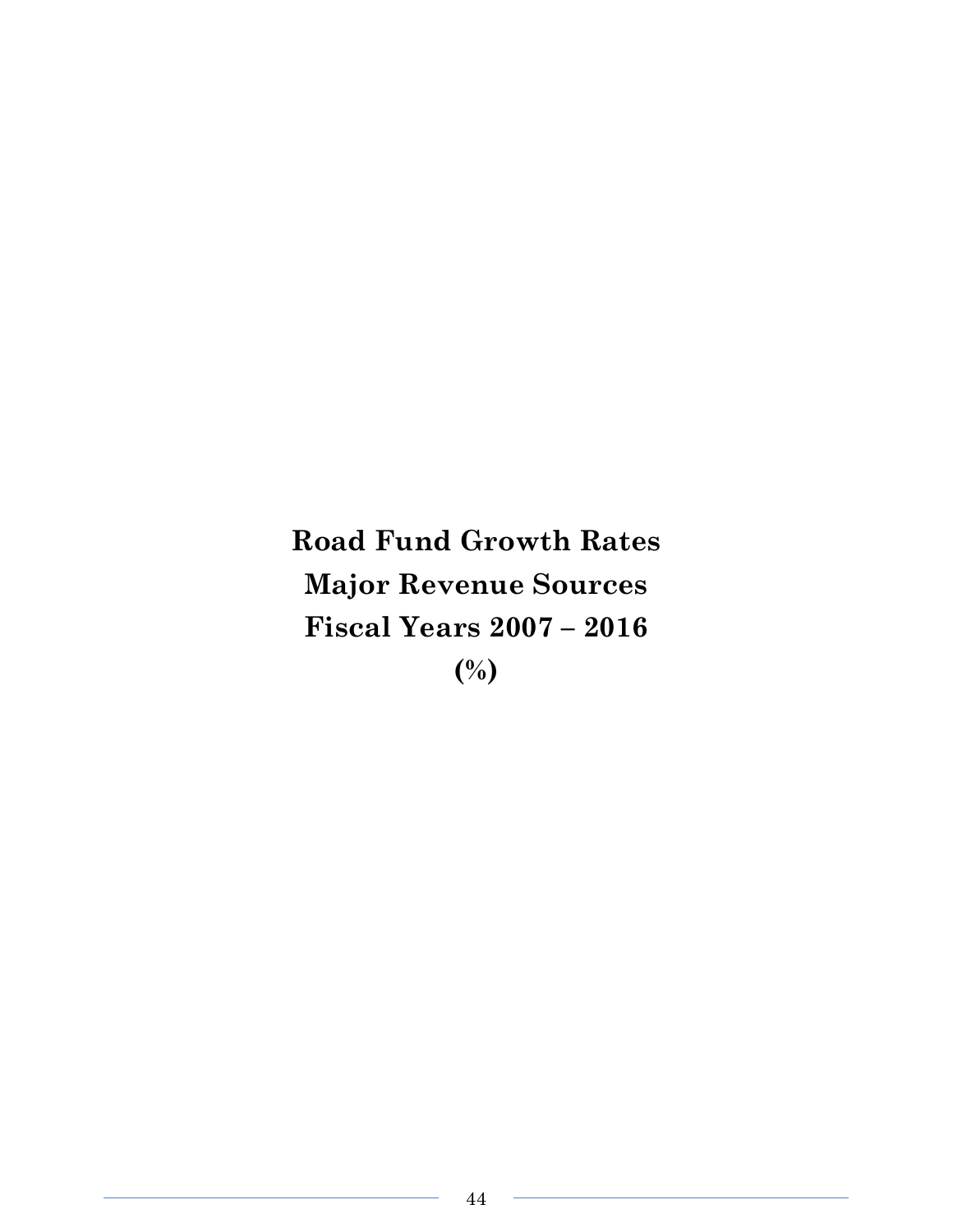# Road Fund Growth Rates
# Major Revenue Sources
# Fiscal Years 2007 – 2016
# (%)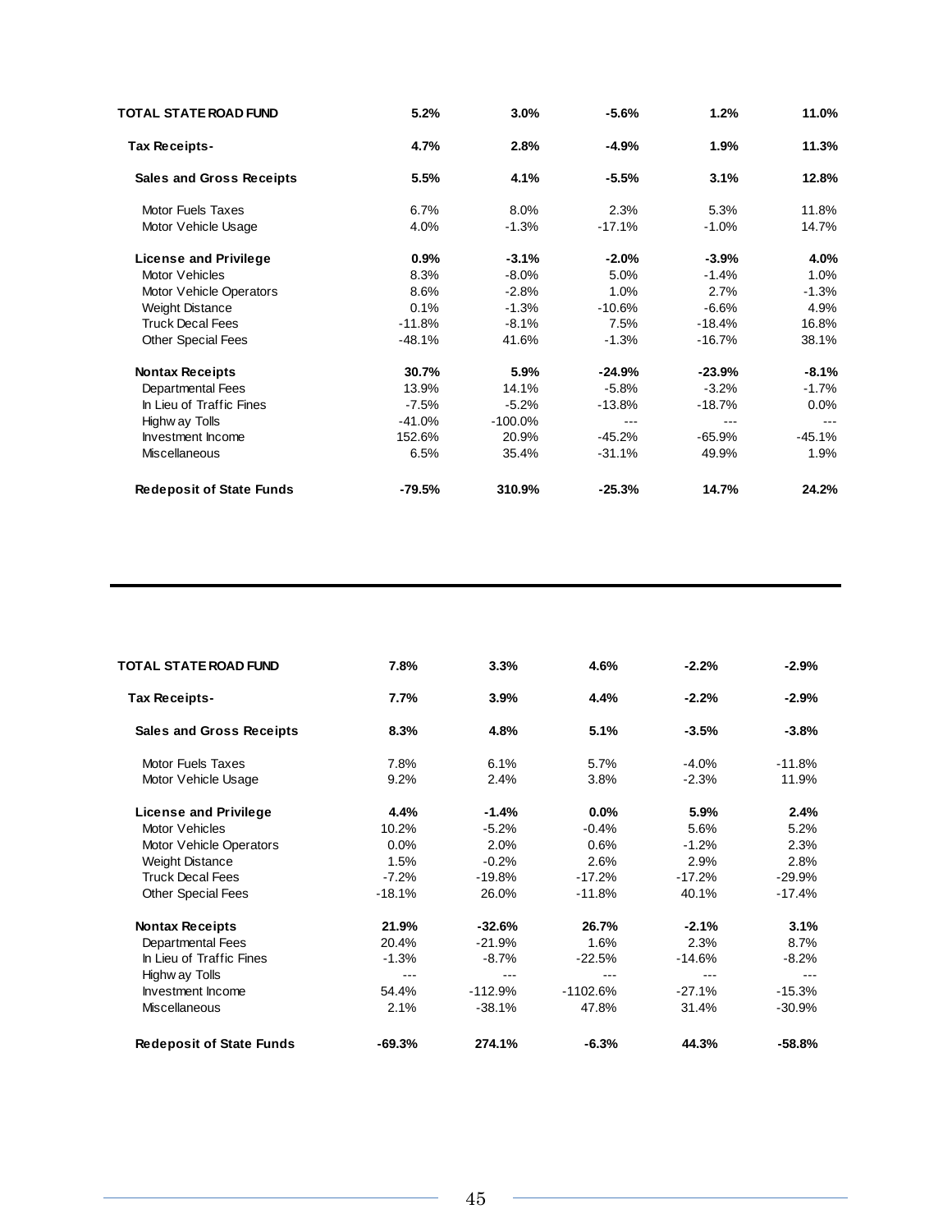| | | | | | |
|---|---|---|---|---|---|
| **TOTAL STATE ROAD FUND** | **5.2%** | **3.0%** | **-5.6%** | **1.2%** | **11.0%** |
| **Tax Receipts-** | **4.7%** | **2.8%** | **-4.9%** | **1.9%** | **11.3%** |
| **Sales and Gross Receipts** | **5.5%** | **4.1%** | **-5.5%** | **3.1%** | **12.8%** |
| Motor Fuels Taxes | 6.7% | 8.0% | 2.3% | 5.3% | 11.8% |
| Motor Vehicle Usage | 4.0% | -1.3% | -17.1% | -1.0% | 14.7% |
| **License and Privilege** | **0.9%** | **-3.1%** | **-2.0%** | **-3.9%** | **4.0%** |
| Motor Vehicles | 8.3% | -8.0% | 5.0% | -1.4% | 1.0% |
| Motor Vehicle Operators | 8.6% | -2.8% | 1.0% | 2.7% | -1.3% |
| Weight Distance | 0.1% | -1.3% | -10.6% | -6.6% | 4.9% |
| Truck Decal Fees | -11.8% | -8.1% | 7.5% | -18.4% | 16.8% |
| Other Special Fees | -48.1% | 41.6% | -1.3% | -16.7% | 38.1% |
| **Nontax Receipts** | **30.7%** | **5.9%** | **-24.9%** | **-23.9%** | **-8.1%** |
| Departmental Fees | 13.9% | 14.1% | -5.8% | -3.2% | -1.7% |
| In Lieu of Traffic Fines | -7.5% | -5.2% | -13.8% | -18.7% | 0.0% |
| Highway Tolls | -41.0% | -100.0% | --- | --- | --- |
| Investment Income | 152.6% | 20.9% | -45.2% | -65.9% | -45.1% |
| Miscellaneous | 6.5% | 35.4% | -31.1% | 49.9% | 1.9% |
| **Redeposit of State Funds** | **-79.5%** | **310.9%** | **-25.3%** | **14.7%** | **24.2%** |

| | | | | | |
|---|---|---|---|---|---|
| **TOTAL STATE ROAD FUND** | **7.8%** | **3.3%** | **4.6%** | **-2.2%** | **-2.9%** |
| **Tax Receipts-** | **7.7%** | **3.9%** | **4.4%** | **-2.2%** | **-2.9%** |
| **Sales and Gross Receipts** | **8.3%** | **4.8%** | **5.1%** | **-3.5%** | **-3.8%** |
| Motor Fuels Taxes | 7.8% | 6.1% | 5.7% | -4.0% | -11.8% |
| Motor Vehicle Usage | 9.2% | 2.4% | 3.8% | -2.3% | 11.9% |
| **License and Privilege** | **4.4%** | **-1.4%** | **0.0%** | **5.9%** | **2.4%** |
| Motor Vehicles | 10.2% | -5.2% | -0.4% | 5.6% | 5.2% |
| Motor Vehicle Operators | 0.0% | 2.0% | 0.6% | -1.2% | 2.3% |
| Weight Distance | 1.5% | -0.2% | 2.6% | 2.9% | 2.8% |
| Truck Decal Fees | -7.2% | -19.8% | -17.2% | -17.2% | -29.9% |
| Other Special Fees | -18.1% | 26.0% | -11.8% | 40.1% | -17.4% |
| **Nontax Receipts** | **21.9%** | **-32.6%** | **26.7%** | **-2.1%** | **3.1%** |
| Departmental Fees | 20.4% | -21.9% | 1.6% | 2.3% | 8.7% |
| In Lieu of Traffic Fines | -1.3% | -8.7% | -22.5% | -14.6% | -8.2% |
| Highway Tolls | --- | --- | --- | --- | --- |
| Investment Income | 54.4% | -112.9% | -1102.6% | -27.1% | -15.3% |
| Miscellaneous | 2.1% | -38.1% | 47.8% | 31.4% | -30.9% |
| **Redeposit of State Funds** | **-69.3%** | **274.1%** | **-6.3%** | **44.3%** | **-58.8%** |